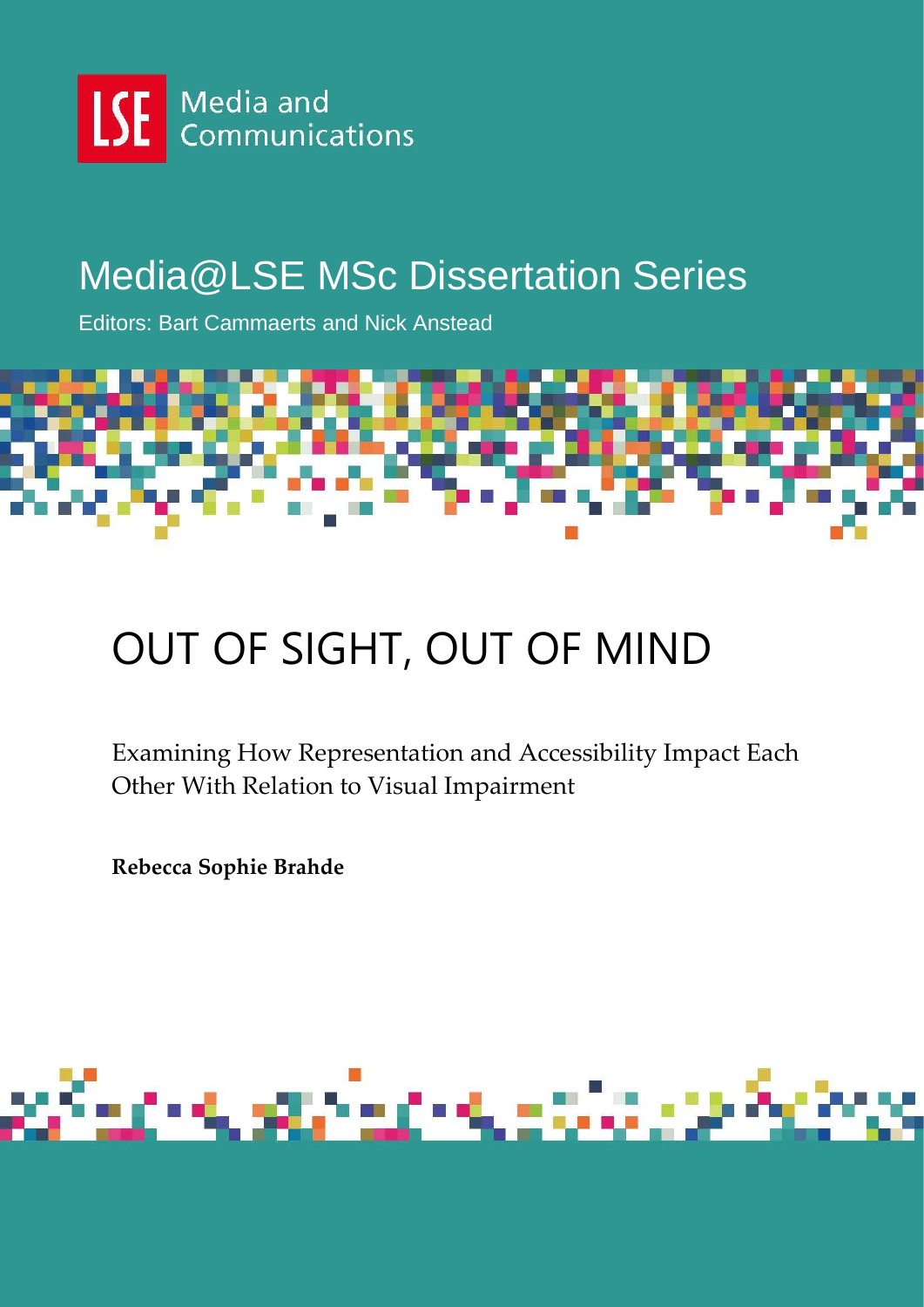LSE Media and Communications

# Media@LSE MSc Dissertation Series

Editors: Bart Cammaerts and Nick Anstead

# OUT OF SIGHT, OUT OF MIND

Examining How Representation and Accessibility Impact Each Other With Relation to Visual Impairment

**Rebecca Sophie Brahde**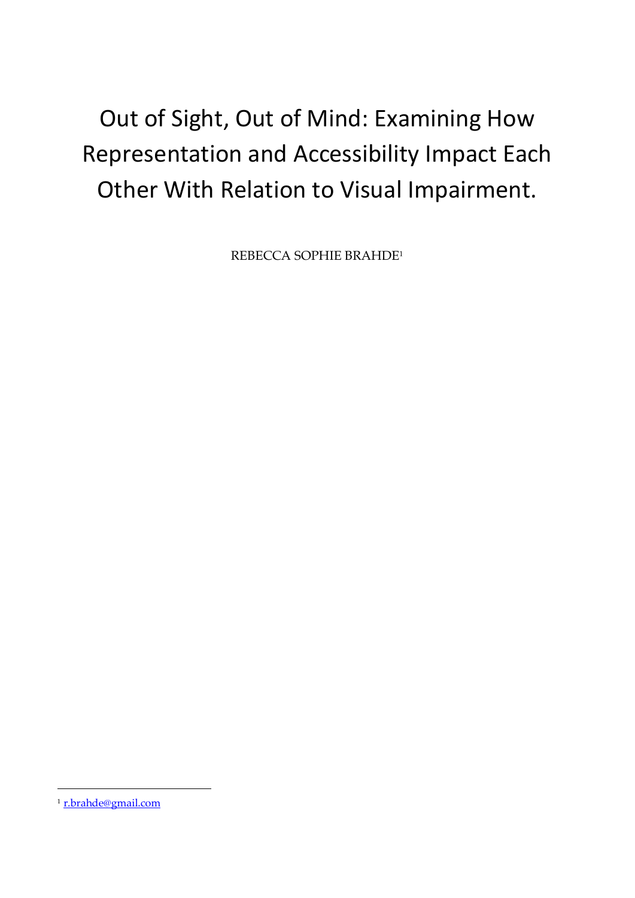# Out of Sight, Out of Mind: Examining How Representation and Accessibility Impact Each Other With Relation to Visual Impairment.

REBECCA SOPHIE BRAHDE[1]

---

[1] r.brahde@gmail.com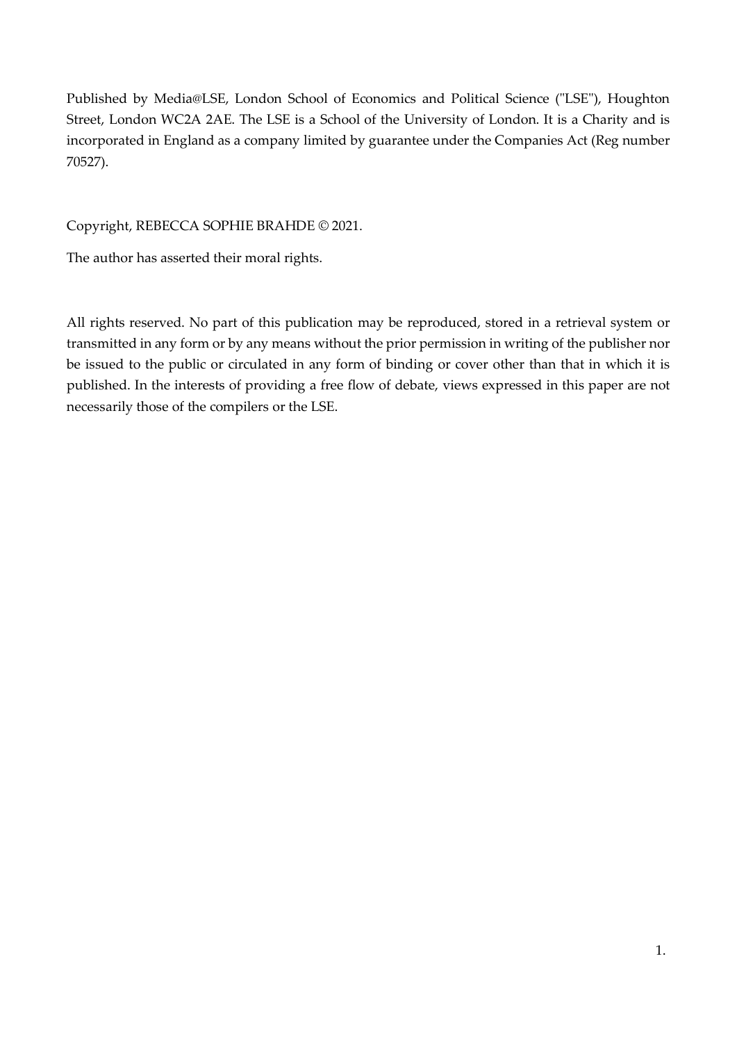Published by Media@LSE, London School of Economics and Political Science ("LSE"), Houghton Street, London WC2A 2AE. The LSE is a School of the University of London. It is a Charity and is incorporated in England as a company limited by guarantee under the Companies Act (Reg number 70527).

Copyright, REBECCA SOPHIE BRAHDE © 2021.

The author has asserted their moral rights.

All rights reserved. No part of this publication may be reproduced, stored in a retrieval system or transmitted in any form or by any means without the prior permission in writing of the publisher nor be issued to the public or circulated in any form of binding or cover other than that in which it is published. In the interests of providing a free flow of debate, views expressed in this paper are not necessarily those of the compilers or the LSE.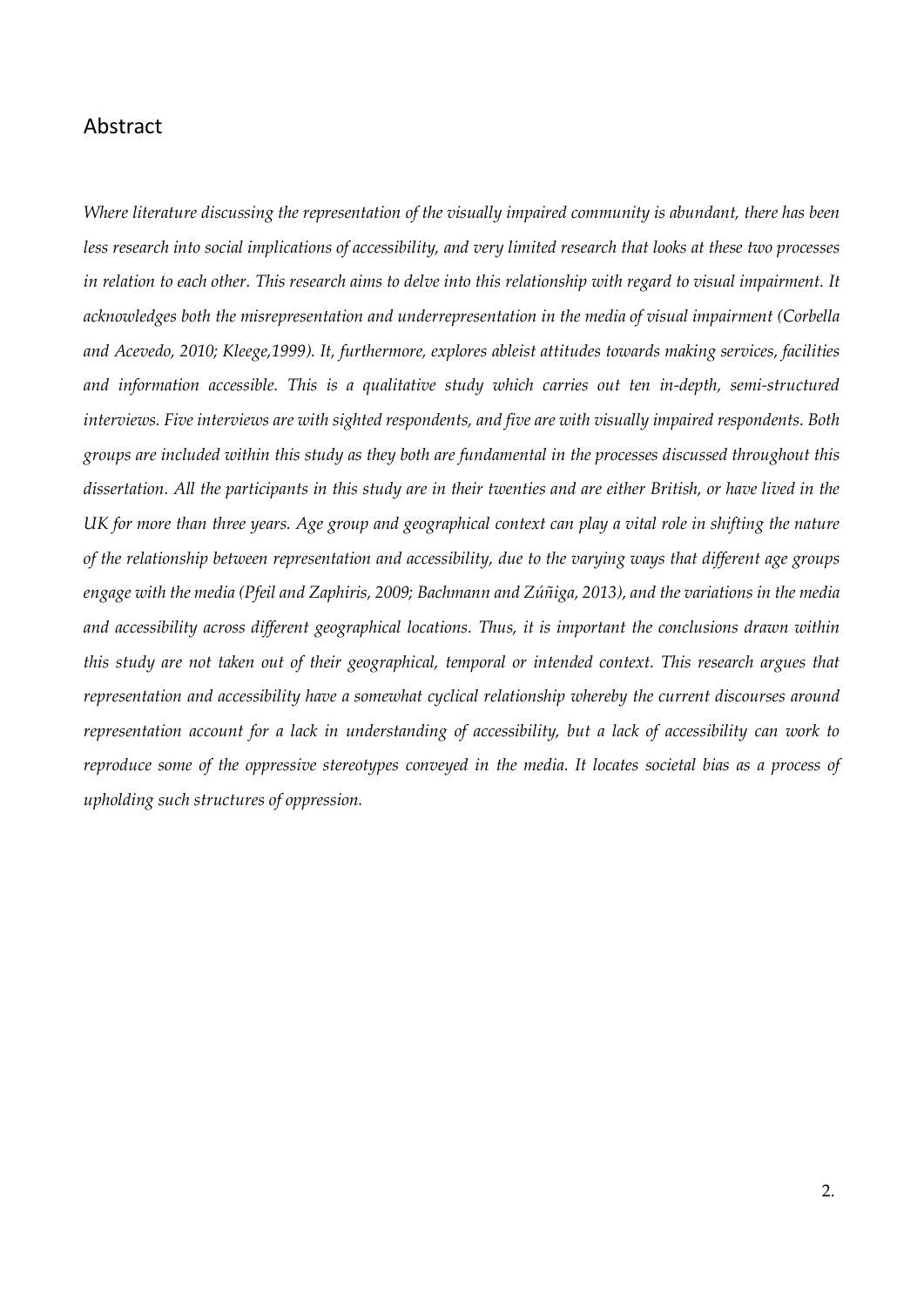## Abstract

*Where literature discussing the representation of the visually impaired community is abundant, there has been less research into social implications of accessibility, and very limited research that looks at these two processes in relation to each other. This research aims to delve into this relationship with regard to visual impairment. It acknowledges both the misrepresentation and underrepresentation in the media of visual impairment (Corbella and Acevedo, 2010; Kleege,1999). It, furthermore, explores ableist attitudes towards making services, facilities and information accessible. This is a qualitative study which carries out ten in-depth, semi-structured interviews. Five interviews are with sighted respondents, and five are with visually impaired respondents. Both groups are included within this study as they both are fundamental in the processes discussed throughout this dissertation. All the participants in this study are in their twenties and are either British, or have lived in the UK for more than three years. Age group and geographical context can play a vital role in shifting the nature of the relationship between representation and accessibility, due to the varying ways that different age groups engage with the media (Pfeil and Zaphiris, 2009; Bachmann and Zúñiga, 2013), and the variations in the media and accessibility across different geographical locations. Thus, it is important the conclusions drawn within this study are not taken out of their geographical, temporal or intended context. This research argues that representation and accessibility have a somewhat cyclical relationship whereby the current discourses around representation account for a lack in understanding of accessibility, but a lack of accessibility can work to reproduce some of the oppressive stereotypes conveyed in the media. It locates societal bias as a process of upholding such structures of oppression.*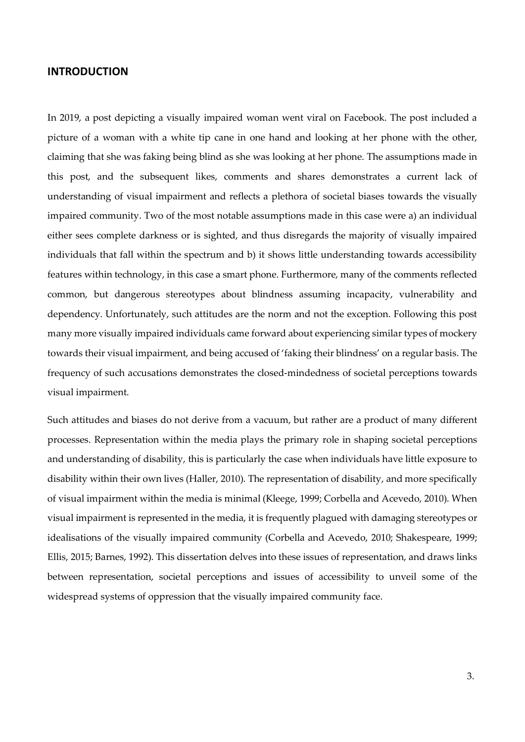## INTRODUCTION

In 2019, a post depicting a visually impaired woman went viral on Facebook. The post included a picture of a woman with a white tip cane in one hand and looking at her phone with the other, claiming that she was faking being blind as she was looking at her phone. The assumptions made in this post, and the subsequent likes, comments and shares demonstrates a current lack of understanding of visual impairment and reflects a plethora of societal biases towards the visually impaired community. Two of the most notable assumptions made in this case were a) an individual either sees complete darkness or is sighted, and thus disregards the majority of visually impaired individuals that fall within the spectrum and b) it shows little understanding towards accessibility features within technology, in this case a smart phone. Furthermore, many of the comments reflected common, but dangerous stereotypes about blindness assuming incapacity, vulnerability and dependency. Unfortunately, such attitudes are the norm and not the exception. Following this post many more visually impaired individuals came forward about experiencing similar types of mockery towards their visual impairment, and being accused of 'faking their blindness' on a regular basis. The frequency of such accusations demonstrates the closed-mindedness of societal perceptions towards visual impairment.

Such attitudes and biases do not derive from a vacuum, but rather are a product of many different processes. Representation within the media plays the primary role in shaping societal perceptions and understanding of disability, this is particularly the case when individuals have little exposure to disability within their own lives (Haller, 2010). The representation of disability, and more specifically of visual impairment within the media is minimal (Kleege, 1999; Corbella and Acevedo, 2010). When visual impairment is represented in the media, it is frequently plagued with damaging stereotypes or idealisations of the visually impaired community (Corbella and Acevedo, 2010; Shakespeare, 1999; Ellis, 2015; Barnes, 1992). This dissertation delves into these issues of representation, and draws links between representation, societal perceptions and issues of accessibility to unveil some of the widespread systems of oppression that the visually impaired community face.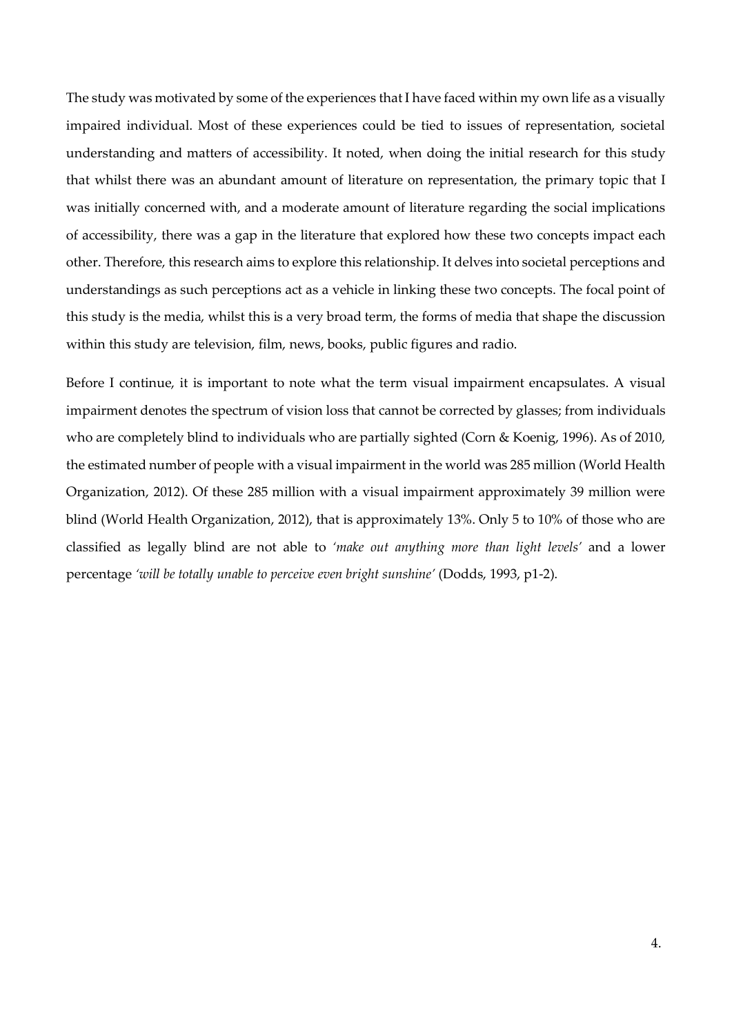The study was motivated by some of the experiences that I have faced within my own life as a visually impaired individual. Most of these experiences could be tied to issues of representation, societal understanding and matters of accessibility. It noted, when doing the initial research for this study that whilst there was an abundant amount of literature on representation, the primary topic that I was initially concerned with, and a moderate amount of literature regarding the social implications of accessibility, there was a gap in the literature that explored how these two concepts impact each other. Therefore, this research aims to explore this relationship. It delves into societal perceptions and understandings as such perceptions act as a vehicle in linking these two concepts. The focal point of this study is the media, whilst this is a very broad term, the forms of media that shape the discussion within this study are television, film, news, books, public figures and radio.

Before I continue, it is important to note what the term visual impairment encapsulates. A visual impairment denotes the spectrum of vision loss that cannot be corrected by glasses; from individuals who are completely blind to individuals who are partially sighted (Corn & Koenig, 1996). As of 2010, the estimated number of people with a visual impairment in the world was 285 million (World Health Organization, 2012). Of these 285 million with a visual impairment approximately 39 million were blind (World Health Organization, 2012), that is approximately 13%. Only 5 to 10% of those who are classified as legally blind are not able to *'make out anything more than light levels'* and a lower percentage *'will be totally unable to perceive even bright sunshine'* (Dodds, 1993, p1-2).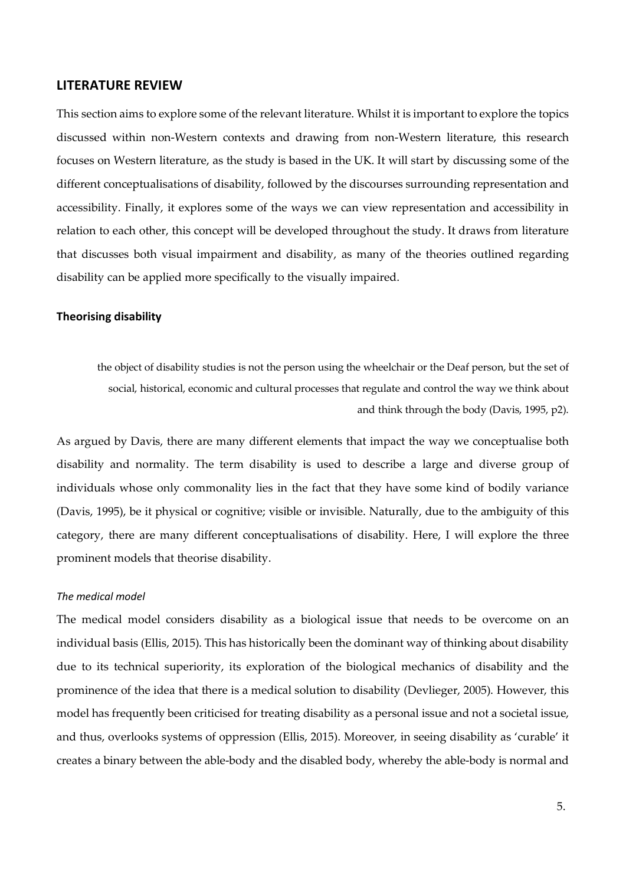## LITERATURE REVIEW

This section aims to explore some of the relevant literature. Whilst it is important to explore the topics discussed within non-Western contexts and drawing from non-Western literature, this research focuses on Western literature, as the study is based in the UK. It will start by discussing some of the different conceptualisations of disability, followed by the discourses surrounding representation and accessibility. Finally, it explores some of the ways we can view representation and accessibility in relation to each other, this concept will be developed throughout the study. It draws from literature that discusses both visual impairment and disability, as many of the theories outlined regarding disability can be applied more specifically to the visually impaired.

### Theorising disability

> the object of disability studies is not the person using the wheelchair or the Deaf person, but the set of social, historical, economic and cultural processes that regulate and control the way we think about and think through the body (Davis, 1995, p2).

As argued by Davis, there are many different elements that impact the way we conceptualise both disability and normality. The term disability is used to describe a large and diverse group of individuals whose only commonality lies in the fact that they have some kind of bodily variance (Davis, 1995), be it physical or cognitive; visible or invisible. Naturally, due to the ambiguity of this category, there are many different conceptualisations of disability. Here, I will explore the three prominent models that theorise disability.

#### *The medical model*

The medical model considers disability as a biological issue that needs to be overcome on an individual basis (Ellis, 2015). This has historically been the dominant way of thinking about disability due to its technical superiority, its exploration of the biological mechanics of disability and the prominence of the idea that there is a medical solution to disability (Devlieger, 2005). However, this model has frequently been criticised for treating disability as a personal issue and not a societal issue, and thus, overlooks systems of oppression (Ellis, 2015). Moreover, in seeing disability as 'curable' it creates a binary between the able-body and the disabled body, whereby the able-body is normal and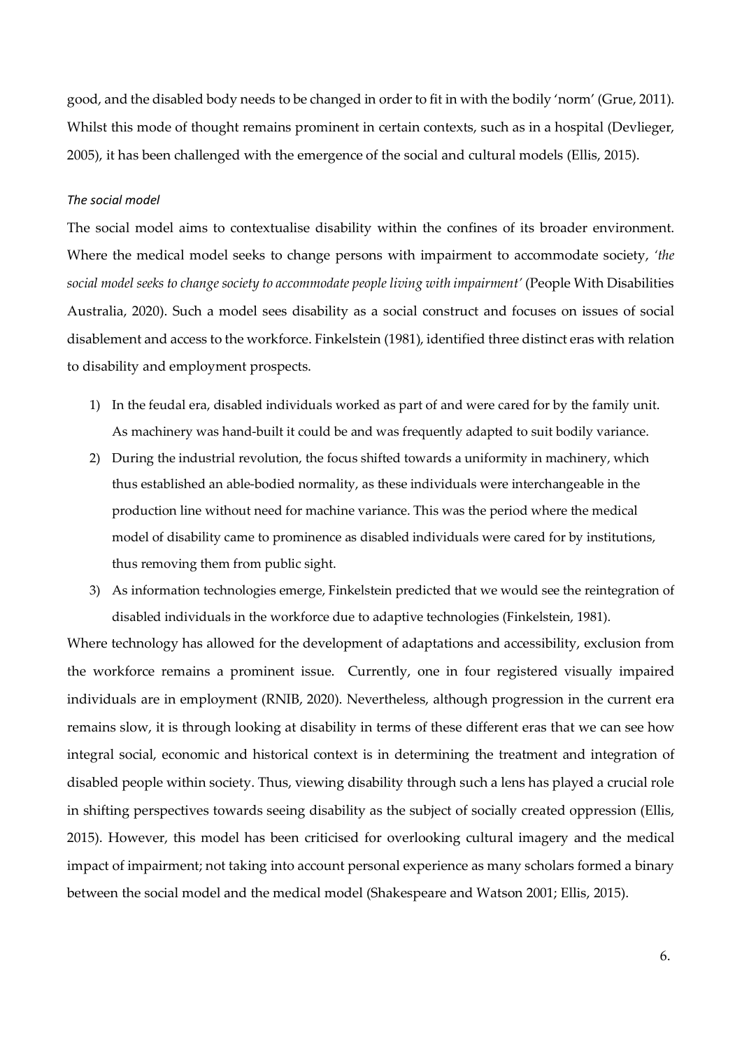good, and the disabled body needs to be changed in order to fit in with the bodily 'norm' (Grue, 2011). Whilst this mode of thought remains prominent in certain contexts, such as in a hospital (Devlieger, 2005), it has been challenged with the emergence of the social and cultural models (Ellis, 2015).

*The social model*

The social model aims to contextualise disability within the confines of its broader environment. Where the medical model seeks to change persons with impairment to accommodate society, *'the social model seeks to change society to accommodate people living with impairment'* (People With Disabilities Australia, 2020). Such a model sees disability as a social construct and focuses on issues of social disablement and access to the workforce. Finkelstein (1981), identified three distinct eras with relation to disability and employment prospects.

1) In the feudal era, disabled individuals worked as part of and were cared for by the family unit. As machinery was hand-built it could be and was frequently adapted to suit bodily variance.
2) During the industrial revolution, the focus shifted towards a uniformity in machinery, which thus established an able-bodied normality, as these individuals were interchangeable in the production line without need for machine variance. This was the period where the medical model of disability came to prominence as disabled individuals were cared for by institutions, thus removing them from public sight.
3) As information technologies emerge, Finkelstein predicted that we would see the reintegration of disabled individuals in the workforce due to adaptive technologies (Finkelstein, 1981).

Where technology has allowed for the development of adaptations and accessibility, exclusion from the workforce remains a prominent issue. Currently, one in four registered visually impaired individuals are in employment (RNIB, 2020). Nevertheless, although progression in the current era remains slow, it is through looking at disability in terms of these different eras that we can see how integral social, economic and historical context is in determining the treatment and integration of disabled people within society. Thus, viewing disability through such a lens has played a crucial role in shifting perspectives towards seeing disability as the subject of socially created oppression (Ellis, 2015). However, this model has been criticised for overlooking cultural imagery and the medical impact of impairment; not taking into account personal experience as many scholars formed a binary between the social model and the medical model (Shakespeare and Watson 2001; Ellis, 2015).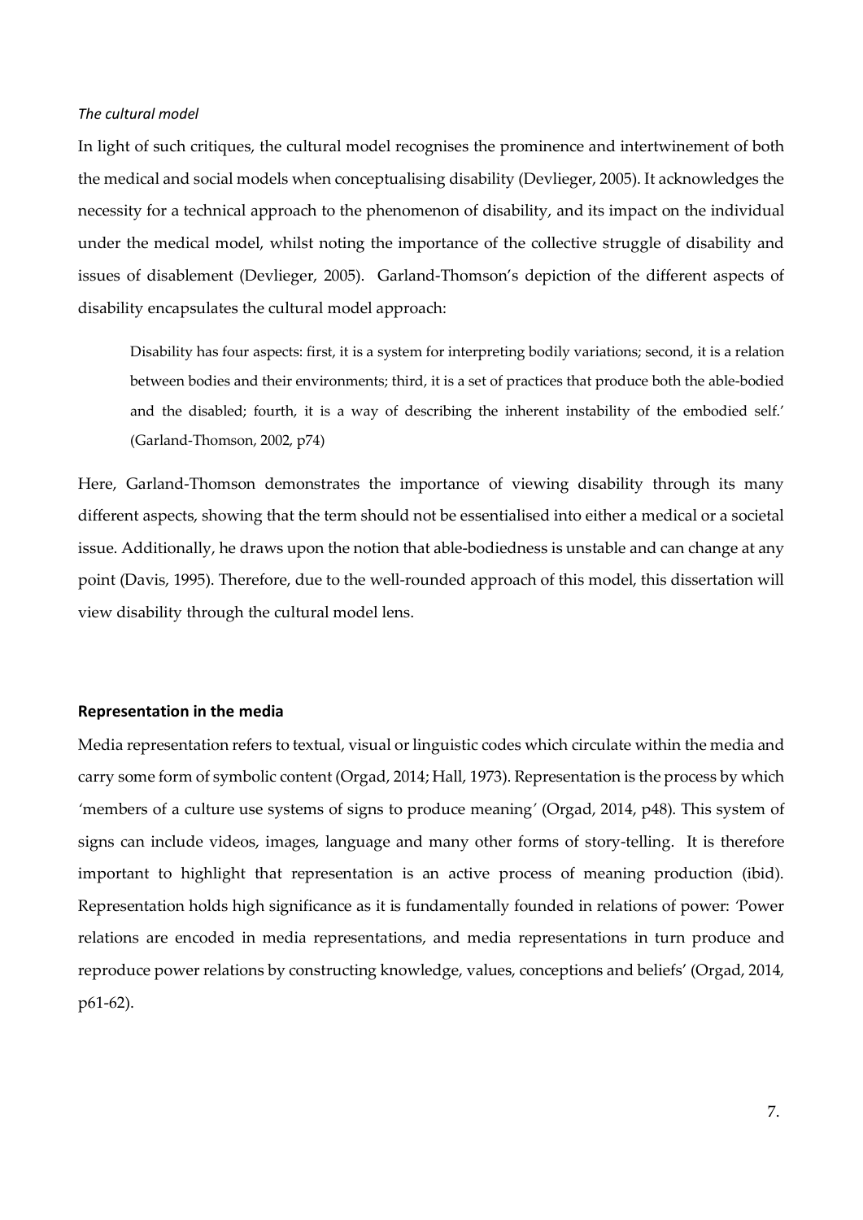*The cultural model*

In light of such critiques, the cultural model recognises the prominence and intertwinement of both the medical and social models when conceptualising disability (Devlieger, 2005). It acknowledges the necessity for a technical approach to the phenomenon of disability, and its impact on the individual under the medical model, whilst noting the importance of the collective struggle of disability and issues of disablement (Devlieger, 2005). Garland-Thomson's depiction of the different aspects of disability encapsulates the cultural model approach:

> Disability has four aspects: first, it is a system for interpreting bodily variations; second, it is a relation between bodies and their environments; third, it is a set of practices that produce both the able-bodied and the disabled; fourth, it is a way of describing the inherent instability of the embodied self.' (Garland-Thomson, 2002, p74)

Here, Garland-Thomson demonstrates the importance of viewing disability through its many different aspects, showing that the term should not be essentialised into either a medical or a societal issue. Additionally, he draws upon the notion that able-bodiedness is unstable and can change at any point (Davis, 1995). Therefore, due to the well-rounded approach of this model, this dissertation will view disability through the cultural model lens.

**Representation in the media**

Media representation refers to textual, visual or linguistic codes which circulate within the media and carry some form of symbolic content (Orgad, 2014; Hall, 1973). Representation is the process by which 'members of a culture use systems of signs to produce meaning' (Orgad, 2014, p48). This system of signs can include videos, images, language and many other forms of story-telling. It is therefore important to highlight that representation is an active process of meaning production (ibid). Representation holds high significance as it is fundamentally founded in relations of power: 'Power relations are encoded in media representations, and media representations in turn produce and reproduce power relations by constructing knowledge, values, conceptions and beliefs' (Orgad, 2014, p61-62).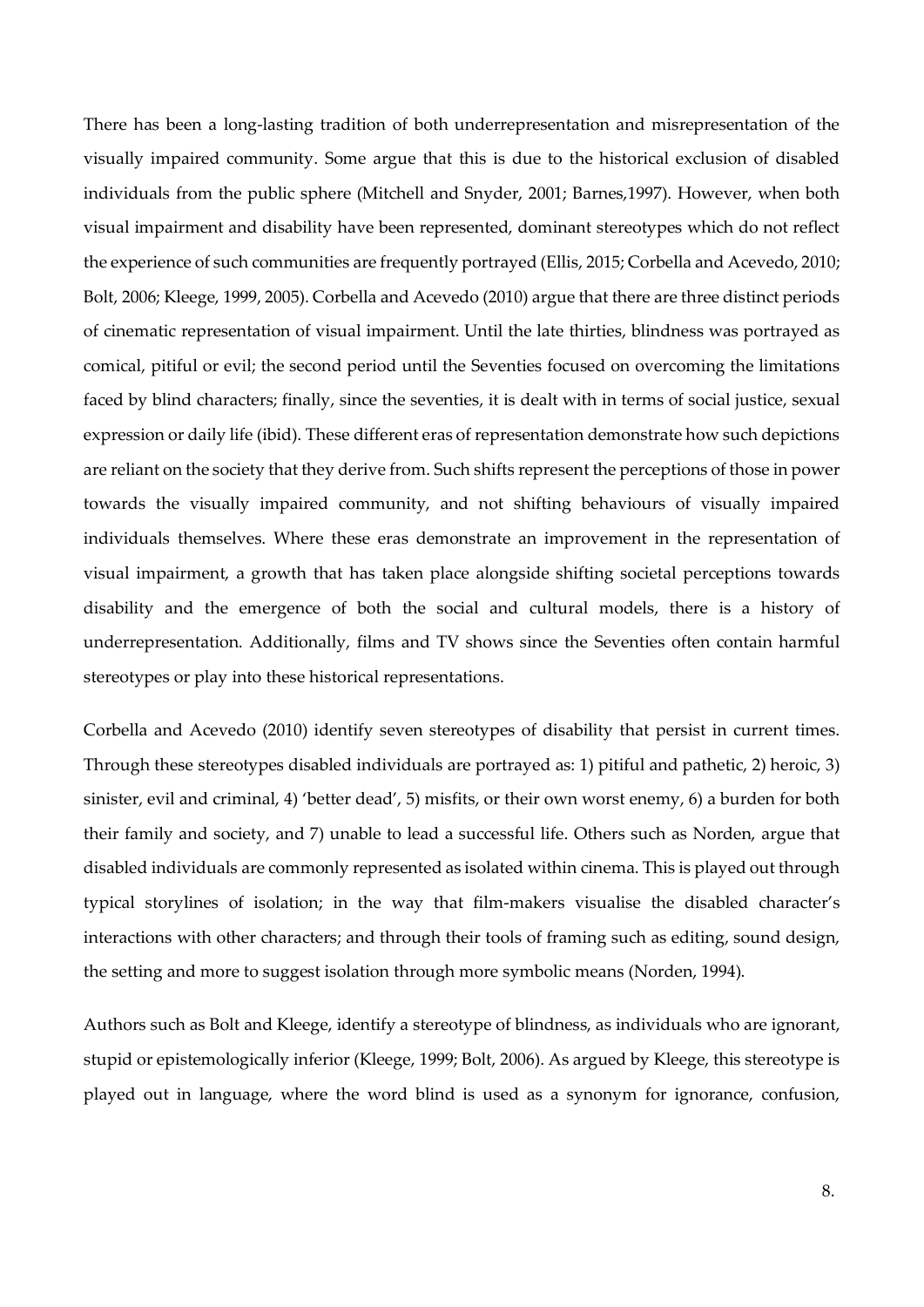There has been a long-lasting tradition of both underrepresentation and misrepresentation of the visually impaired community. Some argue that this is due to the historical exclusion of disabled individuals from the public sphere (Mitchell and Snyder, 2001; Barnes,1997). However, when both visual impairment and disability have been represented, dominant stereotypes which do not reflect the experience of such communities are frequently portrayed (Ellis, 2015; Corbella and Acevedo, 2010; Bolt, 2006; Kleege, 1999, 2005). Corbella and Acevedo (2010) argue that there are three distinct periods of cinematic representation of visual impairment. Until the late thirties, blindness was portrayed as comical, pitiful or evil; the second period until the Seventies focused on overcoming the limitations faced by blind characters; finally, since the seventies, it is dealt with in terms of social justice, sexual expression or daily life (ibid). These different eras of representation demonstrate how such depictions are reliant on the society that they derive from. Such shifts represent the perceptions of those in power towards the visually impaired community, and not shifting behaviours of visually impaired individuals themselves. Where these eras demonstrate an improvement in the representation of visual impairment, a growth that has taken place alongside shifting societal perceptions towards disability and the emergence of both the social and cultural models, there is a history of underrepresentation. Additionally, films and TV shows since the Seventies often contain harmful stereotypes or play into these historical representations.

Corbella and Acevedo (2010) identify seven stereotypes of disability that persist in current times. Through these stereotypes disabled individuals are portrayed as: 1) pitiful and pathetic, 2) heroic, 3) sinister, evil and criminal, 4) 'better dead', 5) misfits, or their own worst enemy, 6) a burden for both their family and society, and 7) unable to lead a successful life. Others such as Norden, argue that disabled individuals are commonly represented as isolated within cinema. This is played out through typical storylines of isolation; in the way that film-makers visualise the disabled character's interactions with other characters; and through their tools of framing such as editing, sound design, the setting and more to suggest isolation through more symbolic means (Norden, 1994).

Authors such as Bolt and Kleege, identify a stereotype of blindness, as individuals who are ignorant, stupid or epistemologically inferior (Kleege, 1999; Bolt, 2006). As argued by Kleege, this stereotype is played out in language, where the word blind is used as a synonym for ignorance, confusion,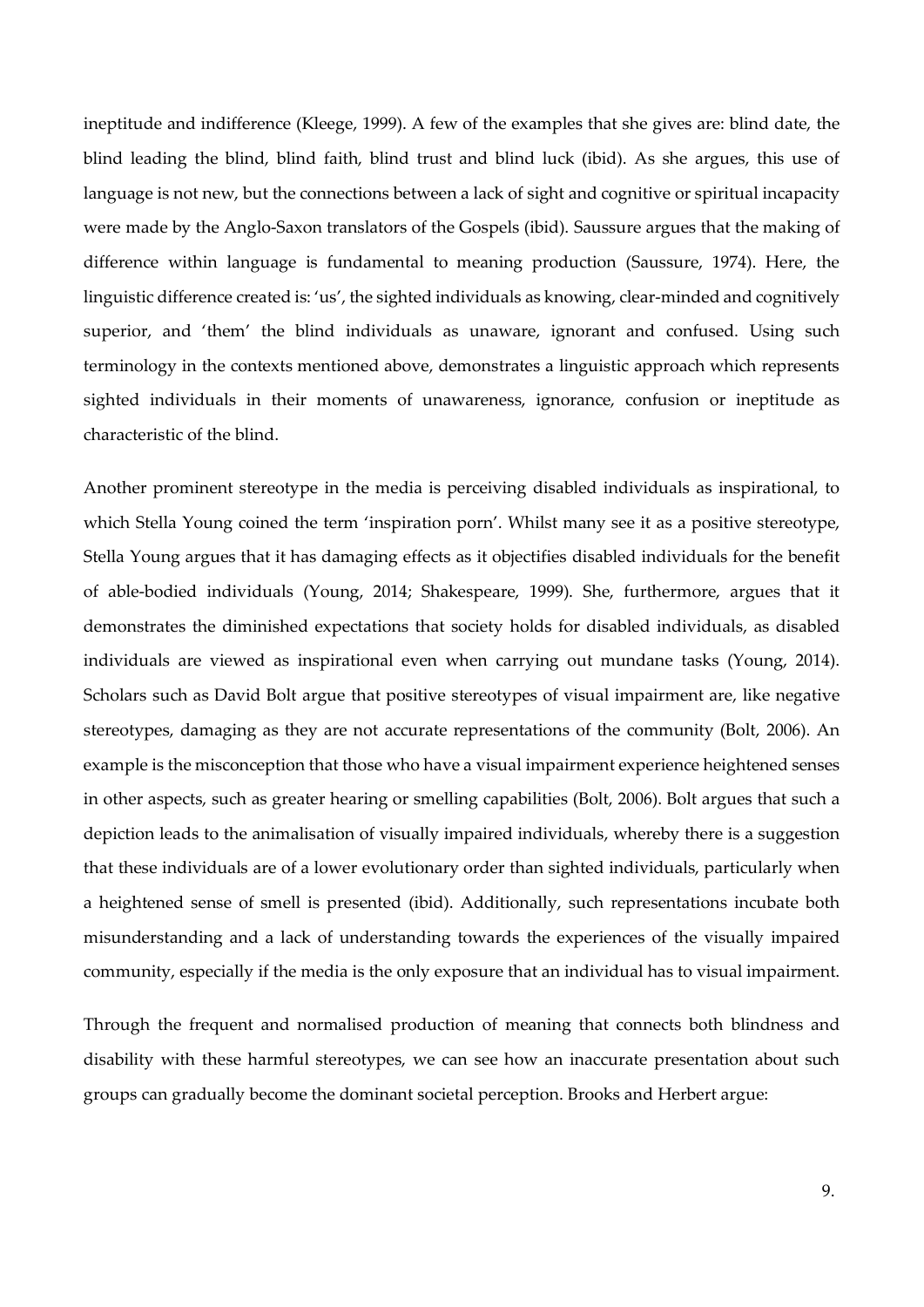ineptitude and indifference (Kleege, 1999). A few of the examples that she gives are: blind date, the blind leading the blind, blind faith, blind trust and blind luck (ibid). As she argues, this use of language is not new, but the connections between a lack of sight and cognitive or spiritual incapacity were made by the Anglo-Saxon translators of the Gospels (ibid). Saussure argues that the making of difference within language is fundamental to meaning production (Saussure, 1974). Here, the linguistic difference created is: 'us', the sighted individuals as knowing, clear-minded and cognitively superior, and 'them' the blind individuals as unaware, ignorant and confused. Using such terminology in the contexts mentioned above, demonstrates a linguistic approach which represents sighted individuals in their moments of unawareness, ignorance, confusion or ineptitude as characteristic of the blind.

Another prominent stereotype in the media is perceiving disabled individuals as inspirational, to which Stella Young coined the term 'inspiration porn'. Whilst many see it as a positive stereotype, Stella Young argues that it has damaging effects as it objectifies disabled individuals for the benefit of able-bodied individuals (Young, 2014; Shakespeare, 1999). She, furthermore, argues that it demonstrates the diminished expectations that society holds for disabled individuals, as disabled individuals are viewed as inspirational even when carrying out mundane tasks (Young, 2014). Scholars such as David Bolt argue that positive stereotypes of visual impairment are, like negative stereotypes, damaging as they are not accurate representations of the community (Bolt, 2006). An example is the misconception that those who have a visual impairment experience heightened senses in other aspects, such as greater hearing or smelling capabilities (Bolt, 2006). Bolt argues that such a depiction leads to the animalisation of visually impaired individuals, whereby there is a suggestion that these individuals are of a lower evolutionary order than sighted individuals, particularly when a heightened sense of smell is presented (ibid). Additionally, such representations incubate both misunderstanding and a lack of understanding towards the experiences of the visually impaired community, especially if the media is the only exposure that an individual has to visual impairment.

Through the frequent and normalised production of meaning that connects both blindness and disability with these harmful stereotypes, we can see how an inaccurate presentation about such groups can gradually become the dominant societal perception. Brooks and Herbert argue: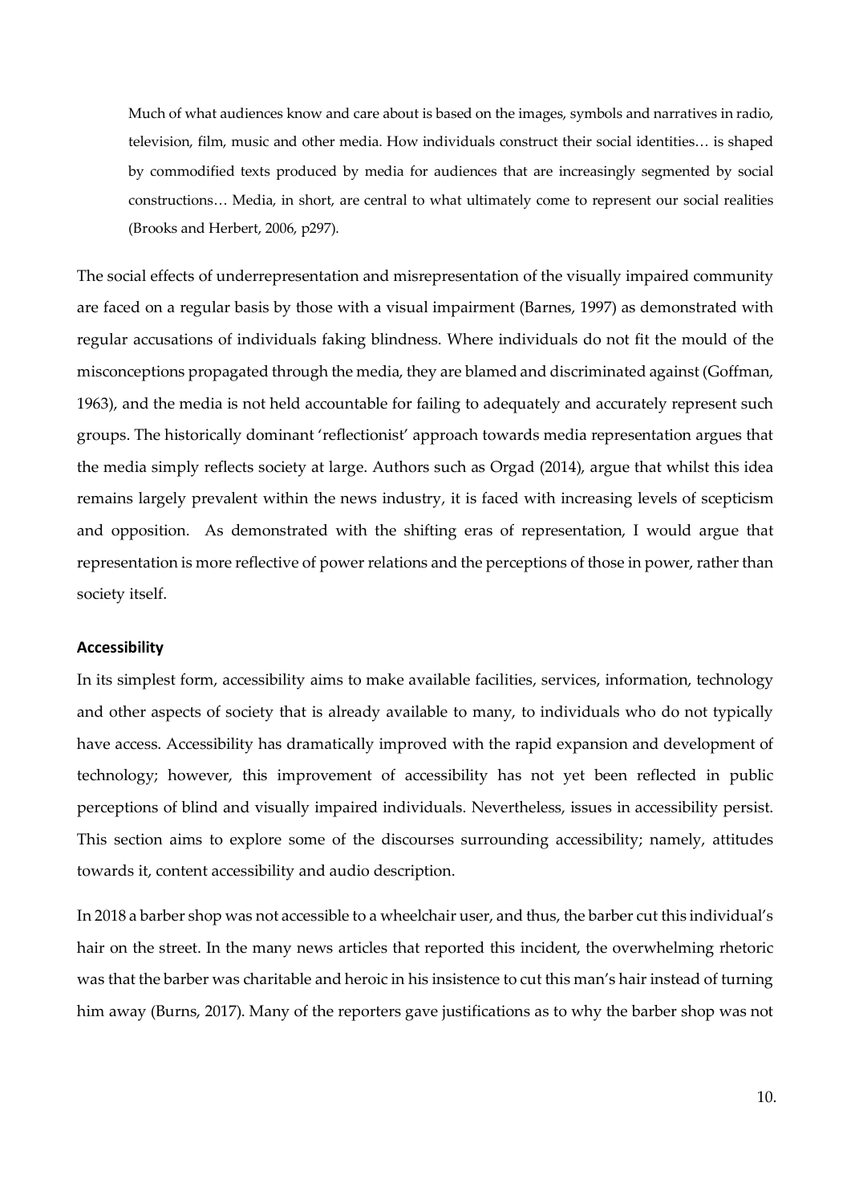> Much of what audiences know and care about is based on the images, symbols and narratives in radio, television, film, music and other media. How individuals construct their social identities… is shaped by commodified texts produced by media for audiences that are increasingly segmented by social constructions… Media, in short, are central to what ultimately come to represent our social realities (Brooks and Herbert, 2006, p297).

The social effects of underrepresentation and misrepresentation of the visually impaired community are faced on a regular basis by those with a visual impairment (Barnes, 1997) as demonstrated with regular accusations of individuals faking blindness. Where individuals do not fit the mould of the misconceptions propagated through the media, they are blamed and discriminated against (Goffman, 1963), and the media is not held accountable for failing to adequately and accurately represent such groups. The historically dominant 'reflectionist' approach towards media representation argues that the media simply reflects society at large. Authors such as Orgad (2014), argue that whilst this idea remains largely prevalent within the news industry, it is faced with increasing levels of scepticism and opposition. As demonstrated with the shifting eras of representation, I would argue that representation is more reflective of power relations and the perceptions of those in power, rather than society itself.

### Accessibility

In its simplest form, accessibility aims to make available facilities, services, information, technology and other aspects of society that is already available to many, to individuals who do not typically have access. Accessibility has dramatically improved with the rapid expansion and development of technology; however, this improvement of accessibility has not yet been reflected in public perceptions of blind and visually impaired individuals. Nevertheless, issues in accessibility persist. This section aims to explore some of the discourses surrounding accessibility; namely, attitudes towards it, content accessibility and audio description.

In 2018 a barber shop was not accessible to a wheelchair user, and thus, the barber cut this individual's hair on the street. In the many news articles that reported this incident, the overwhelming rhetoric was that the barber was charitable and heroic in his insistence to cut this man's hair instead of turning him away (Burns, 2017). Many of the reporters gave justifications as to why the barber shop was not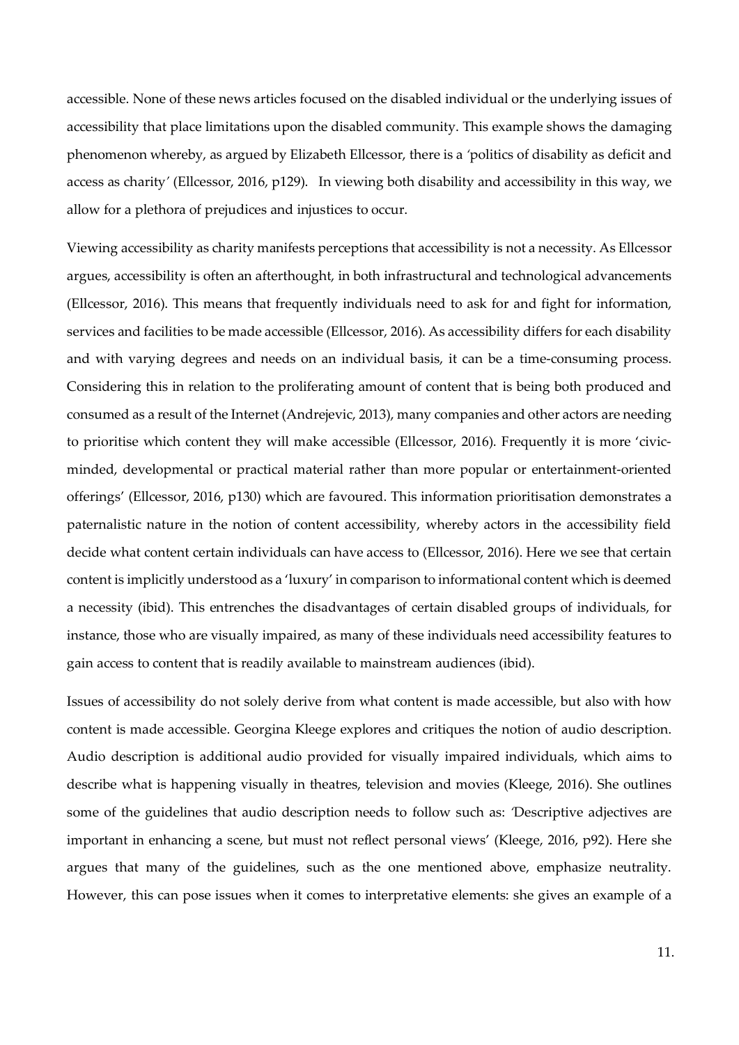accessible. None of these news articles focused on the disabled individual or the underlying issues of accessibility that place limitations upon the disabled community. This example shows the damaging phenomenon whereby, as argued by Elizabeth Ellcessor, there is a *'politics of disability as deficit and access as charity'* (Ellcessor, 2016, p129). In viewing both disability and accessibility in this way, we allow for a plethora of prejudices and injustices to occur.

Viewing accessibility as charity manifests perceptions that accessibility is not a necessity. As Ellcessor argues, accessibility is often an afterthought, in both infrastructural and technological advancements (Ellcessor, 2016). This means that frequently individuals need to ask for and fight for information, services and facilities to be made accessible (Ellcessor, 2016). As accessibility differs for each disability and with varying degrees and needs on an individual basis, it can be a time-consuming process. Considering this in relation to the proliferating amount of content that is being both produced and consumed as a result of the Internet (Andrejevic, 2013), many companies and other actors are needing to prioritise which content they will make accessible (Ellcessor, 2016). Frequently it is more 'civic-minded, developmental or practical material rather than more popular or entertainment-oriented offerings' (Ellcessor, 2016, p130) which are favoured. This information prioritisation demonstrates a paternalistic nature in the notion of content accessibility, whereby actors in the accessibility field decide what content certain individuals can have access to (Ellcessor, 2016). Here we see that certain content is implicitly understood as a 'luxury' in comparison to informational content which is deemed a necessity (ibid). This entrenches the disadvantages of certain disabled groups of individuals, for instance, those who are visually impaired, as many of these individuals need accessibility features to gain access to content that is readily available to mainstream audiences (ibid).

Issues of accessibility do not solely derive from what content is made accessible, but also with how content is made accessible. Georgina Kleege explores and critiques the notion of audio description. Audio description is additional audio provided for visually impaired individuals, which aims to describe what is happening visually in theatres, television and movies (Kleege, 2016). She outlines some of the guidelines that audio description needs to follow such as: *'Descriptive adjectives are important in enhancing a scene, but must not reflect personal views'* (Kleege, 2016, p92). Here she argues that many of the guidelines, such as the one mentioned above, emphasize neutrality. However, this can pose issues when it comes to interpretative elements: she gives an example of a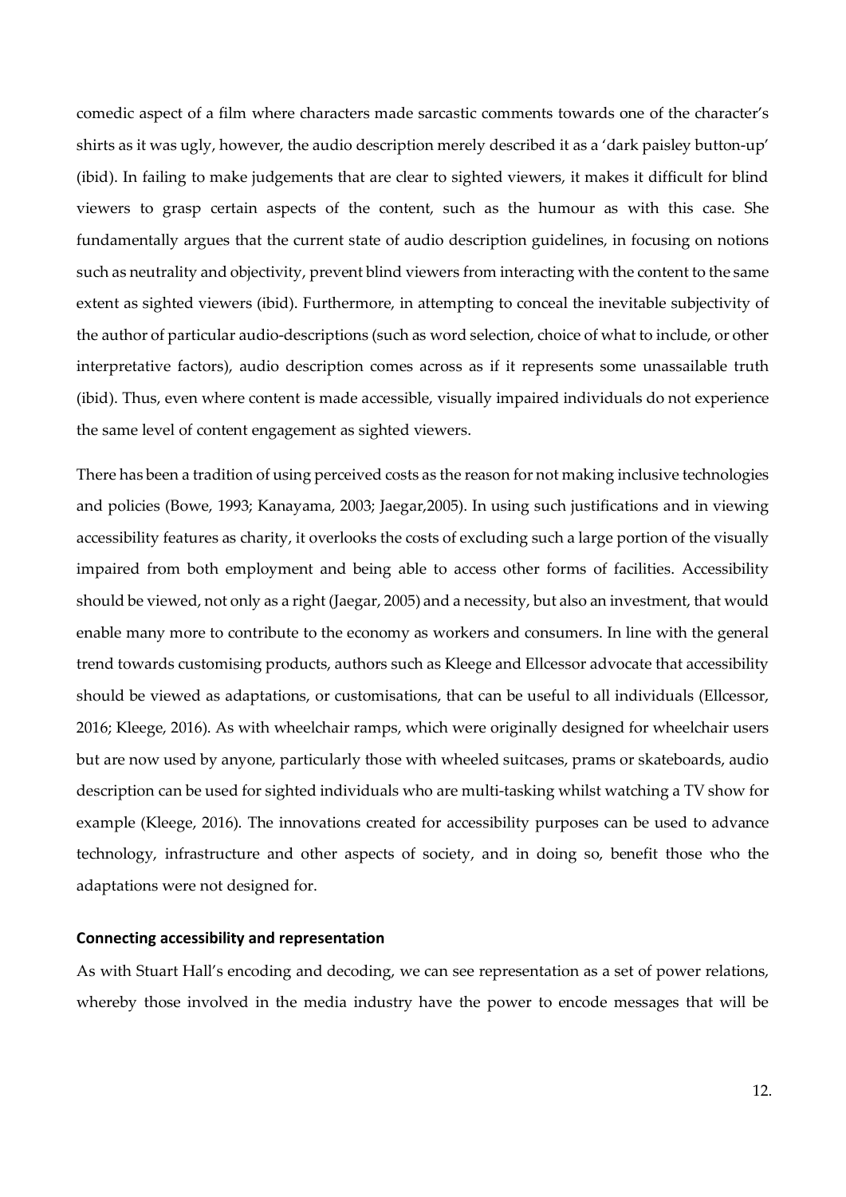comedic aspect of a film where characters made sarcastic comments towards one of the character's shirts as it was ugly, however, the audio description merely described it as a 'dark paisley button-up' (ibid). In failing to make judgements that are clear to sighted viewers, it makes it difficult for blind viewers to grasp certain aspects of the content, such as the humour as with this case. She fundamentally argues that the current state of audio description guidelines, in focusing on notions such as neutrality and objectivity, prevent blind viewers from interacting with the content to the same extent as sighted viewers (ibid). Furthermore, in attempting to conceal the inevitable subjectivity of the author of particular audio-descriptions (such as word selection, choice of what to include, or other interpretative factors), audio description comes across as if it represents some unassailable truth (ibid). Thus, even where content is made accessible, visually impaired individuals do not experience the same level of content engagement as sighted viewers.

There has been a tradition of using perceived costs as the reason for not making inclusive technologies and policies (Bowe, 1993; Kanayama, 2003; Jaegar,2005). In using such justifications and in viewing accessibility features as charity, it overlooks the costs of excluding such a large portion of the visually impaired from both employment and being able to access other forms of facilities. Accessibility should be viewed, not only as a right (Jaegar, 2005) and a necessity, but also an investment, that would enable many more to contribute to the economy as workers and consumers. In line with the general trend towards customising products, authors such as Kleege and Ellcessor advocate that accessibility should be viewed as adaptations, or customisations, that can be useful to all individuals (Ellcessor, 2016; Kleege, 2016). As with wheelchair ramps, which were originally designed for wheelchair users but are now used by anyone, particularly those with wheeled suitcases, prams or skateboards, audio description can be used for sighted individuals who are multi-tasking whilst watching a TV show for example (Kleege, 2016). The innovations created for accessibility purposes can be used to advance technology, infrastructure and other aspects of society, and in doing so, benefit those who the adaptations were not designed for.

**Connecting accessibility and representation**

As with Stuart Hall's encoding and decoding, we can see representation as a set of power relations, whereby those involved in the media industry have the power to encode messages that will be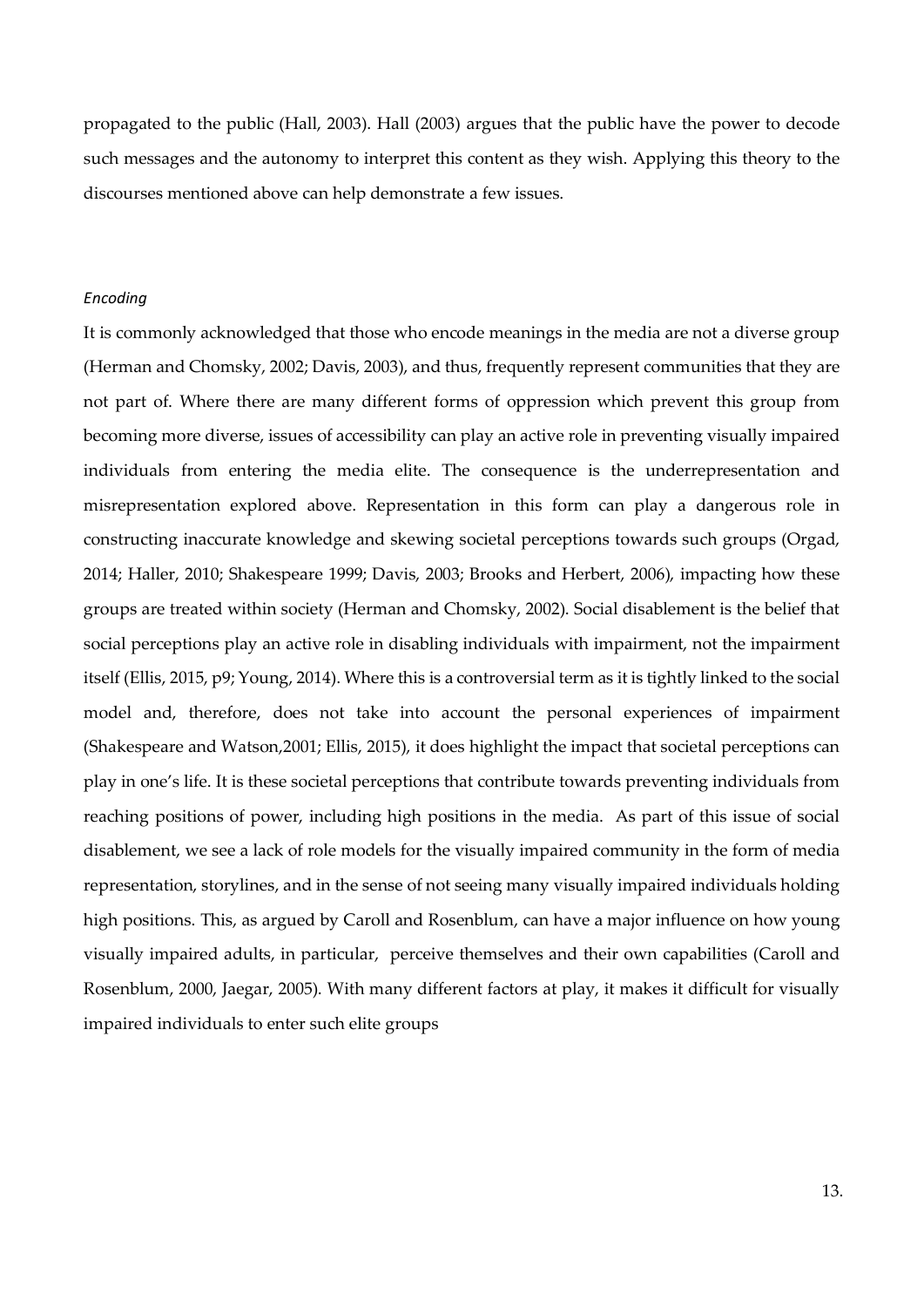propagated to the public (Hall, 2003). Hall (2003) argues that the public have the power to decode such messages and the autonomy to interpret this content as they wish. Applying this theory to the discourses mentioned above can help demonstrate a few issues.

*Encoding*

It is commonly acknowledged that those who encode meanings in the media are not a diverse group (Herman and Chomsky, 2002; Davis, 2003), and thus, frequently represent communities that they are not part of. Where there are many different forms of oppression which prevent this group from becoming more diverse, issues of accessibility can play an active role in preventing visually impaired individuals from entering the media elite. The consequence is the underrepresentation and misrepresentation explored above. Representation in this form can play a dangerous role in constructing inaccurate knowledge and skewing societal perceptions towards such groups (Orgad, 2014; Haller, 2010; Shakespeare 1999; Davis, 2003; Brooks and Herbert, 2006), impacting how these groups are treated within society (Herman and Chomsky, 2002). Social disablement is the belief that social perceptions play an active role in disabling individuals with impairment, not the impairment itself (Ellis, 2015, p9; Young, 2014). Where this is a controversial term as it is tightly linked to the social model and, therefore, does not take into account the personal experiences of impairment (Shakespeare and Watson,2001; Ellis, 2015), it does highlight the impact that societal perceptions can play in one's life. It is these societal perceptions that contribute towards preventing individuals from reaching positions of power, including high positions in the media. As part of this issue of social disablement, we see a lack of role models for the visually impaired community in the form of media representation, storylines, and in the sense of not seeing many visually impaired individuals holding high positions. This, as argued by Caroll and Rosenblum, can have a major influence on how young visually impaired adults, in particular, perceive themselves and their own capabilities (Caroll and Rosenblum, 2000, Jaegar, 2005). With many different factors at play, it makes it difficult for visually impaired individuals to enter such elite groups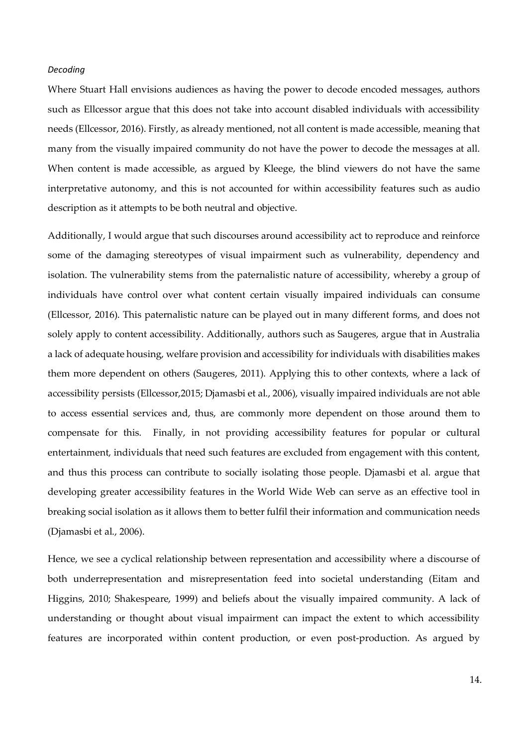*Decoding*

Where Stuart Hall envisions audiences as having the power to decode encoded messages, authors such as Ellcessor argue that this does not take into account disabled individuals with accessibility needs (Ellcessor, 2016). Firstly, as already mentioned, not all content is made accessible, meaning that many from the visually impaired community do not have the power to decode the messages at all. When content is made accessible, as argued by Kleege, the blind viewers do not have the same interpretative autonomy, and this is not accounted for within accessibility features such as audio description as it attempts to be both neutral and objective.

Additionally, I would argue that such discourses around accessibility act to reproduce and reinforce some of the damaging stereotypes of visual impairment such as vulnerability, dependency and isolation. The vulnerability stems from the paternalistic nature of accessibility, whereby a group of individuals have control over what content certain visually impaired individuals can consume (Ellcessor, 2016). This paternalistic nature can be played out in many different forms, and does not solely apply to content accessibility. Additionally, authors such as Saugeres, argue that in Australia a lack of adequate housing, welfare provision and accessibility for individuals with disabilities makes them more dependent on others (Saugeres, 2011). Applying this to other contexts, where a lack of accessibility persists (Ellcessor,2015; Djamasbi et al., 2006), visually impaired individuals are not able to access essential services and, thus, are commonly more dependent on those around them to compensate for this. Finally, in not providing accessibility features for popular or cultural entertainment, individuals that need such features are excluded from engagement with this content, and thus this process can contribute to socially isolating those people. Djamasbi et al. argue that developing greater accessibility features in the World Wide Web can serve as an effective tool in breaking social isolation as it allows them to better fulfil their information and communication needs (Djamasbi et al., 2006).

Hence, we see a cyclical relationship between representation and accessibility where a discourse of both underrepresentation and misrepresentation feed into societal understanding (Eitam and Higgins, 2010; Shakespeare, 1999) and beliefs about the visually impaired community. A lack of understanding or thought about visual impairment can impact the extent to which accessibility features are incorporated within content production, or even post-production. As argued by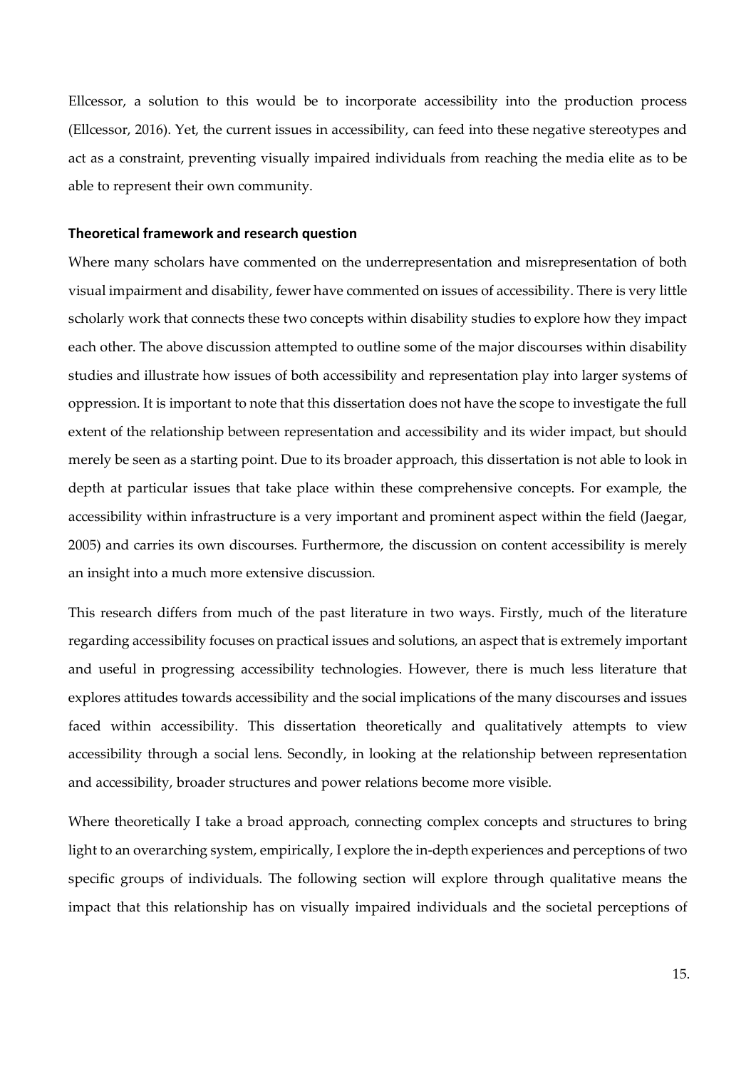Ellcessor, a solution to this would be to incorporate accessibility into the production process (Ellcessor, 2016). Yet, the current issues in accessibility, can feed into these negative stereotypes and act as a constraint, preventing visually impaired individuals from reaching the media elite as to be able to represent their own community.

**Theoretical framework and research question**

Where many scholars have commented on the underrepresentation and misrepresentation of both visual impairment and disability, fewer have commented on issues of accessibility. There is very little scholarly work that connects these two concepts within disability studies to explore how they impact each other. The above discussion attempted to outline some of the major discourses within disability studies and illustrate how issues of both accessibility and representation play into larger systems of oppression. It is important to note that this dissertation does not have the scope to investigate the full extent of the relationship between representation and accessibility and its wider impact, but should merely be seen as a starting point. Due to its broader approach, this dissertation is not able to look in depth at particular issues that take place within these comprehensive concepts. For example, the accessibility within infrastructure is a very important and prominent aspect within the field (Jaegar, 2005) and carries its own discourses. Furthermore, the discussion on content accessibility is merely an insight into a much more extensive discussion.

This research differs from much of the past literature in two ways. Firstly, much of the literature regarding accessibility focuses on practical issues and solutions, an aspect that is extremely important and useful in progressing accessibility technologies. However, there is much less literature that explores attitudes towards accessibility and the social implications of the many discourses and issues faced within accessibility. This dissertation theoretically and qualitatively attempts to view accessibility through a social lens. Secondly, in looking at the relationship between representation and accessibility, broader structures and power relations become more visible.

Where theoretically I take a broad approach, connecting complex concepts and structures to bring light to an overarching system, empirically, I explore the in-depth experiences and perceptions of two specific groups of individuals. The following section will explore through qualitative means the impact that this relationship has on visually impaired individuals and the societal perceptions of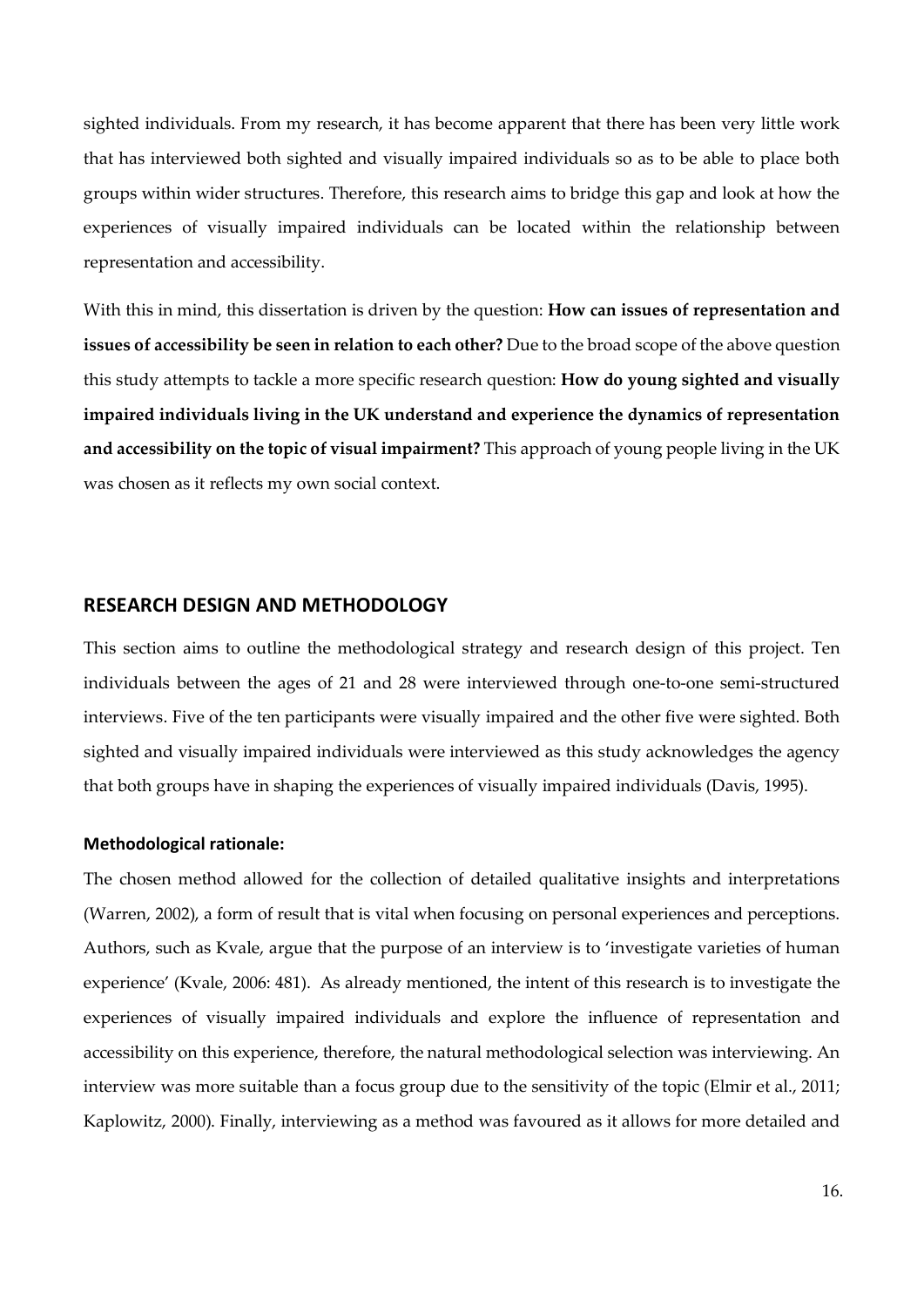sighted individuals. From my research, it has become apparent that there has been very little work that has interviewed both sighted and visually impaired individuals so as to be able to place both groups within wider structures. Therefore, this research aims to bridge this gap and look at how the experiences of visually impaired individuals can be located within the relationship between representation and accessibility.

With this in mind, this dissertation is driven by the question: **How can issues of representation and issues of accessibility be seen in relation to each other?** Due to the broad scope of the above question this study attempts to tackle a more specific research question: **How do young sighted and visually impaired individuals living in the UK understand and experience the dynamics of representation and accessibility on the topic of visual impairment?** This approach of young people living in the UK was chosen as it reflects my own social context.

## RESEARCH DESIGN AND METHODOLOGY

This section aims to outline the methodological strategy and research design of this project. Ten individuals between the ages of 21 and 28 were interviewed through one-to-one semi-structured interviews. Five of the ten participants were visually impaired and the other five were sighted. Both sighted and visually impaired individuals were interviewed as this study acknowledges the agency that both groups have in shaping the experiences of visually impaired individuals (Davis, 1995).

### Methodological rationale:

The chosen method allowed for the collection of detailed qualitative insights and interpretations (Warren, 2002), a form of result that is vital when focusing on personal experiences and perceptions. Authors, such as Kvale, argue that the purpose of an interview is to 'investigate varieties of human experience' (Kvale, 2006: 481). As already mentioned, the intent of this research is to investigate the experiences of visually impaired individuals and explore the influence of representation and accessibility on this experience, therefore, the natural methodological selection was interviewing. An interview was more suitable than a focus group due to the sensitivity of the topic (Elmir et al., 2011; Kaplowitz, 2000). Finally, interviewing as a method was favoured as it allows for more detailed and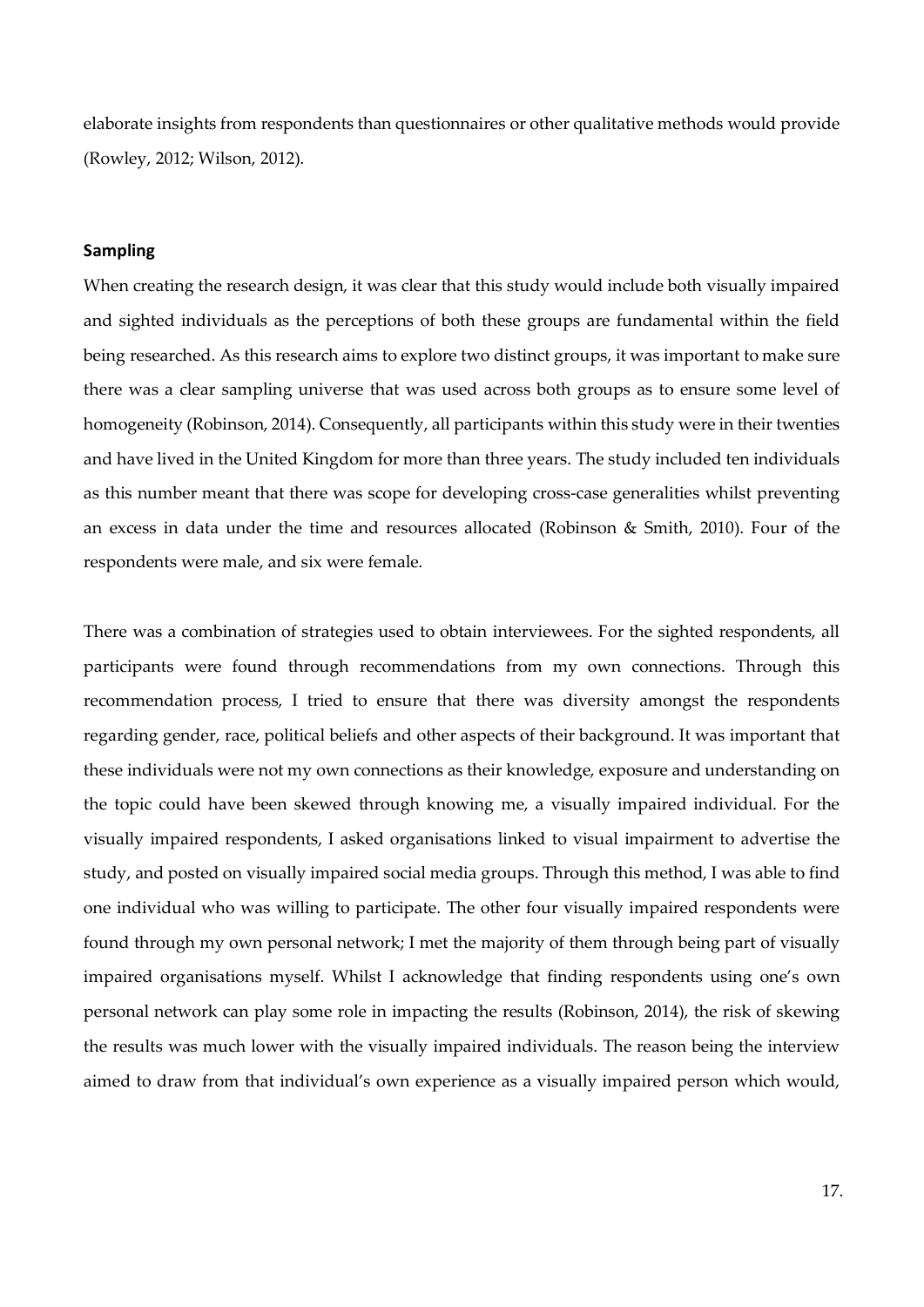elaborate insights from respondents than questionnaires or other qualitative methods would provide (Rowley, 2012; Wilson, 2012).

### Sampling

When creating the research design, it was clear that this study would include both visually impaired and sighted individuals as the perceptions of both these groups are fundamental within the field being researched. As this research aims to explore two distinct groups, it was important to make sure there was a clear sampling universe that was used across both groups as to ensure some level of homogeneity (Robinson, 2014). Consequently, all participants within this study were in their twenties and have lived in the United Kingdom for more than three years. The study included ten individuals as this number meant that there was scope for developing cross-case generalities whilst preventing an excess in data under the time and resources allocated (Robinson & Smith, 2010). Four of the respondents were male, and six were female.

There was a combination of strategies used to obtain interviewees. For the sighted respondents, all participants were found through recommendations from my own connections. Through this recommendation process, I tried to ensure that there was diversity amongst the respondents regarding gender, race, political beliefs and other aspects of their background. It was important that these individuals were not my own connections as their knowledge, exposure and understanding on the topic could have been skewed through knowing me, a visually impaired individual. For the visually impaired respondents, I asked organisations linked to visual impairment to advertise the study, and posted on visually impaired social media groups. Through this method, I was able to find one individual who was willing to participate. The other four visually impaired respondents were found through my own personal network; I met the majority of them through being part of visually impaired organisations myself. Whilst I acknowledge that finding respondents using one's own personal network can play some role in impacting the results (Robinson, 2014), the risk of skewing the results was much lower with the visually impaired individuals. The reason being the interview aimed to draw from that individual's own experience as a visually impaired person which would,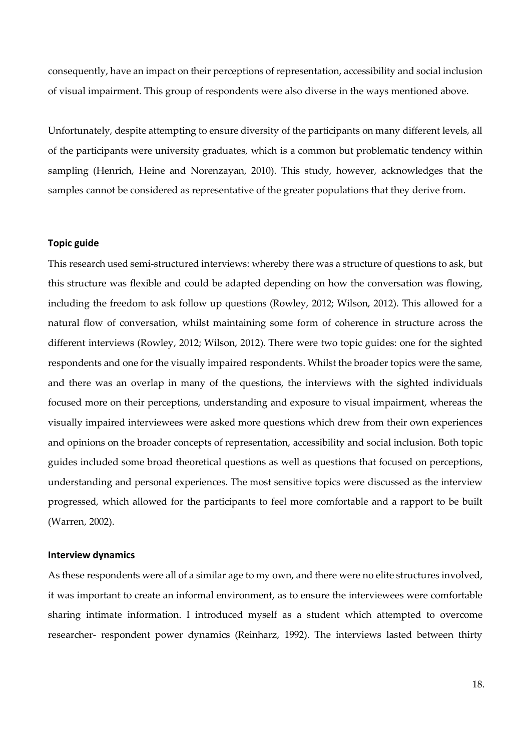consequently, have an impact on their perceptions of representation, accessibility and social inclusion of visual impairment. This group of respondents were also diverse in the ways mentioned above.

Unfortunately, despite attempting to ensure diversity of the participants on many different levels, all of the participants were university graduates, which is a common but problematic tendency within sampling (Henrich, Heine and Norenzayan, 2010). This study, however, acknowledges that the samples cannot be considered as representative of the greater populations that they derive from.

### Topic guide

This research used semi-structured interviews: whereby there was a structure of questions to ask, but this structure was flexible and could be adapted depending on how the conversation was flowing, including the freedom to ask follow up questions (Rowley, 2012; Wilson, 2012). This allowed for a natural flow of conversation, whilst maintaining some form of coherence in structure across the different interviews (Rowley, 2012; Wilson, 2012). There were two topic guides: one for the sighted respondents and one for the visually impaired respondents. Whilst the broader topics were the same, and there was an overlap in many of the questions, the interviews with the sighted individuals focused more on their perceptions, understanding and exposure to visual impairment, whereas the visually impaired interviewees were asked more questions which drew from their own experiences and opinions on the broader concepts of representation, accessibility and social inclusion. Both topic guides included some broad theoretical questions as well as questions that focused on perceptions, understanding and personal experiences. The most sensitive topics were discussed as the interview progressed, which allowed for the participants to feel more comfortable and a rapport to be built (Warren, 2002).

### Interview dynamics

As these respondents were all of a similar age to my own, and there were no elite structures involved, it was important to create an informal environment, as to ensure the interviewees were comfortable sharing intimate information. I introduced myself as a student which attempted to overcome researcher- respondent power dynamics (Reinharz, 1992). The interviews lasted between thirty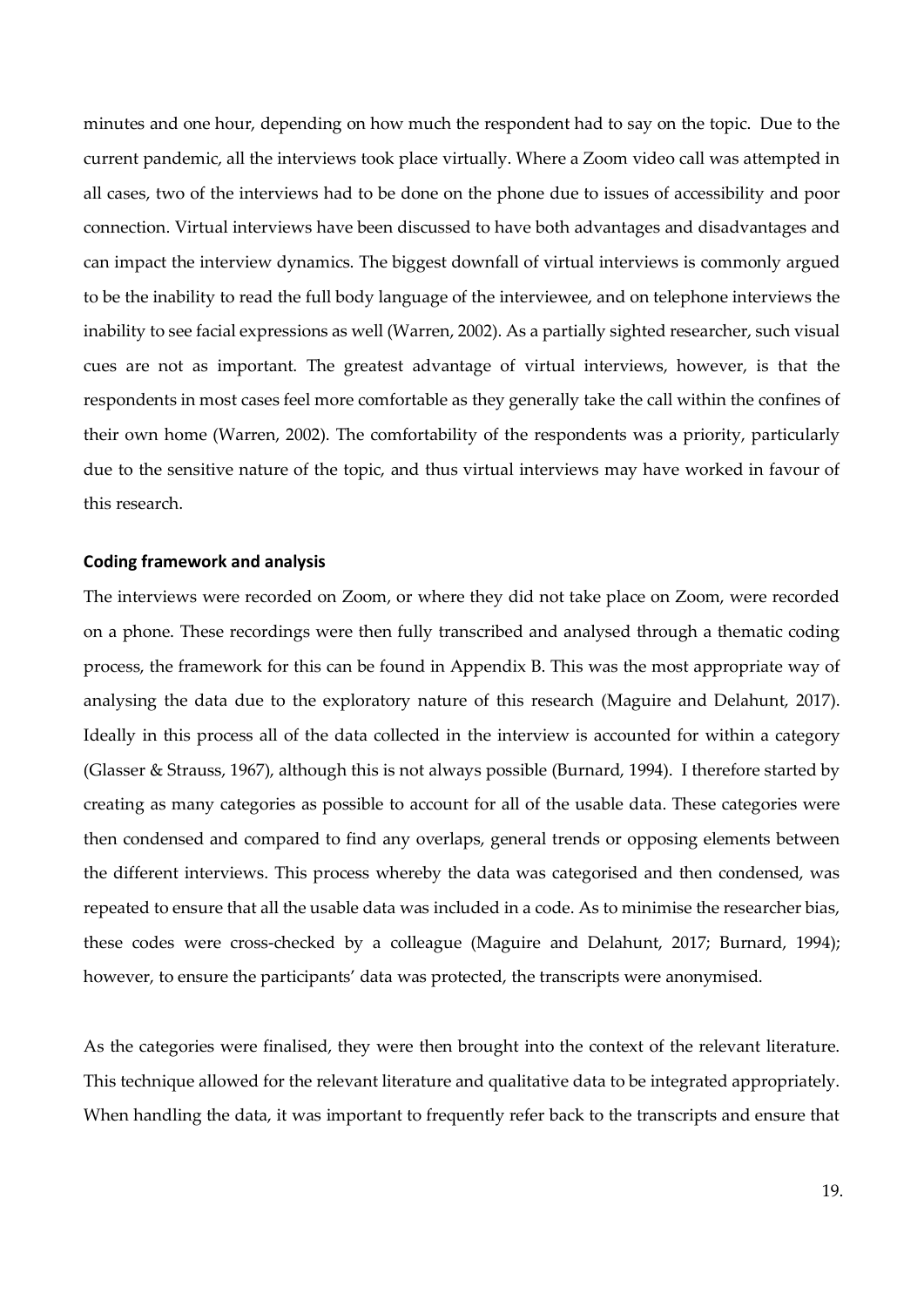minutes and one hour, depending on how much the respondent had to say on the topic. Due to the current pandemic, all the interviews took place virtually. Where a Zoom video call was attempted in all cases, two of the interviews had to be done on the phone due to issues of accessibility and poor connection. Virtual interviews have been discussed to have both advantages and disadvantages and can impact the interview dynamics. The biggest downfall of virtual interviews is commonly argued to be the inability to read the full body language of the interviewee, and on telephone interviews the inability to see facial expressions as well (Warren, 2002). As a partially sighted researcher, such visual cues are not as important. The greatest advantage of virtual interviews, however, is that the respondents in most cases feel more comfortable as they generally take the call within the confines of their own home (Warren, 2002). The comfortability of the respondents was a priority, particularly due to the sensitive nature of the topic, and thus virtual interviews may have worked in favour of this research.

**Coding framework and analysis**

The interviews were recorded on Zoom, or where they did not take place on Zoom, were recorded on a phone. These recordings were then fully transcribed and analysed through a thematic coding process, the framework for this can be found in Appendix B. This was the most appropriate way of analysing the data due to the exploratory nature of this research (Maguire and Delahunt, 2017). Ideally in this process all of the data collected in the interview is accounted for within a category (Glasser & Strauss, 1967), although this is not always possible (Burnard, 1994). I therefore started by creating as many categories as possible to account for all of the usable data. These categories were then condensed and compared to find any overlaps, general trends or opposing elements between the different interviews. This process whereby the data was categorised and then condensed, was repeated to ensure that all the usable data was included in a code. As to minimise the researcher bias, these codes were cross-checked by a colleague (Maguire and Delahunt, 2017; Burnard, 1994); however, to ensure the participants' data was protected, the transcripts were anonymised.

As the categories were finalised, they were then brought into the context of the relevant literature. This technique allowed for the relevant literature and qualitative data to be integrated appropriately. When handling the data, it was important to frequently refer back to the transcripts and ensure that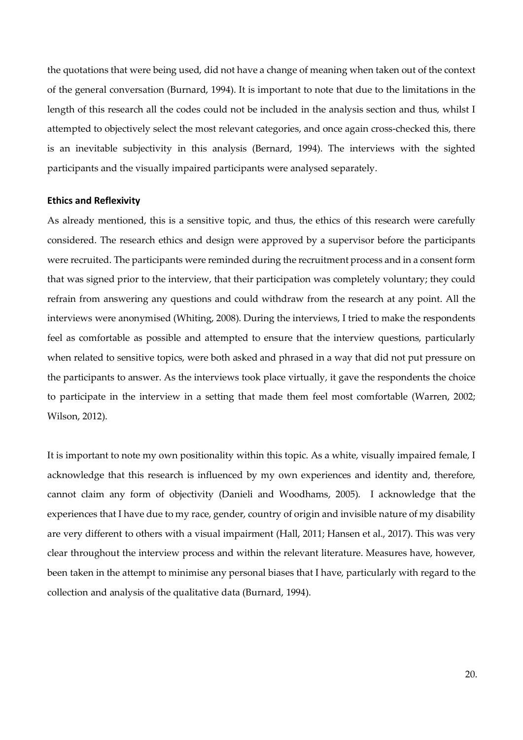the quotations that were being used, did not have a change of meaning when taken out of the context of the general conversation (Burnard, 1994). It is important to note that due to the limitations in the length of this research all the codes could not be included in the analysis section and thus, whilst I attempted to objectively select the most relevant categories, and once again cross-checked this, there is an inevitable subjectivity in this analysis (Bernard, 1994). The interviews with the sighted participants and the visually impaired participants were analysed separately.

### Ethics and Reflexivity

As already mentioned, this is a sensitive topic, and thus, the ethics of this research were carefully considered. The research ethics and design were approved by a supervisor before the participants were recruited. The participants were reminded during the recruitment process and in a consent form that was signed prior to the interview, that their participation was completely voluntary; they could refrain from answering any questions and could withdraw from the research at any point. All the interviews were anonymised (Whiting, 2008). During the interviews, I tried to make the respondents feel as comfortable as possible and attempted to ensure that the interview questions, particularly when related to sensitive topics, were both asked and phrased in a way that did not put pressure on the participants to answer. As the interviews took place virtually, it gave the respondents the choice to participate in the interview in a setting that made them feel most comfortable (Warren, 2002; Wilson, 2012).

It is important to note my own positionality within this topic. As a white, visually impaired female, I acknowledge that this research is influenced by my own experiences and identity and, therefore, cannot claim any form of objectivity (Danieli and Woodhams, 2005). I acknowledge that the experiences that I have due to my race, gender, country of origin and invisible nature of my disability are very different to others with a visual impairment (Hall, 2011; Hansen et al., 2017). This was very clear throughout the interview process and within the relevant literature. Measures have, however, been taken in the attempt to minimise any personal biases that I have, particularly with regard to the collection and analysis of the qualitative data (Burnard, 1994).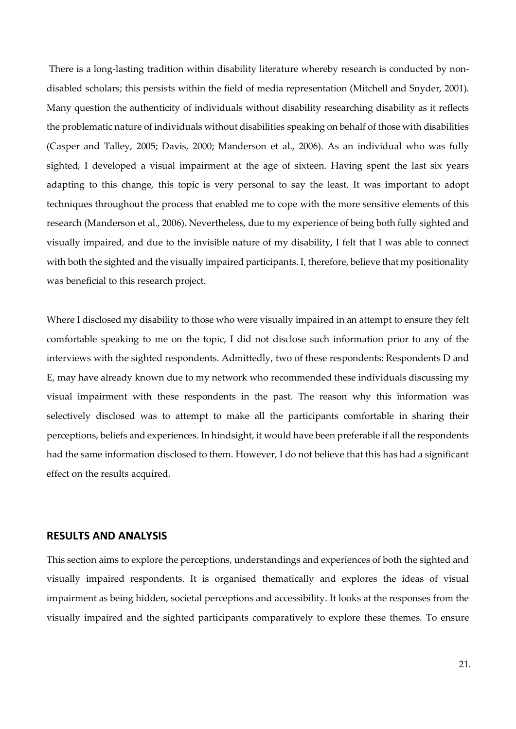There is a long-lasting tradition within disability literature whereby research is conducted by non-disabled scholars; this persists within the field of media representation (Mitchell and Snyder, 2001). Many question the authenticity of individuals without disability researching disability as it reflects the problematic nature of individuals without disabilities speaking on behalf of those with disabilities (Casper and Talley, 2005; Davis, 2000; Manderson et al., 2006). As an individual who was fully sighted, I developed a visual impairment at the age of sixteen. Having spent the last six years adapting to this change, this topic is very personal to say the least. It was important to adopt techniques throughout the process that enabled me to cope with the more sensitive elements of this research (Manderson et al., 2006). Nevertheless, due to my experience of being both fully sighted and visually impaired, and due to the invisible nature of my disability, I felt that I was able to connect with both the sighted and the visually impaired participants. I, therefore, believe that my positionality was beneficial to this research project.

Where I disclosed my disability to those who were visually impaired in an attempt to ensure they felt comfortable speaking to me on the topic, I did not disclose such information prior to any of the interviews with the sighted respondents. Admittedly, two of these respondents: Respondents D and E, may have already known due to my network who recommended these individuals discussing my visual impairment with these respondents in the past. The reason why this information was selectively disclosed was to attempt to make all the participants comfortable in sharing their perceptions, beliefs and experiences. In hindsight, it would have been preferable if all the respondents had the same information disclosed to them. However, I do not believe that this has had a significant effect on the results acquired.

## RESULTS AND ANALYSIS

This section aims to explore the perceptions, understandings and experiences of both the sighted and visually impaired respondents. It is organised thematically and explores the ideas of visual impairment as being hidden, societal perceptions and accessibility. It looks at the responses from the visually impaired and the sighted participants comparatively to explore these themes. To ensure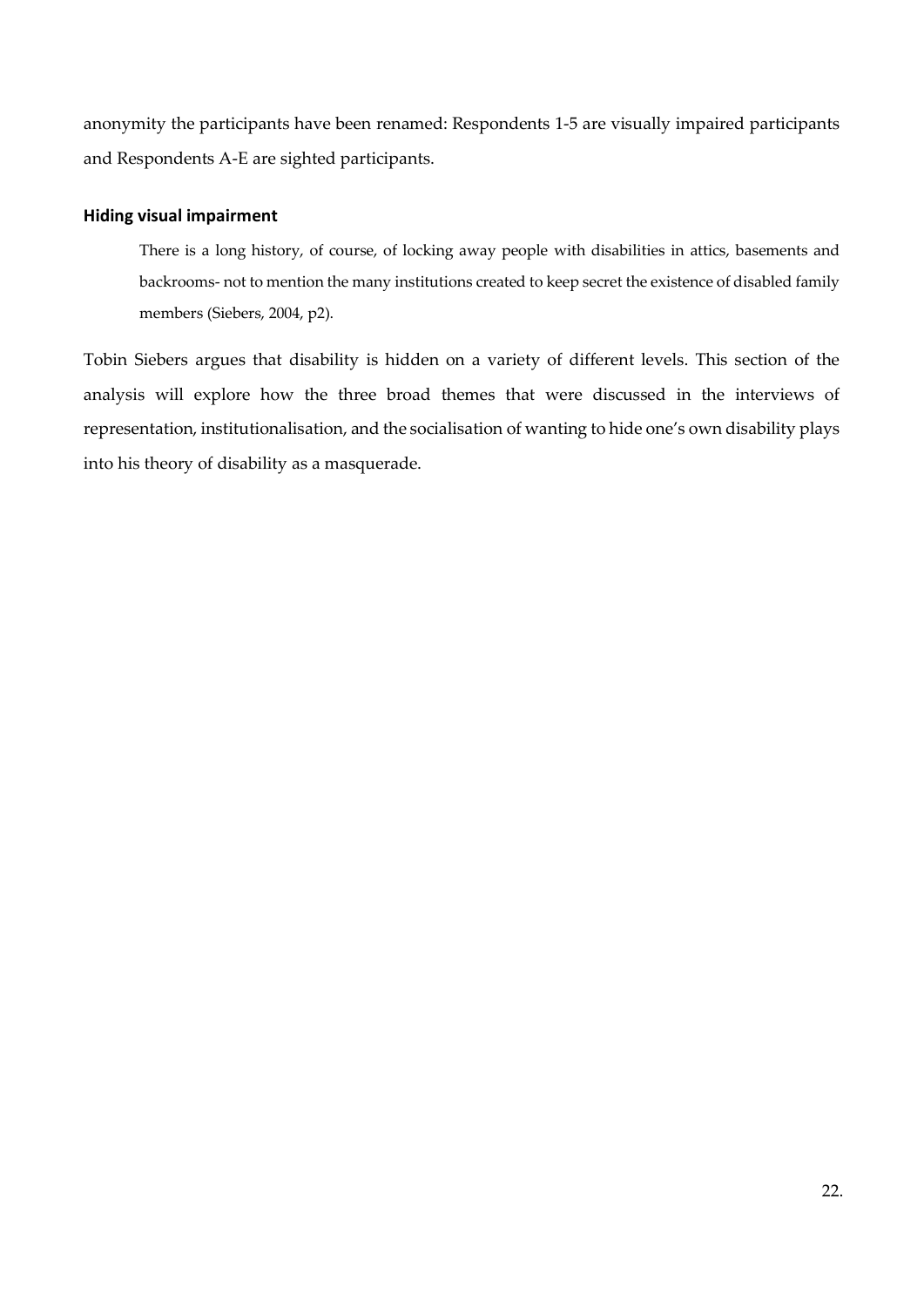anonymity the participants have been renamed: Respondents 1-5 are visually impaired participants and Respondents A-E are sighted participants.

### Hiding visual impairment

> There is a long history, of course, of locking away people with disabilities in attics, basements and backrooms- not to mention the many institutions created to keep secret the existence of disabled family members (Siebers, 2004, p2).

Tobin Siebers argues that disability is hidden on a variety of different levels. This section of the analysis will explore how the three broad themes that were discussed in the interviews of representation, institutionalisation, and the socialisation of wanting to hide one's own disability plays into his theory of disability as a masquerade.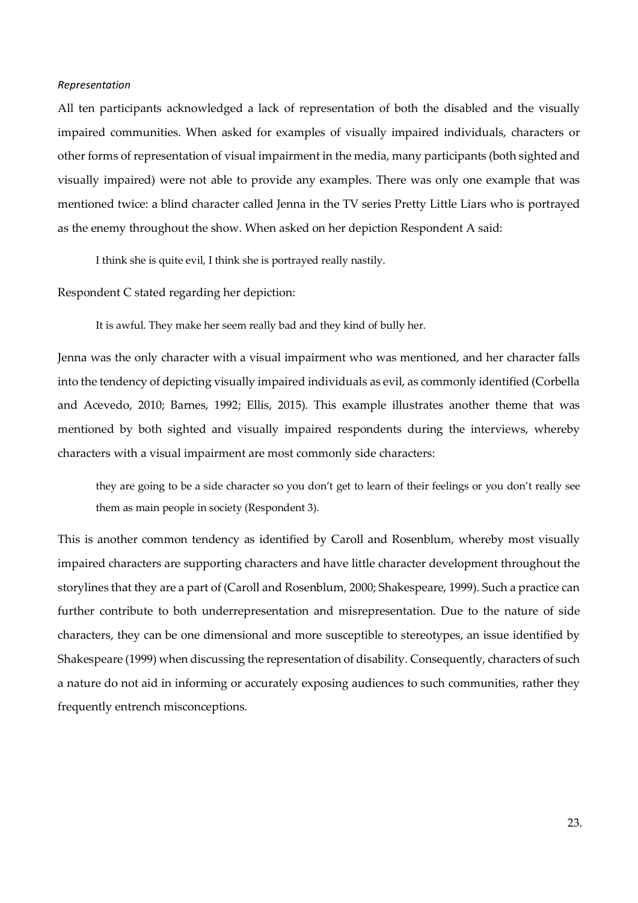*Representation*

All ten participants acknowledged a lack of representation of both the disabled and the visually impaired communities. When asked for examples of visually impaired individuals, characters or other forms of representation of visual impairment in the media, many participants (both sighted and visually impaired) were not able to provide any examples. There was only one example that was mentioned twice: a blind character called Jenna in the TV series Pretty Little Liars who is portrayed as the enemy throughout the show. When asked on her depiction Respondent A said:

> I think she is quite evil, I think she is portrayed really nastily.

Respondent C stated regarding her depiction:

> It is awful. They make her seem really bad and they kind of bully her.

Jenna was the only character with a visual impairment who was mentioned, and her character falls into the tendency of depicting visually impaired individuals as evil, as commonly identified (Corbella and Acevedo, 2010; Barnes, 1992; Ellis, 2015). This example illustrates another theme that was mentioned by both sighted and visually impaired respondents during the interviews, whereby characters with a visual impairment are most commonly side characters:

> they are going to be a side character so you don't get to learn of their feelings or you don't really see them as main people in society (Respondent 3).

This is another common tendency as identified by Caroll and Rosenblum, whereby most visually impaired characters are supporting characters and have little character development throughout the storylines that they are a part of (Caroll and Rosenblum, 2000; Shakespeare, 1999). Such a practice can further contribute to both underrepresentation and misrepresentation. Due to the nature of side characters, they can be one dimensional and more susceptible to stereotypes, an issue identified by Shakespeare (1999) when discussing the representation of disability. Consequently, characters of such a nature do not aid in informing or accurately exposing audiences to such communities, rather they frequently entrench misconceptions.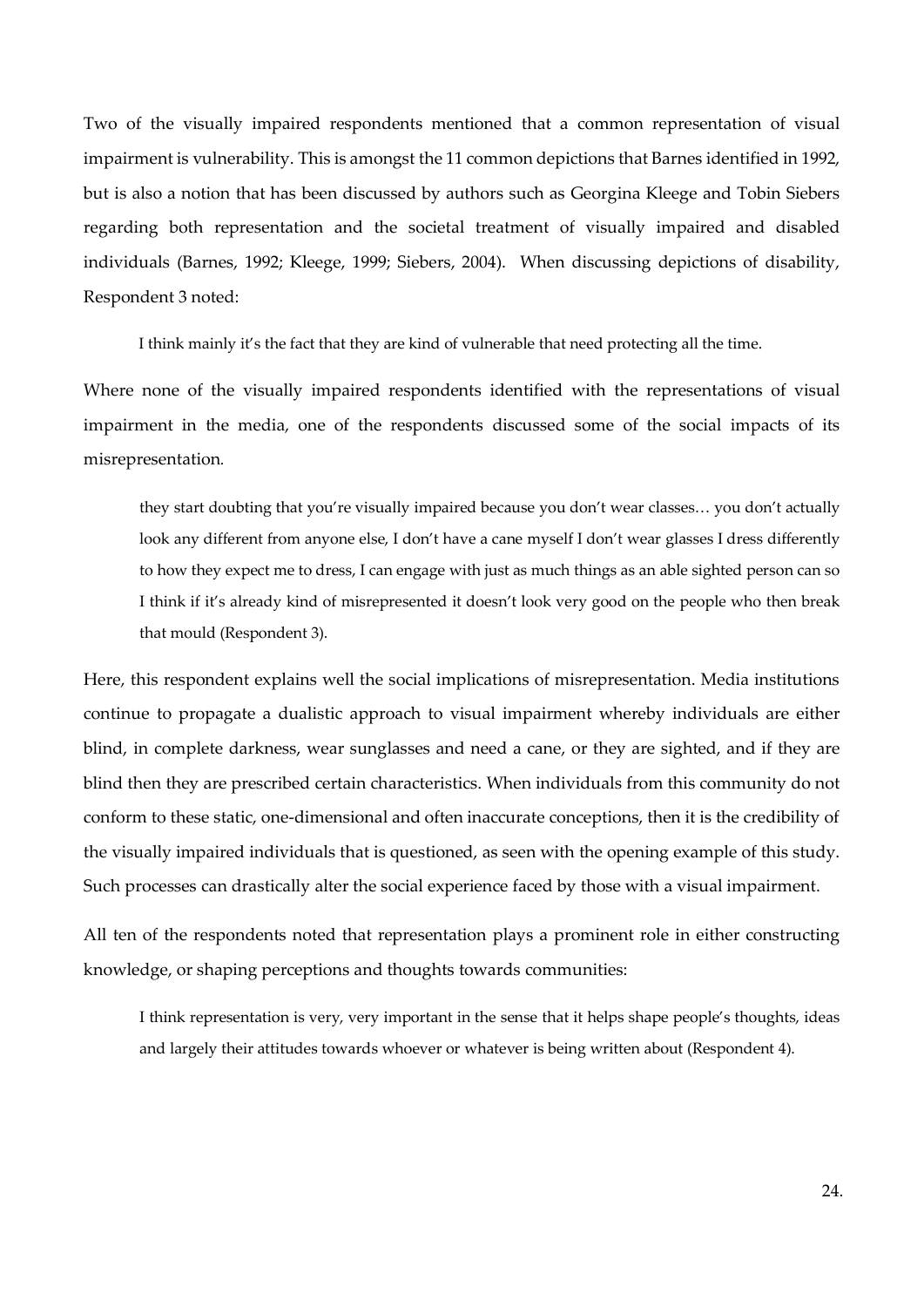Two of the visually impaired respondents mentioned that a common representation of visual impairment is vulnerability. This is amongst the 11 common depictions that Barnes identified in 1992, but is also a notion that has been discussed by authors such as Georgina Kleege and Tobin Siebers regarding both representation and the societal treatment of visually impaired and disabled individuals (Barnes, 1992; Kleege, 1999; Siebers, 2004). When discussing depictions of disability, Respondent 3 noted:

> I think mainly it's the fact that they are kind of vulnerable that need protecting all the time.

Where none of the visually impaired respondents identified with the representations of visual impairment in the media, one of the respondents discussed some of the social impacts of its misrepresentation.

> they start doubting that you're visually impaired because you don't wear classes… you don't actually look any different from anyone else, I don't have a cane myself I don't wear glasses I dress differently to how they expect me to dress, I can engage with just as much things as an able sighted person can so I think if it's already kind of misrepresented it doesn't look very good on the people who then break that mould (Respondent 3).

Here, this respondent explains well the social implications of misrepresentation. Media institutions continue to propagate a dualistic approach to visual impairment whereby individuals are either blind, in complete darkness, wear sunglasses and need a cane, or they are sighted, and if they are blind then they are prescribed certain characteristics. When individuals from this community do not conform to these static, one-dimensional and often inaccurate conceptions, then it is the credibility of the visually impaired individuals that is questioned, as seen with the opening example of this study. Such processes can drastically alter the social experience faced by those with a visual impairment.

All ten of the respondents noted that representation plays a prominent role in either constructing knowledge, or shaping perceptions and thoughts towards communities:

> I think representation is very, very important in the sense that it helps shape people's thoughts, ideas and largely their attitudes towards whoever or whatever is being written about (Respondent 4).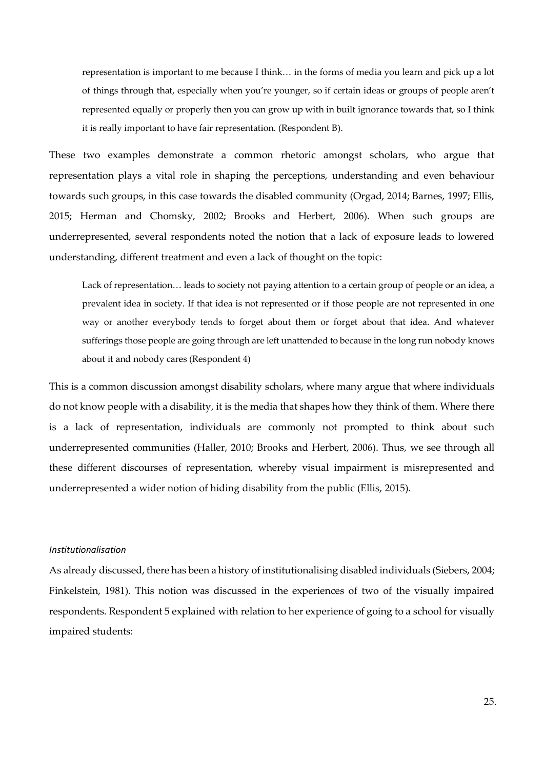> representation is important to me because I think… in the forms of media you learn and pick up a lot of things through that, especially when you're younger, so if certain ideas or groups of people aren't represented equally or properly then you can grow up with in built ignorance towards that, so I think it is really important to have fair representation. (Respondent B).

These two examples demonstrate a common rhetoric amongst scholars, who argue that representation plays a vital role in shaping the perceptions, understanding and even behaviour towards such groups, in this case towards the disabled community (Orgad, 2014; Barnes, 1997; Ellis, 2015; Herman and Chomsky, 2002; Brooks and Herbert, 2006). When such groups are underrepresented, several respondents noted the notion that a lack of exposure leads to lowered understanding, different treatment and even a lack of thought on the topic:

> Lack of representation… leads to society not paying attention to a certain group of people or an idea, a prevalent idea in society. If that idea is not represented or if those people are not represented in one way or another everybody tends to forget about them or forget about that idea. And whatever sufferings those people are going through are left unattended to because in the long run nobody knows about it and nobody cares (Respondent 4)

This is a common discussion amongst disability scholars, where many argue that where individuals do not know people with a disability, it is the media that shapes how they think of them. Where there is a lack of representation, individuals are commonly not prompted to think about such underrepresented communities (Haller, 2010; Brooks and Herbert, 2006). Thus, we see through all these different discourses of representation, whereby visual impairment is misrepresented and underrepresented a wider notion of hiding disability from the public (Ellis, 2015).

*Institutionalisation*

As already discussed, there has been a history of institutionalising disabled individuals (Siebers, 2004; Finkelstein, 1981). This notion was discussed in the experiences of two of the visually impaired respondents. Respondent 5 explained with relation to her experience of going to a school for visually impaired students: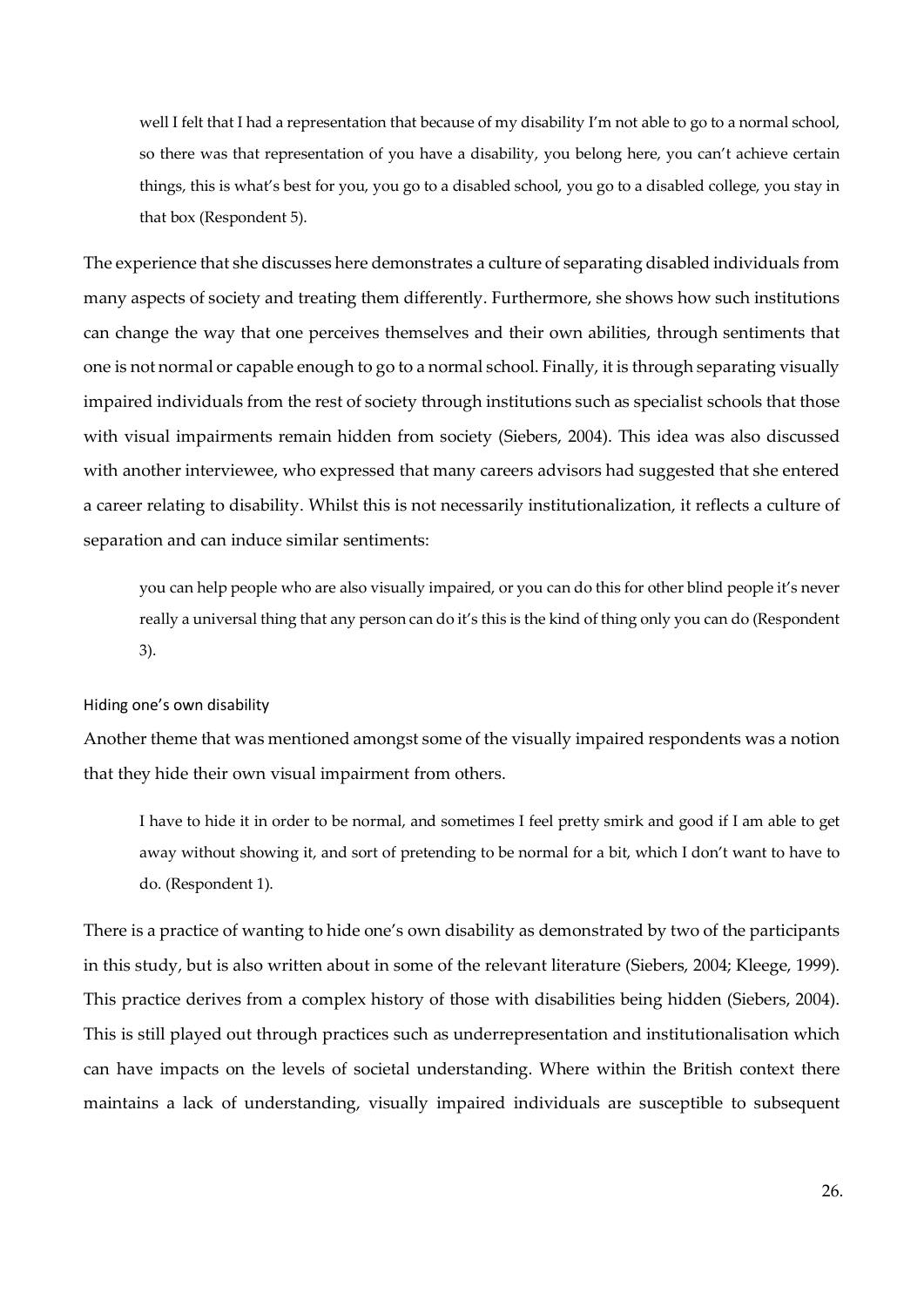> well I felt that I had a representation that because of my disability I'm not able to go to a normal school, so there was that representation of you have a disability, you belong here, you can't achieve certain things, this is what's best for you, you go to a disabled school, you go to a disabled college, you stay in that box (Respondent 5).

The experience that she discusses here demonstrates a culture of separating disabled individuals from many aspects of society and treating them differently. Furthermore, she shows how such institutions can change the way that one perceives themselves and their own abilities, through sentiments that one is not normal or capable enough to go to a normal school. Finally, it is through separating visually impaired individuals from the rest of society through institutions such as specialist schools that those with visual impairments remain hidden from society (Siebers, 2004). This idea was also discussed with another interviewee, who expressed that many careers advisors had suggested that she entered a career relating to disability. Whilst this is not necessarily institutionalization, it reflects a culture of separation and can induce similar sentiments:

> you can help people who are also visually impaired, or you can do this for other blind people it's never really a universal thing that any person can do it's this is the kind of thing only you can do (Respondent 3).

#### Hiding one's own disability

Another theme that was mentioned amongst some of the visually impaired respondents was a notion that they hide their own visual impairment from others.

> I have to hide it in order to be normal, and sometimes I feel pretty smirk and good if I am able to get away without showing it, and sort of pretending to be normal for a bit, which I don't want to have to do. (Respondent 1).

There is a practice of wanting to hide one's own disability as demonstrated by two of the participants in this study, but is also written about in some of the relevant literature (Siebers, 2004; Kleege, 1999). This practice derives from a complex history of those with disabilities being hidden (Siebers, 2004). This is still played out through practices such as underrepresentation and institutionalisation which can have impacts on the levels of societal understanding. Where within the British context there maintains a lack of understanding, visually impaired individuals are susceptible to subsequent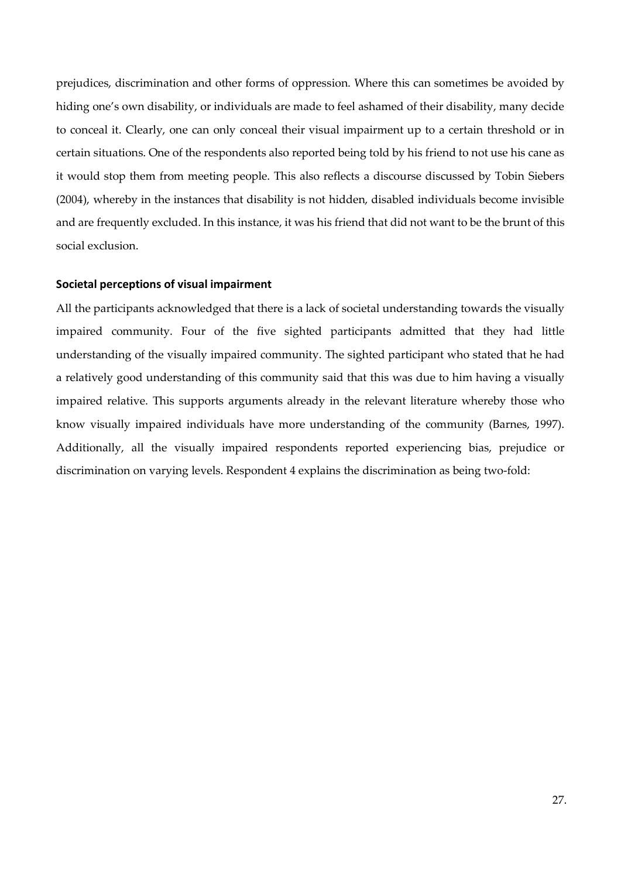prejudices, discrimination and other forms of oppression. Where this can sometimes be avoided by hiding one's own disability, or individuals are made to feel ashamed of their disability, many decide to conceal it. Clearly, one can only conceal their visual impairment up to a certain threshold or in certain situations. One of the respondents also reported being told by his friend to not use his cane as it would stop them from meeting people. This also reflects a discourse discussed by Tobin Siebers (2004), whereby in the instances that disability is not hidden, disabled individuals become invisible and are frequently excluded. In this instance, it was his friend that did not want to be the brunt of this social exclusion.

### Societal perceptions of visual impairment

All the participants acknowledged that there is a lack of societal understanding towards the visually impaired community. Four of the five sighted participants admitted that they had little understanding of the visually impaired community. The sighted participant who stated that he had a relatively good understanding of this community said that this was due to him having a visually impaired relative. This supports arguments already in the relevant literature whereby those who know visually impaired individuals have more understanding of the community (Barnes, 1997). Additionally, all the visually impaired respondents reported experiencing bias, prejudice or discrimination on varying levels. Respondent 4 explains the discrimination as being two-fold: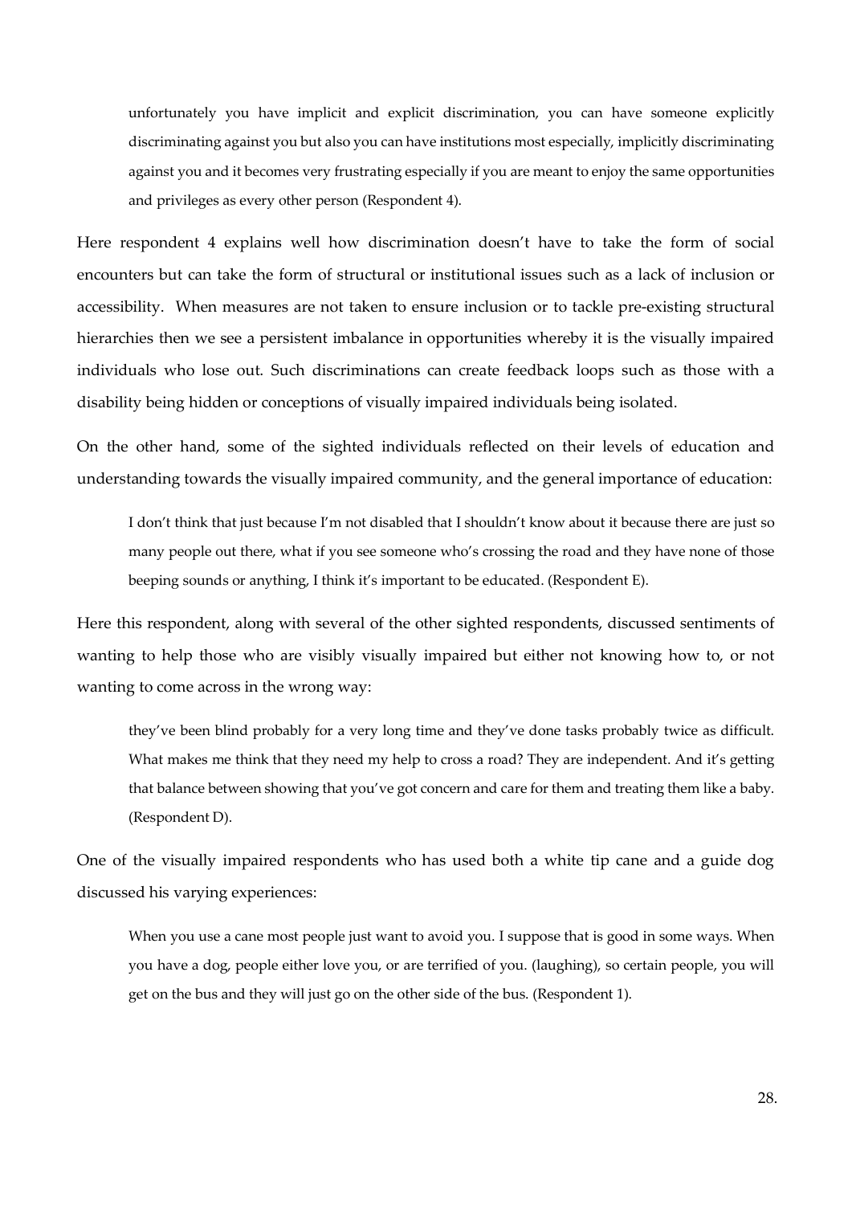> unfortunately you have implicit and explicit discrimination, you can have someone explicitly discriminating against you but also you can have institutions most especially, implicitly discriminating against you and it becomes very frustrating especially if you are meant to enjoy the same opportunities and privileges as every other person (Respondent 4).

Here respondent 4 explains well how discrimination doesn't have to take the form of social encounters but can take the form of structural or institutional issues such as a lack of inclusion or accessibility. When measures are not taken to ensure inclusion or to tackle pre-existing structural hierarchies then we see a persistent imbalance in opportunities whereby it is the visually impaired individuals who lose out. Such discriminations can create feedback loops such as those with a disability being hidden or conceptions of visually impaired individuals being isolated.

On the other hand, some of the sighted individuals reflected on their levels of education and understanding towards the visually impaired community, and the general importance of education:

> I don't think that just because I'm not disabled that I shouldn't know about it because there are just so many people out there, what if you see someone who's crossing the road and they have none of those beeping sounds or anything, I think it's important to be educated. (Respondent E).

Here this respondent, along with several of the other sighted respondents, discussed sentiments of wanting to help those who are visibly visually impaired but either not knowing how to, or not wanting to come across in the wrong way:

> they've been blind probably for a very long time and they've done tasks probably twice as difficult. What makes me think that they need my help to cross a road? They are independent. And it's getting that balance between showing that you've got concern and care for them and treating them like a baby. (Respondent D).

One of the visually impaired respondents who has used both a white tip cane and a guide dog discussed his varying experiences:

> When you use a cane most people just want to avoid you. I suppose that is good in some ways. When you have a dog, people either love you, or are terrified of you. (laughing), so certain people, you will get on the bus and they will just go on the other side of the bus. (Respondent 1).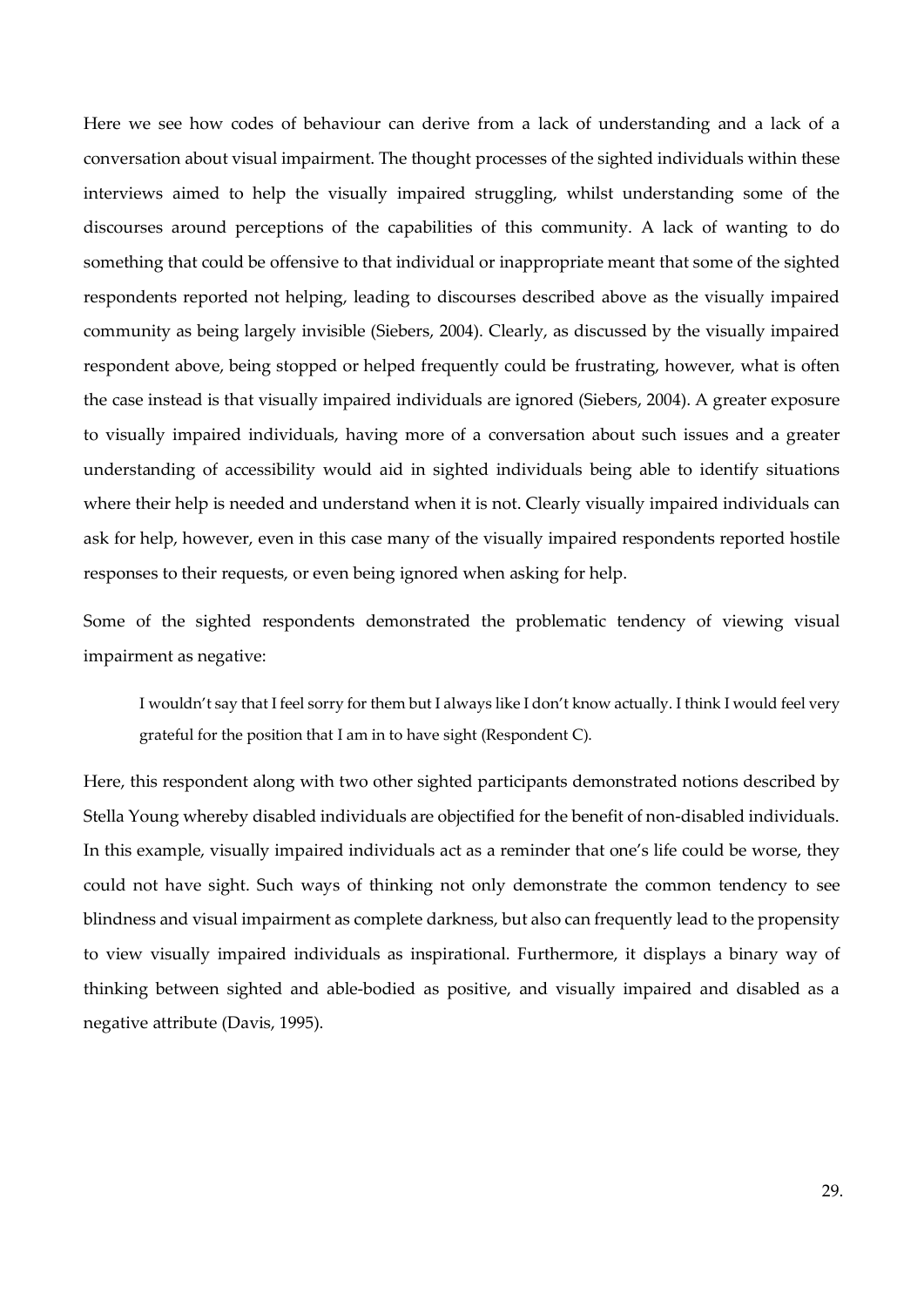Here we see how codes of behaviour can derive from a lack of understanding and a lack of a conversation about visual impairment. The thought processes of the sighted individuals within these interviews aimed to help the visually impaired struggling, whilst understanding some of the discourses around perceptions of the capabilities of this community. A lack of wanting to do something that could be offensive to that individual or inappropriate meant that some of the sighted respondents reported not helping, leading to discourses described above as the visually impaired community as being largely invisible (Siebers, 2004). Clearly, as discussed by the visually impaired respondent above, being stopped or helped frequently could be frustrating, however, what is often the case instead is that visually impaired individuals are ignored (Siebers, 2004). A greater exposure to visually impaired individuals, having more of a conversation about such issues and a greater understanding of accessibility would aid in sighted individuals being able to identify situations where their help is needed and understand when it is not. Clearly visually impaired individuals can ask for help, however, even in this case many of the visually impaired respondents reported hostile responses to their requests, or even being ignored when asking for help.

Some of the sighted respondents demonstrated the problematic tendency of viewing visual impairment as negative:

> I wouldn't say that I feel sorry for them but I always like I don't know actually. I think I would feel very grateful for the position that I am in to have sight (Respondent C).

Here, this respondent along with two other sighted participants demonstrated notions described by Stella Young whereby disabled individuals are objectified for the benefit of non-disabled individuals. In this example, visually impaired individuals act as a reminder that one's life could be worse, they could not have sight. Such ways of thinking not only demonstrate the common tendency to see blindness and visual impairment as complete darkness, but also can frequently lead to the propensity to view visually impaired individuals as inspirational. Furthermore, it displays a binary way of thinking between sighted and able-bodied as positive, and visually impaired and disabled as a negative attribute (Davis, 1995).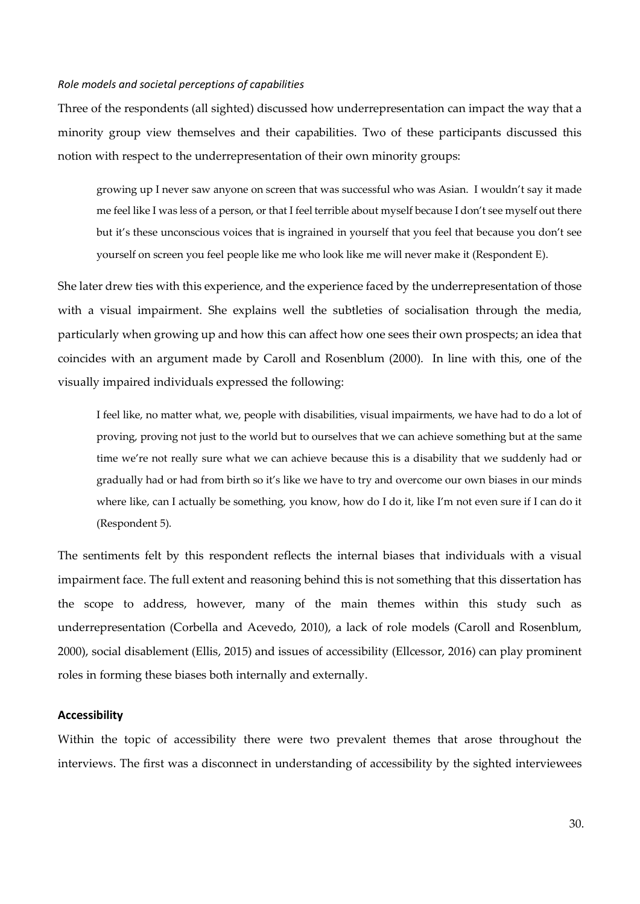*Role models and societal perceptions of capabilities*

Three of the respondents (all sighted) discussed how underrepresentation can impact the way that a minority group view themselves and their capabilities. Two of these participants discussed this notion with respect to the underrepresentation of their own minority groups:

> growing up I never saw anyone on screen that was successful who was Asian. I wouldn't say it made me feel like I was less of a person, or that I feel terrible about myself because I don't see myself out there but it's these unconscious voices that is ingrained in yourself that you feel that because you don't see yourself on screen you feel people like me who look like me will never make it (Respondent E).

She later drew ties with this experience, and the experience faced by the underrepresentation of those with a visual impairment. She explains well the subtleties of socialisation through the media, particularly when growing up and how this can affect how one sees their own prospects; an idea that coincides with an argument made by Caroll and Rosenblum (2000). In line with this, one of the visually impaired individuals expressed the following:

> I feel like, no matter what, we, people with disabilities, visual impairments, we have had to do a lot of proving, proving not just to the world but to ourselves that we can achieve something but at the same time we're not really sure what we can achieve because this is a disability that we suddenly had or gradually had or had from birth so it's like we have to try and overcome our own biases in our minds where like, can I actually be something, you know, how do I do it, like I'm not even sure if I can do it (Respondent 5).

The sentiments felt by this respondent reflects the internal biases that individuals with a visual impairment face. The full extent and reasoning behind this is not something that this dissertation has the scope to address, however, many of the main themes within this study such as underrepresentation (Corbella and Acevedo, 2010), a lack of role models (Caroll and Rosenblum, 2000), social disablement (Ellis, 2015) and issues of accessibility (Ellcessor, 2016) can play prominent roles in forming these biases both internally and externally.

### Accessibility

Within the topic of accessibility there were two prevalent themes that arose throughout the interviews. The first was a disconnect in understanding of accessibility by the sighted interviewees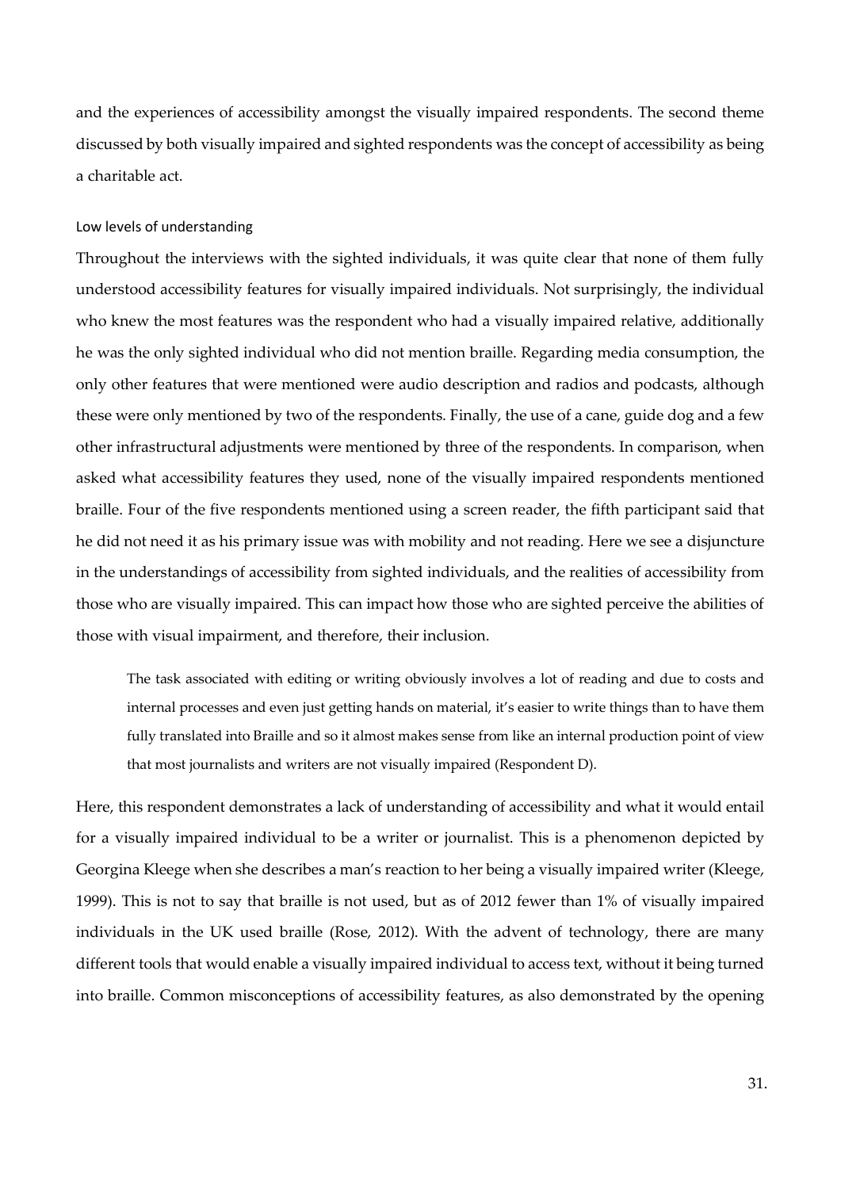and the experiences of accessibility amongst the visually impaired respondents. The second theme discussed by both visually impaired and sighted respondents was the concept of accessibility as being a charitable act.

### Low levels of understanding

Throughout the interviews with the sighted individuals, it was quite clear that none of them fully understood accessibility features for visually impaired individuals. Not surprisingly, the individual who knew the most features was the respondent who had a visually impaired relative, additionally he was the only sighted individual who did not mention braille. Regarding media consumption, the only other features that were mentioned were audio description and radios and podcasts, although these were only mentioned by two of the respondents. Finally, the use of a cane, guide dog and a few other infrastructural adjustments were mentioned by three of the respondents. In comparison, when asked what accessibility features they used, none of the visually impaired respondents mentioned braille. Four of the five respondents mentioned using a screen reader, the fifth participant said that he did not need it as his primary issue was with mobility and not reading. Here we see a disjuncture in the understandings of accessibility from sighted individuals, and the realities of accessibility from those who are visually impaired. This can impact how those who are sighted perceive the abilities of those with visual impairment, and therefore, their inclusion.

> The task associated with editing or writing obviously involves a lot of reading and due to costs and internal processes and even just getting hands on material, it's easier to write things than to have them fully translated into Braille and so it almost makes sense from like an internal production point of view that most journalists and writers are not visually impaired (Respondent D).

Here, this respondent demonstrates a lack of understanding of accessibility and what it would entail for a visually impaired individual to be a writer or journalist. This is a phenomenon depicted by Georgina Kleege when she describes a man's reaction to her being a visually impaired writer (Kleege, 1999). This is not to say that braille is not used, but as of 2012 fewer than 1% of visually impaired individuals in the UK used braille (Rose, 2012). With the advent of technology, there are many different tools that would enable a visually impaired individual to access text, without it being turned into braille. Common misconceptions of accessibility features, as also demonstrated by the opening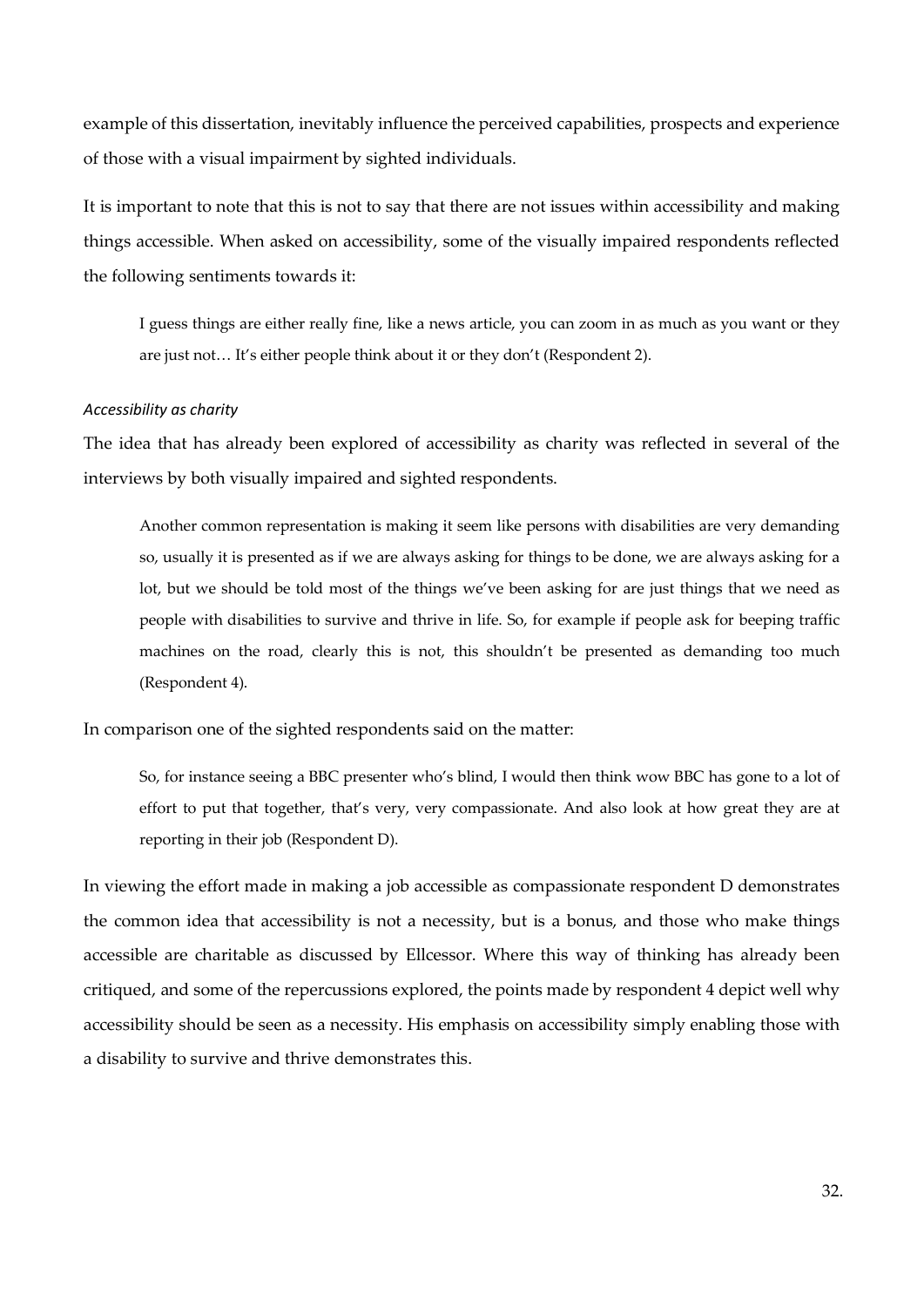example of this dissertation, inevitably influence the perceived capabilities, prospects and experience of those with a visual impairment by sighted individuals.

It is important to note that this is not to say that there are not issues within accessibility and making things accessible. When asked on accessibility, some of the visually impaired respondents reflected the following sentiments towards it:

> I guess things are either really fine, like a news article, you can zoom in as much as you want or they are just not… It's either people think about it or they don't (Respondent 2).

*Accessibility as charity*

The idea that has already been explored of accessibility as charity was reflected in several of the interviews by both visually impaired and sighted respondents.

> Another common representation is making it seem like persons with disabilities are very demanding so, usually it is presented as if we are always asking for things to be done, we are always asking for a lot, but we should be told most of the things we've been asking for are just things that we need as people with disabilities to survive and thrive in life. So, for example if people ask for beeping traffic machines on the road, clearly this is not, this shouldn't be presented as demanding too much (Respondent 4).

In comparison one of the sighted respondents said on the matter:

> So, for instance seeing a BBC presenter who's blind, I would then think wow BBC has gone to a lot of effort to put that together, that's very, very compassionate. And also look at how great they are at reporting in their job (Respondent D).

In viewing the effort made in making a job accessible as compassionate respondent D demonstrates the common idea that accessibility is not a necessity, but is a bonus, and those who make things accessible are charitable as discussed by Ellcessor. Where this way of thinking has already been critiqued, and some of the repercussions explored, the points made by respondent 4 depict well why accessibility should be seen as a necessity. His emphasis on accessibility simply enabling those with a disability to survive and thrive demonstrates this.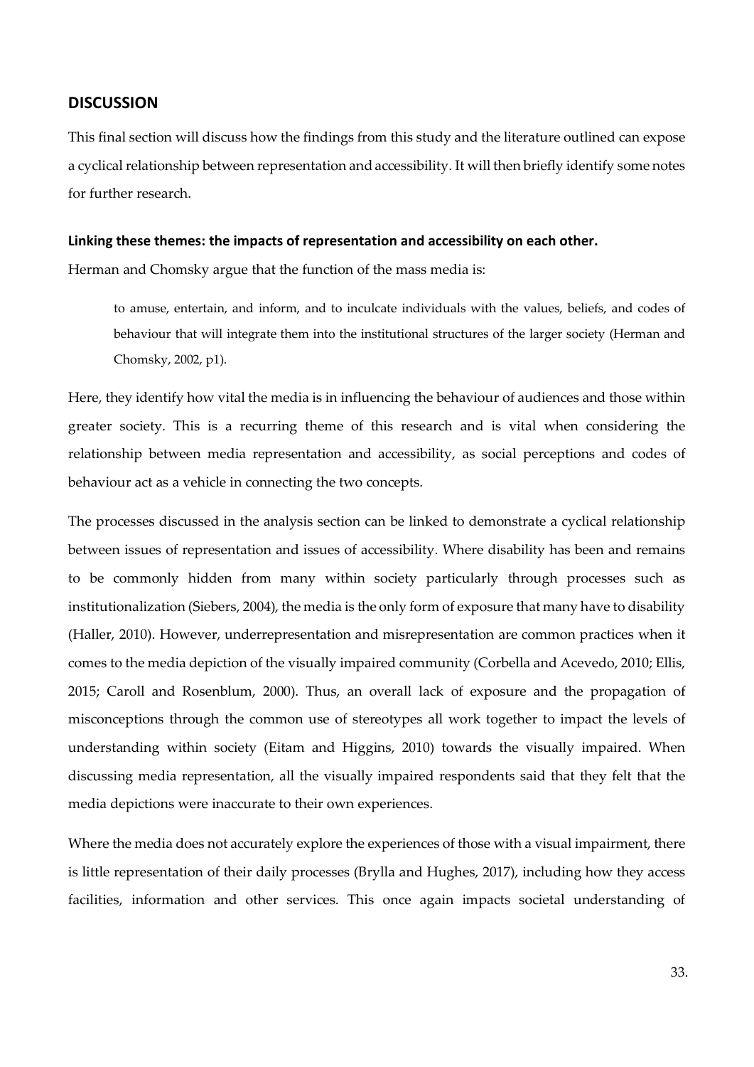## DISCUSSION

This final section will discuss how the findings from this study and the literature outlined can expose a cyclical relationship between representation and accessibility. It will then briefly identify some notes for further research.

### Linking these themes: the impacts of representation and accessibility on each other.

Herman and Chomsky argue that the function of the mass media is:

> to amuse, entertain, and inform, and to inculcate individuals with the values, beliefs, and codes of behaviour that will integrate them into the institutional structures of the larger society (Herman and Chomsky, 2002, p1).

Here, they identify how vital the media is in influencing the behaviour of audiences and those within greater society. This is a recurring theme of this research and is vital when considering the relationship between media representation and accessibility, as social perceptions and codes of behaviour act as a vehicle in connecting the two concepts.

The processes discussed in the analysis section can be linked to demonstrate a cyclical relationship between issues of representation and issues of accessibility. Where disability has been and remains to be commonly hidden from many within society particularly through processes such as institutionalization (Siebers, 2004), the media is the only form of exposure that many have to disability (Haller, 2010). However, underrepresentation and misrepresentation are common practices when it comes to the media depiction of the visually impaired community (Corbella and Acevedo, 2010; Ellis, 2015; Caroll and Rosenblum, 2000). Thus, an overall lack of exposure and the propagation of misconceptions through the common use of stereotypes all work together to impact the levels of understanding within society (Eitam and Higgins, 2010) towards the visually impaired. When discussing media representation, all the visually impaired respondents said that they felt that the media depictions were inaccurate to their own experiences.

Where the media does not accurately explore the experiences of those with a visual impairment, there is little representation of their daily processes (Brylla and Hughes, 2017), including how they access facilities, information and other services. This once again impacts societal understanding of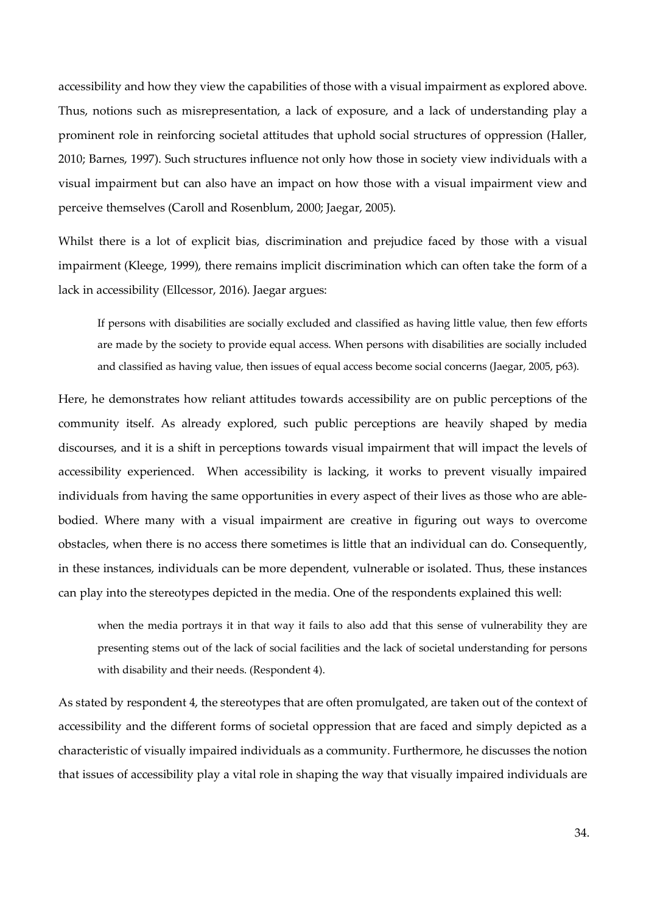accessibility and how they view the capabilities of those with a visual impairment as explored above. Thus, notions such as misrepresentation, a lack of exposure, and a lack of understanding play a prominent role in reinforcing societal attitudes that uphold social structures of oppression (Haller, 2010; Barnes, 1997). Such structures influence not only how those in society view individuals with a visual impairment but can also have an impact on how those with a visual impairment view and perceive themselves (Caroll and Rosenblum, 2000; Jaegar, 2005).

Whilst there is a lot of explicit bias, discrimination and prejudice faced by those with a visual impairment (Kleege, 1999), there remains implicit discrimination which can often take the form of a lack in accessibility (Ellcessor, 2016). Jaegar argues:

> If persons with disabilities are socially excluded and classified as having little value, then few efforts are made by the society to provide equal access. When persons with disabilities are socially included and classified as having value, then issues of equal access become social concerns (Jaegar, 2005, p63).

Here, he demonstrates how reliant attitudes towards accessibility are on public perceptions of the community itself. As already explored, such public perceptions are heavily shaped by media discourses, and it is a shift in perceptions towards visual impairment that will impact the levels of accessibility experienced. When accessibility is lacking, it works to prevent visually impaired individuals from having the same opportunities in every aspect of their lives as those who are able-bodied. Where many with a visual impairment are creative in figuring out ways to overcome obstacles, when there is no access there sometimes is little that an individual can do. Consequently, in these instances, individuals can be more dependent, vulnerable or isolated. Thus, these instances can play into the stereotypes depicted in the media. One of the respondents explained this well:

> when the media portrays it in that way it fails to also add that this sense of vulnerability they are presenting stems out of the lack of social facilities and the lack of societal understanding for persons with disability and their needs. (Respondent 4).

As stated by respondent 4, the stereotypes that are often promulgated, are taken out of the context of accessibility and the different forms of societal oppression that are faced and simply depicted as a characteristic of visually impaired individuals as a community. Furthermore, he discusses the notion that issues of accessibility play a vital role in shaping the way that visually impaired individuals are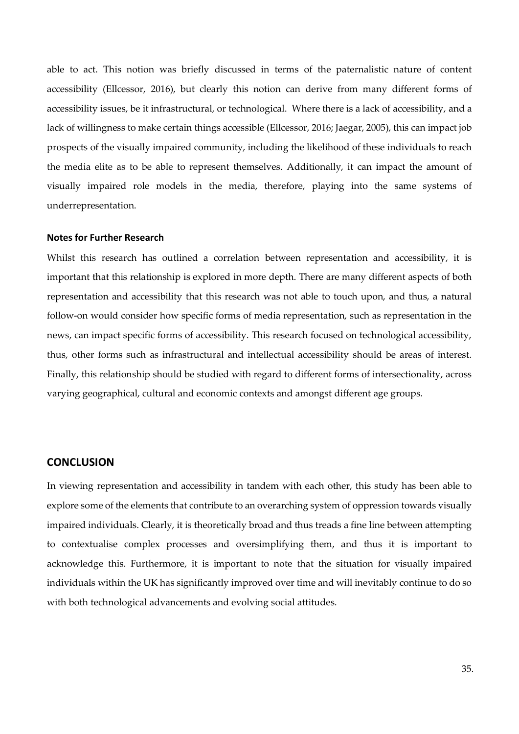able to act. This notion was briefly discussed in terms of the paternalistic nature of content accessibility (Ellcessor, 2016), but clearly this notion can derive from many different forms of accessibility issues, be it infrastructural, or technological. Where there is a lack of accessibility, and a lack of willingness to make certain things accessible (Ellcessor, 2016; Jaegar, 2005), this can impact job prospects of the visually impaired community, including the likelihood of these individuals to reach the media elite as to be able to represent themselves. Additionally, it can impact the amount of visually impaired role models in the media, therefore, playing into the same systems of underrepresentation.

### Notes for Further Research

Whilst this research has outlined a correlation between representation and accessibility, it is important that this relationship is explored in more depth. There are many different aspects of both representation and accessibility that this research was not able to touch upon, and thus, a natural follow-on would consider how specific forms of media representation, such as representation in the news, can impact specific forms of accessibility. This research focused on technological accessibility, thus, other forms such as infrastructural and intellectual accessibility should be areas of interest. Finally, this relationship should be studied with regard to different forms of intersectionality, across varying geographical, cultural and economic contexts and amongst different age groups.

## CONCLUSION

In viewing representation and accessibility in tandem with each other, this study has been able to explore some of the elements that contribute to an overarching system of oppression towards visually impaired individuals. Clearly, it is theoretically broad and thus treads a fine line between attempting to contextualise complex processes and oversimplifying them, and thus it is important to acknowledge this. Furthermore, it is important to note that the situation for visually impaired individuals within the UK has significantly improved over time and will inevitably continue to do so with both technological advancements and evolving social attitudes.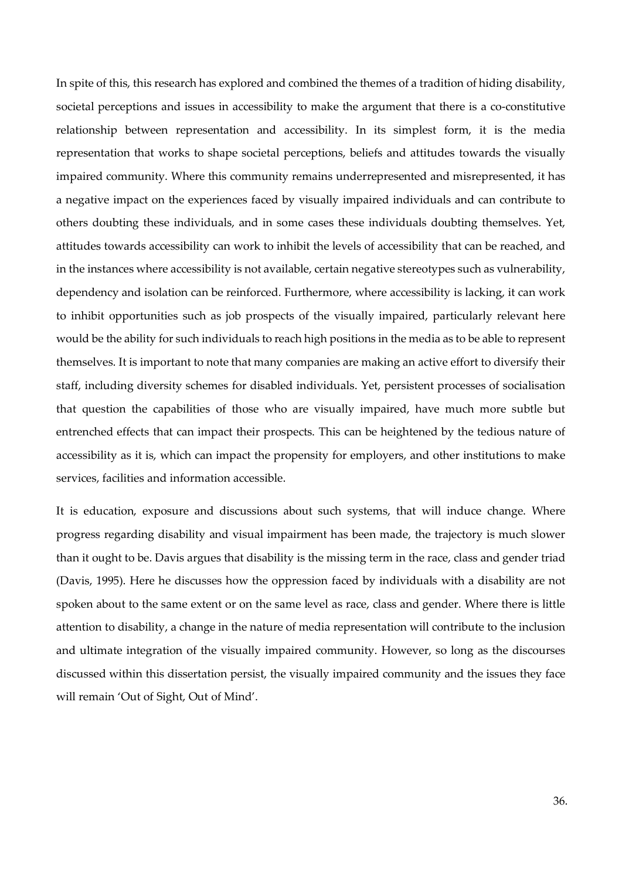In spite of this, this research has explored and combined the themes of a tradition of hiding disability, societal perceptions and issues in accessibility to make the argument that there is a co-constitutive relationship between representation and accessibility. In its simplest form, it is the media representation that works to shape societal perceptions, beliefs and attitudes towards the visually impaired community. Where this community remains underrepresented and misrepresented, it has a negative impact on the experiences faced by visually impaired individuals and can contribute to others doubting these individuals, and in some cases these individuals doubting themselves. Yet, attitudes towards accessibility can work to inhibit the levels of accessibility that can be reached, and in the instances where accessibility is not available, certain negative stereotypes such as vulnerability, dependency and isolation can be reinforced. Furthermore, where accessibility is lacking, it can work to inhibit opportunities such as job prospects of the visually impaired, particularly relevant here would be the ability for such individuals to reach high positions in the media as to be able to represent themselves. It is important to note that many companies are making an active effort to diversify their staff, including diversity schemes for disabled individuals. Yet, persistent processes of socialisation that question the capabilities of those who are visually impaired, have much more subtle but entrenched effects that can impact their prospects. This can be heightened by the tedious nature of accessibility as it is, which can impact the propensity for employers, and other institutions to make services, facilities and information accessible.

It is education, exposure and discussions about such systems, that will induce change. Where progress regarding disability and visual impairment has been made, the trajectory is much slower than it ought to be. Davis argues that disability is the missing term in the race, class and gender triad (Davis, 1995). Here he discusses how the oppression faced by individuals with a disability are not spoken about to the same extent or on the same level as race, class and gender. Where there is little attention to disability, a change in the nature of media representation will contribute to the inclusion and ultimate integration of the visually impaired community. However, so long as the discourses discussed within this dissertation persist, the visually impaired community and the issues they face will remain 'Out of Sight, Out of Mind'.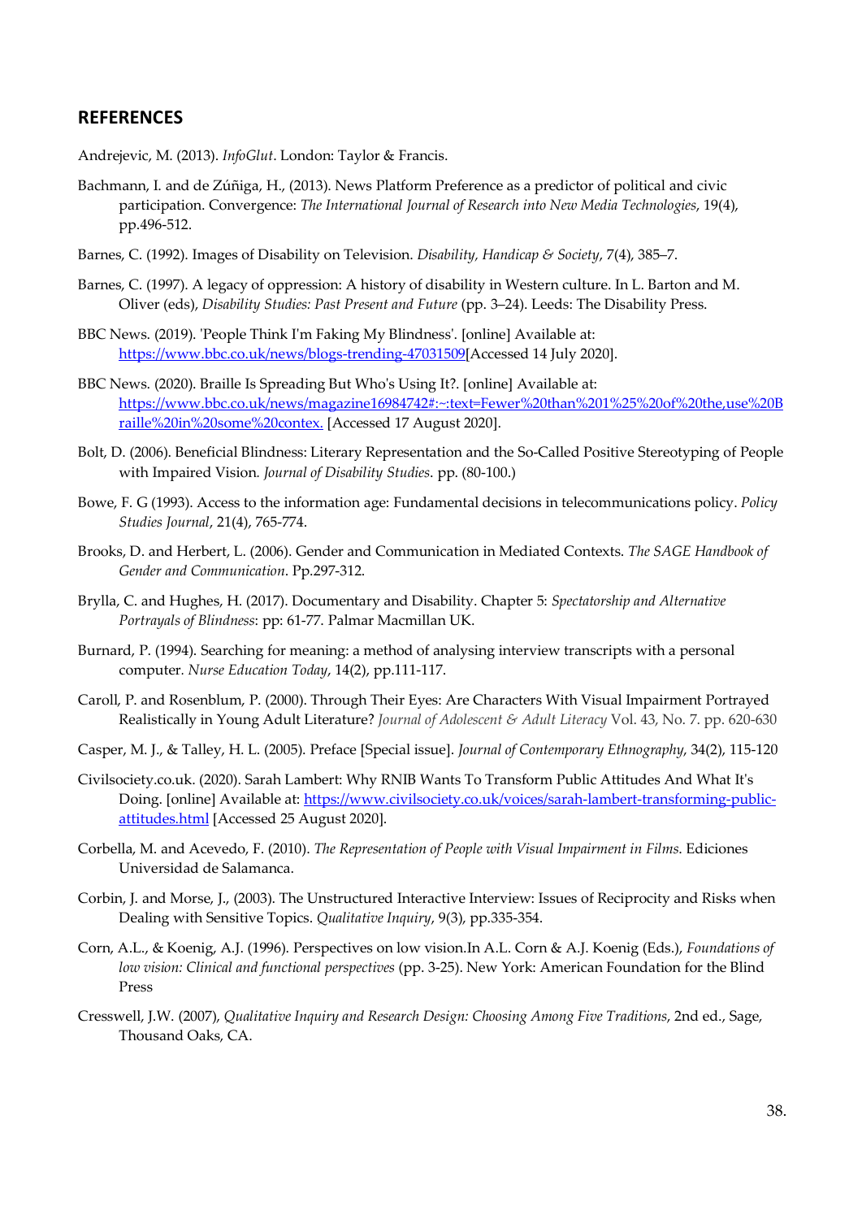## REFERENCES

Andrejevic, M. (2013). *InfoGlut*. London: Taylor & Francis.

Bachmann, I. and de Zúñiga, H., (2013). News Platform Preference as a predictor of political and civic participation. Convergence: *The International Journal of Research into New Media Technologies*, 19(4), pp.496-512.

Barnes, C. (1992). Images of Disability on Television. *Disability, Handicap & Society*, 7(4), 385–7.

Barnes, C. (1997). A legacy of oppression: A history of disability in Western culture. In L. Barton and M. Oliver (eds), *Disability Studies: Past Present and Future* (pp. 3–24). Leeds: The Disability Press.

BBC News. (2019). 'People Think I'm Faking My Blindness'. [online] Available at: https://www.bbc.co.uk/news/blogs-trending-47031509[Accessed 14 July 2020].

BBC News. (2020). Braille Is Spreading But Who's Using It?. [online] Available at: https://www.bbc.co.uk/news/magazine16984742#:~:text=Fewer%20than%201%25%20of%20the,use%20Braille%20in%20some%20contex. [Accessed 17 August 2020].

Bolt, D. (2006). Beneficial Blindness: Literary Representation and the So-Called Positive Stereotyping of People with Impaired Vision. *Journal of Disability Studies*. pp. (80-100.)

Bowe, F. G (1993). Access to the information age: Fundamental decisions in telecommunications policy. *Policy Studies Journal*, 21(4), 765-774.

Brooks, D. and Herbert, L. (2006). Gender and Communication in Mediated Contexts. *The SAGE Handbook of Gender and Communication*. Pp.297-312.

Brylla, C. and Hughes, H. (2017). Documentary and Disability. Chapter 5: *Spectatorship and Alternative Portrayals of Blindness*: pp: 61-77. Palmar Macmillan UK.

Burnard, P. (1994). Searching for meaning: a method of analysing interview transcripts with a personal computer. *Nurse Education Today*, 14(2), pp.111-117.

Caroll, P. and Rosenblum, P. (2000). Through Their Eyes: Are Characters With Visual Impairment Portrayed Realistically in Young Adult Literature? *Journal of Adolescent & Adult Literacy* Vol. 43, No. 7. pp. 620-630

Casper, M. J., & Talley, H. L. (2005). Preface [Special issue]. *Journal of Contemporary Ethnography*, 34(2), 115-120

Civilsociety.co.uk. (2020). Sarah Lambert: Why RNIB Wants To Transform Public Attitudes And What It's Doing. [online] Available at: https://www.civilsociety.co.uk/voices/sarah-lambert-transforming-public-attitudes.html [Accessed 25 August 2020].

Corbella, M. and Acevedo, F. (2010). *The Representation of People with Visual Impairment in Films*. Ediciones Universidad de Salamanca.

Corbin, J. and Morse, J., (2003). The Unstructured Interactive Interview: Issues of Reciprocity and Risks when Dealing with Sensitive Topics. *Qualitative Inquiry*, 9(3), pp.335-354.

Corn, A.L., & Koenig, A.J. (1996). Perspectives on low vision.In A.L. Corn & A.J. Koenig (Eds.), *Foundations of low vision: Clinical and functional perspectives* (pp. 3-25). New York: American Foundation for the Blind Press

Cresswell, J.W. (2007), *Qualitative Inquiry and Research Design: Choosing Among Five Traditions*, 2nd ed., Sage, Thousand Oaks, CA.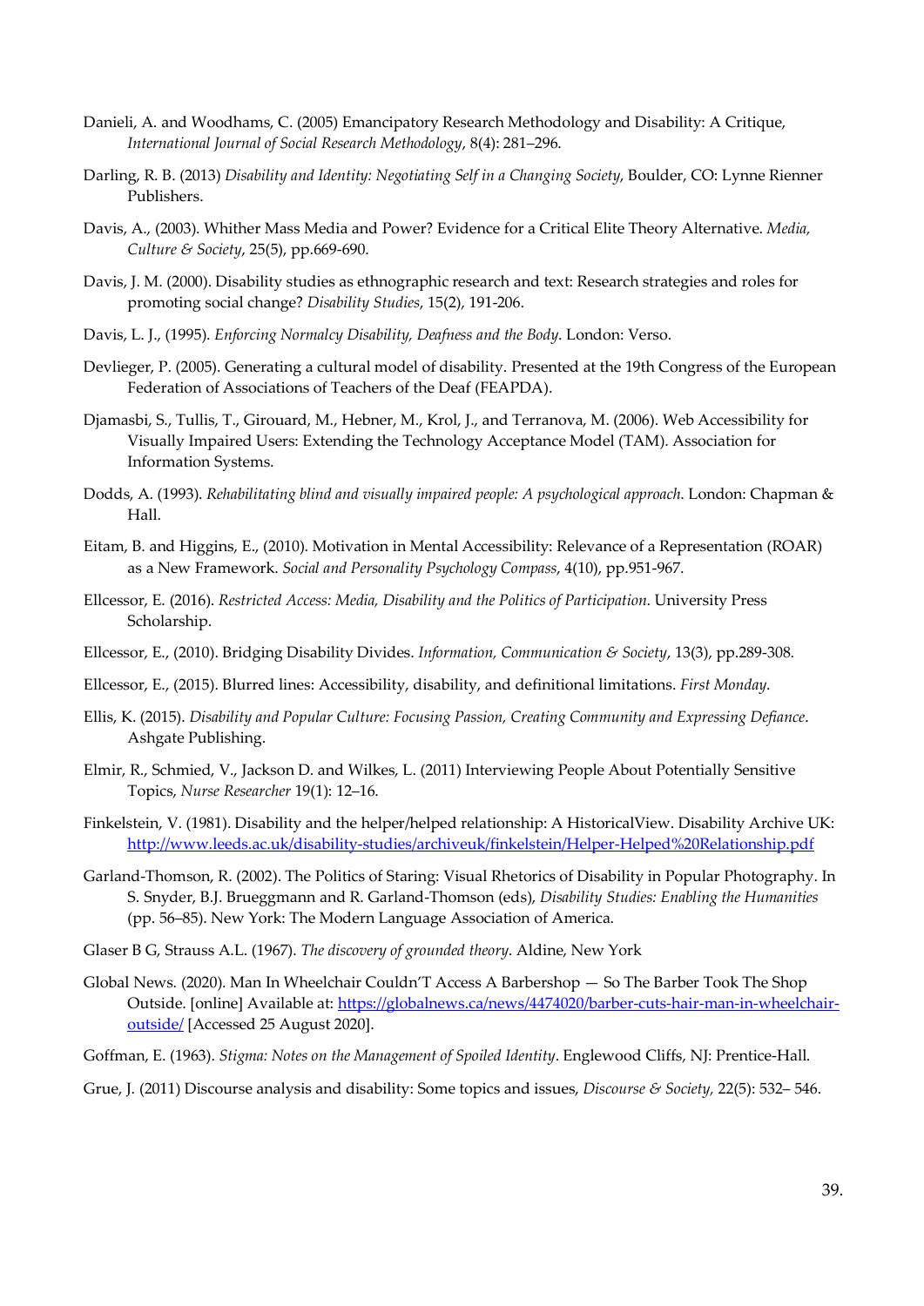Danieli, A. and Woodhams, C. (2005) Emancipatory Research Methodology and Disability: A Critique, *International Journal of Social Research Methodology*, 8(4): 281–296.

Darling, R. B. (2013) *Disability and Identity: Negotiating Self in a Changing Society*, Boulder, CO: Lynne Rienner Publishers.

Davis, A., (2003). Whither Mass Media and Power? Evidence for a Critical Elite Theory Alternative. *Media, Culture & Society*, 25(5), pp.669-690.

Davis, J. M. (2000). Disability studies as ethnographic research and text: Research strategies and roles for promoting social change? *Disability Studies*, 15(2), 191-206.

Davis, L. J., (1995). *Enforcing Normalcy Disability, Deafness and the Body*. London: Verso.

Devlieger, P. (2005). Generating a cultural model of disability. Presented at the 19th Congress of the European Federation of Associations of Teachers of the Deaf (FEAPDA).

Djamasbi, S., Tullis, T., Girouard, M., Hebner, M., Krol, J., and Terranova, M. (2006). Web Accessibility for Visually Impaired Users: Extending the Technology Acceptance Model (TAM). Association for Information Systems.

Dodds, A. (1993). *Rehabilitating blind and visually impaired people: A psychological approach*. London: Chapman & Hall.

Eitam, B. and Higgins, E., (2010). Motivation in Mental Accessibility: Relevance of a Representation (ROAR) as a New Framework. *Social and Personality Psychology Compass*, 4(10), pp.951-967.

Ellcessor, E. (2016). *Restricted Access: Media, Disability and the Politics of Participation*. University Press Scholarship.

Ellcessor, E., (2010). Bridging Disability Divides. *Information, Communication & Society*, 13(3), pp.289-308.

Ellcessor, E., (2015). Blurred lines: Accessibility, disability, and definitional limitations. *First Monday*.

Ellis, K. (2015). *Disability and Popular Culture: Focusing Passion, Creating Community and Expressing Defiance*. Ashgate Publishing.

Elmir, R., Schmied, V., Jackson D. and Wilkes, L. (2011) Interviewing People About Potentially Sensitive Topics, *Nurse Researcher* 19(1): 12–16.

Finkelstein, V. (1981). Disability and the helper/helped relationship: A HistoricalView. Disability Archive UK: [http://www.leeds.ac.uk/disability-studies/archiveuk/finkelstein/Helper-Helped%20Relationship.pdf](http://www.leeds.ac.uk/disability-studies/archiveuk/finkelstein/Helper-Helped%20Relationship.pdf)

Garland-Thomson, R. (2002). The Politics of Staring: Visual Rhetorics of Disability in Popular Photography. In S. Snyder, B.J. Brueggmann and R. Garland-Thomson (eds), *Disability Studies: Enabling the Humanities* (pp. 56–85). New York: The Modern Language Association of America.

Glaser B G, Strauss A.L. (1967). *The discovery of grounded theory*. Aldine, New York

Global News. (2020). Man In Wheelchair Couldn'T Access A Barbershop — So The Barber Took The Shop Outside. [online] Available at: [https://globalnews.ca/news/4474020/barber-cuts-hair-man-in-wheelchair-outside/](https://globalnews.ca/news/4474020/barber-cuts-hair-man-in-wheelchair-outside/) [Accessed 25 August 2020].

Goffman, E. (1963). *Stigma: Notes on the Management of Spoiled Identity*. Englewood Cliffs, NJ: Prentice-Hall.

Grue, J. (2011) Discourse analysis and disability: Some topics and issues, *Discourse & Society,* 22(5): 532– 546.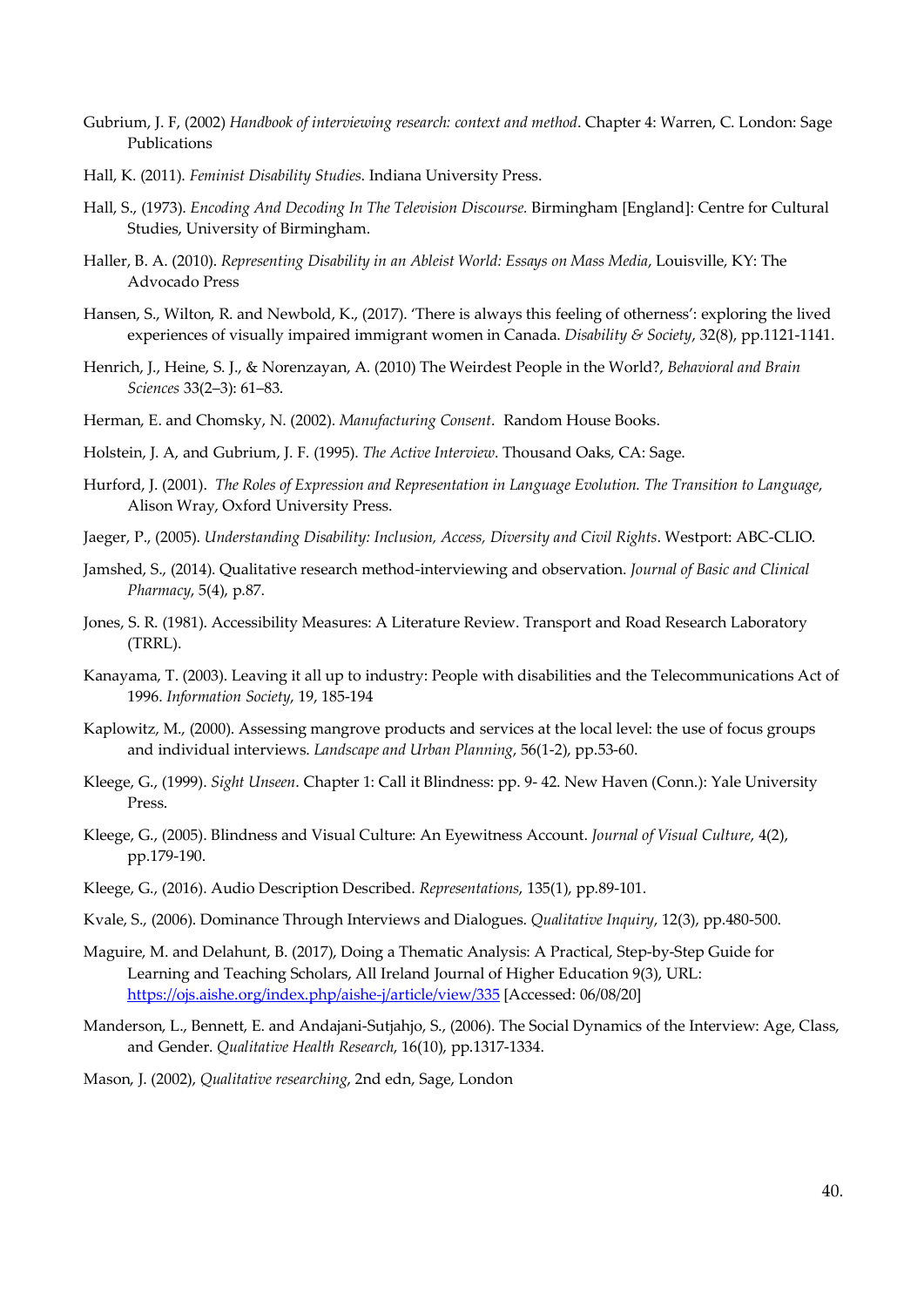Gubrium, J. F, (2002) *Handbook of interviewing research: context and method*. Chapter 4: Warren, C. London: Sage Publications

Hall, K. (2011). *Feminist Disability Studies*. Indiana University Press.

Hall, S., (1973). *Encoding And Decoding In The Television Discourse.* Birmingham [England]: Centre for Cultural Studies, University of Birmingham.

Haller, B. A. (2010). *Representing Disability in an Ableist World: Essays on Mass Media*, Louisville, KY: The Advocado Press

Hansen, S., Wilton, R. and Newbold, K., (2017). 'There is always this feeling of otherness': exploring the lived experiences of visually impaired immigrant women in Canada. *Disability & Society*, 32(8), pp.1121-1141.

Henrich, J., Heine, S. J., & Norenzayan, A. (2010) The Weirdest People in the World?, *Behavioral and Brain Sciences* 33(2–3): 61–83.

Herman, E. and Chomsky, N. (2002). *Manufacturing Consent*. Random House Books.

Holstein, J. A, and Gubrium, J. F. (1995). *The Active Interview*. Thousand Oaks, CA: Sage.

Hurford, J. (2001). *The Roles of Expression and Representation in Language Evolution. The Transition to Language*, Alison Wray, Oxford University Press.

Jaeger, P., (2005). *Understanding Disability: Inclusion, Access, Diversity and Civil Rights.* Westport: ABC-CLIO.

Jamshed, S., (2014). Qualitative research method-interviewing and observation. *Journal of Basic and Clinical Pharmacy*, 5(4), p.87.

Jones, S. R. (1981). Accessibility Measures: A Literature Review. Transport and Road Research Laboratory (TRRL).

Kanayama, T. (2003). Leaving it all up to industry: People with disabilities and the Telecommunications Act of 1996. *Information Society*, 19, 185-194

Kaplowitz, M., (2000). Assessing mangrove products and services at the local level: the use of focus groups and individual interviews. *Landscape and Urban Planning*, 56(1-2), pp.53-60.

Kleege, G., (1999). *Sight Unseen*. Chapter 1: Call it Blindness: pp. 9- 42. New Haven (Conn.): Yale University Press.

Kleege, G., (2005). Blindness and Visual Culture: An Eyewitness Account. *Journal of Visual Culture*, 4(2), pp.179-190.

Kleege, G., (2016). Audio Description Described. *Representations*, 135(1), pp.89-101.

Kvale, S., (2006). Dominance Through Interviews and Dialogues. *Qualitative Inquiry*, 12(3), pp.480-500.

Maguire, M. and Delahunt, B. (2017), Doing a Thematic Analysis: A Practical, Step-by-Step Guide for Learning and Teaching Scholars, All Ireland Journal of Higher Education 9(3), URL: https://ojs.aishe.org/index.php/aishe-j/article/view/335 [Accessed: 06/08/20]

Manderson, L., Bennett, E. and Andajani-Sutjahjo, S., (2006). The Social Dynamics of the Interview: Age, Class, and Gender. *Qualitative Health Research*, 16(10), pp.1317-1334.

Mason, J. (2002), *Qualitative researching*, 2nd edn, Sage, London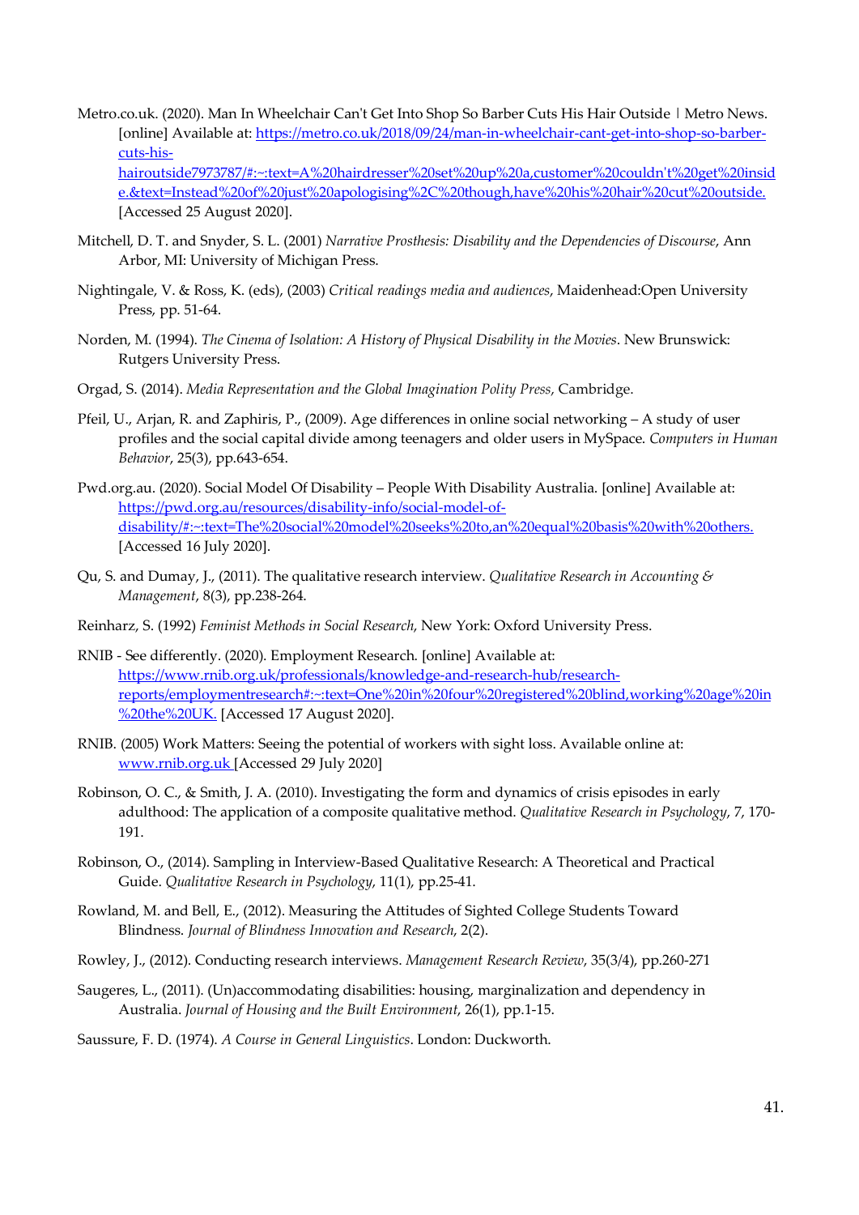Metro.co.uk. (2020). Man In Wheelchair Can't Get Into Shop So Barber Cuts His Hair Outside | Metro News. [online] Available at: https://metro.co.uk/2018/09/24/man-in-wheelchair-cant-get-into-shop-so-barber-cuts-his-hairoutside7973787/#:~:text=A%20hairdresser%20set%20up%20a,customer%20couldn't%20get%20inside.&text=Instead%20of%20just%20apologising%2C%20though,have%20his%20hair%20cut%20outside. [Accessed 25 August 2020].

Mitchell, D. T. and Snyder, S. L. (2001) *Narrative Prosthesis: Disability and the Dependencies of Discourse*, Ann Arbor, MI: University of Michigan Press.

Nightingale, V. & Ross, K. (eds), (2003) *Critical readings media and audiences*, Maidenhead:Open University Press, pp. 51-64.

Norden, M. (1994). *The Cinema of Isolation: A History of Physical Disability in the Movies*. New Brunswick: Rutgers University Press.

Orgad, S. (2014). *Media Representation and the Global Imagination Polity Press*, Cambridge.

Pfeil, U., Arjan, R. and Zaphiris, P., (2009). Age differences in online social networking – A study of user profiles and the social capital divide among teenagers and older users in MySpace. *Computers in Human Behavior*, 25(3), pp.643-654.

Pwd.org.au. (2020). Social Model Of Disability – People With Disability Australia. [online] Available at: https://pwd.org.au/resources/disability-info/social-model-of-disability/#:~:text=The%20social%20model%20seeks%20to,an%20equal%20basis%20with%20others. [Accessed 16 July 2020].

Qu, S. and Dumay, J., (2011). The qualitative research interview. *Qualitative Research in Accounting & Management*, 8(3), pp.238-264.

Reinharz, S. (1992) *Feminist Methods in Social Research*, New York: Oxford University Press.

RNIB - See differently. (2020). Employment Research. [online] Available at: https://www.rnib.org.uk/professionals/knowledge-and-research-hub/research-reports/employmentresearch#:~:text=One%20in%20four%20registered%20blind,working%20age%20in%20the%20UK. [Accessed 17 August 2020].

RNIB. (2005) Work Matters: Seeing the potential of workers with sight loss. Available online at: www.rnib.org.uk [Accessed 29 July 2020]

Robinson, O. C., & Smith, J. A. (2010). Investigating the form and dynamics of crisis episodes in early adulthood: The application of a composite qualitative method. *Qualitative Research in Psychology*, 7, 170-191.

Robinson, O., (2014). Sampling in Interview-Based Qualitative Research: A Theoretical and Practical Guide. *Qualitative Research in Psychology*, 11(1), pp.25-41.

Rowland, M. and Bell, E., (2012). Measuring the Attitudes of Sighted College Students Toward Blindness. *Journal of Blindness Innovation and Research*, 2(2).

Rowley, J., (2012). Conducting research interviews. *Management Research Review*, 35(3/4), pp.260-271

Saugeres, L., (2011). (Un)accommodating disabilities: housing, marginalization and dependency in Australia. *Journal of Housing and the Built Environment*, 26(1), pp.1-15.

Saussure, F. D. (1974). *A Course in General Linguistics*. London: Duckworth.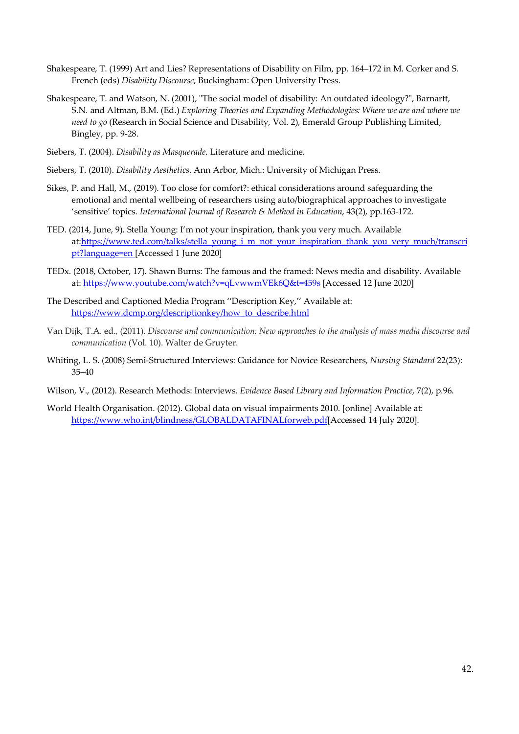Shakespeare, T. (1999) Art and Lies? Representations of Disability on Film, pp. 164–172 in M. Corker and S. French (eds) *Disability Discourse*, Buckingham: Open University Press.

Shakespeare, T. and Watson, N. (2001), "The social model of disability: An outdated ideology?", Barnartt, S.N. and Altman, B.M. (Ed.) *Exploring Theories and Expanding Methodologies: Where we are and where we need to go* (Research in Social Science and Disability, Vol. 2), Emerald Group Publishing Limited, Bingley, pp. 9-28.

Siebers, T. (2004). *Disability as Masquerade*. Literature and medicine.

Siebers, T. (2010). *Disability Aesthetics*. Ann Arbor, Mich.: University of Michigan Press.

Sikes, P. and Hall, M., (2019). Too close for comfort?: ethical considerations around safeguarding the emotional and mental wellbeing of researchers using auto/biographical approaches to investigate 'sensitive' topics. *International Journal of Research & Method in Education*, 43(2), pp.163-172.

TED. (2014, June, 9). Stella Young: I'm not your inspiration, thank you very much. Available at:https://www.ted.com/talks/stella_young_i_m_not_your_inspiration_thank_you_very_much/transcript?language=en [Accessed 1 June 2020]

TEDx. (2018, October, 17). Shawn Burns: The famous and the framed: News media and disability. Available at: https://www.youtube.com/watch?v=qLvwwmVEk6Q&t=459s [Accessed 12 June 2020]

The Described and Captioned Media Program ''Description Key,'' Available at: https://www.dcmp.org/descriptionkey/how_to_describe.html

Van Dijk, T.A. ed., (2011). *Discourse and communication: New approaches to the analysis of mass media discourse and communication* (Vol. 10). Walter de Gruyter.

Whiting, L. S. (2008) Semi-Structured Interviews: Guidance for Novice Researchers, *Nursing Standard* 22(23): 35–40

Wilson, V., (2012). Research Methods: Interviews. *Evidence Based Library and Information Practice*, 7(2), p.96.

World Health Organisation. (2012). Global data on visual impairments 2010. [online] Available at: https://www.who.int/blindness/GLOBALDATAFINALforweb.pdf[Accessed 14 July 2020].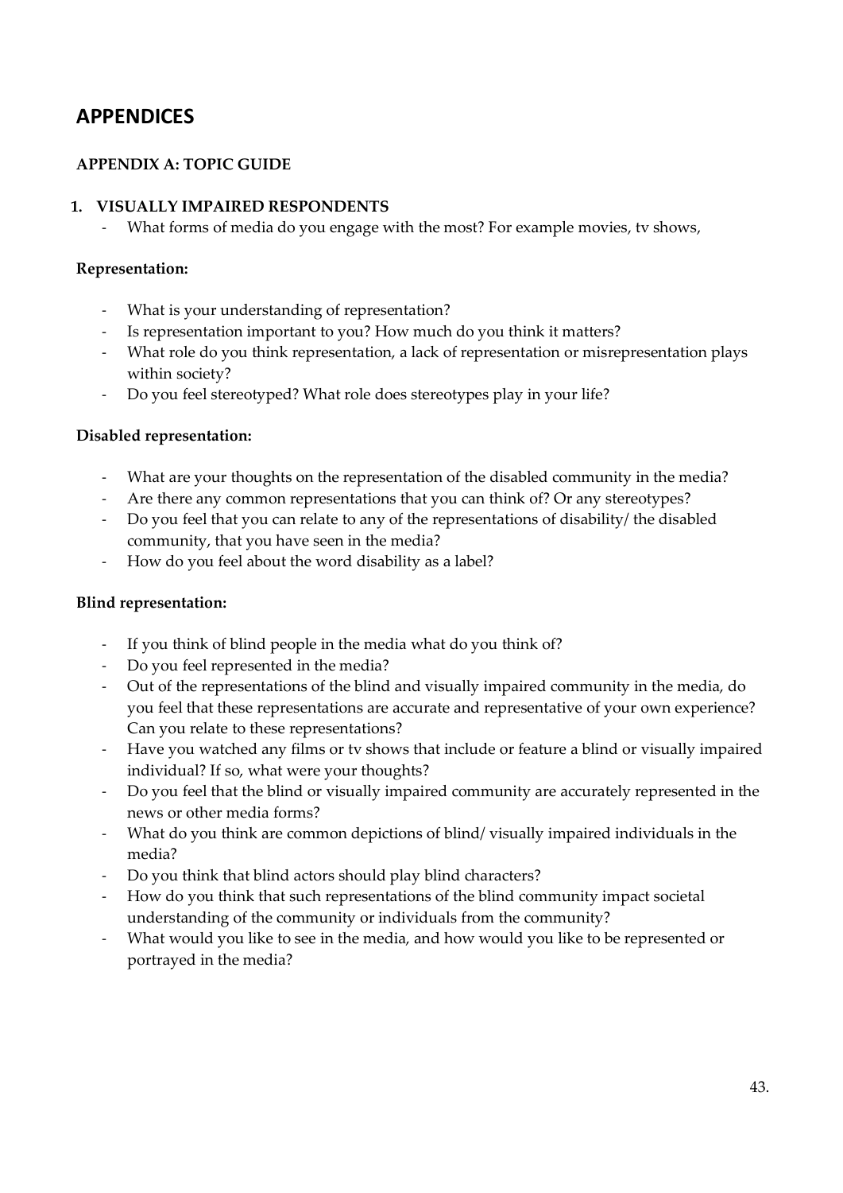# APPENDICES

## APPENDIX A: TOPIC GUIDE

### 1. VISUALLY IMPAIRED RESPONDENTS

- What forms of media do you engage with the most? For example movies, tv shows,

**Representation:**

- What is your understanding of representation?
- Is representation important to you? How much do you think it matters?
- What role do you think representation, a lack of representation or misrepresentation plays within society?
- Do you feel stereotyped? What role does stereotypes play in your life?

**Disabled representation:**

- What are your thoughts on the representation of the disabled community in the media?
- Are there any common representations that you can think of? Or any stereotypes?
- Do you feel that you can relate to any of the representations of disability/ the disabled community, that you have seen in the media?
- How do you feel about the word disability as a label?

**Blind representation:**

- If you think of blind people in the media what do you think of?
- Do you feel represented in the media?
- Out of the representations of the blind and visually impaired community in the media, do you feel that these representations are accurate and representative of your own experience? Can you relate to these representations?
- Have you watched any films or tv shows that include or feature a blind or visually impaired individual? If so, what were your thoughts?
- Do you feel that the blind or visually impaired community are accurately represented in the news or other media forms?
- What do you think are common depictions of blind/ visually impaired individuals in the media?
- Do you think that blind actors should play blind characters?
- How do you think that such representations of the blind community impact societal understanding of the community or individuals from the community?
- What would you like to see in the media, and how would you like to be represented or portrayed in the media?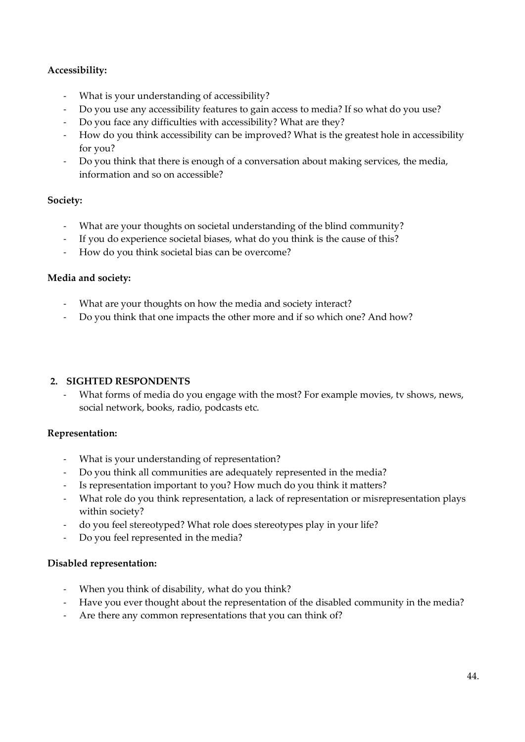**Accessibility:**

- What is your understanding of accessibility?
- Do you use any accessibility features to gain access to media? If so what do you use?
- Do you face any difficulties with accessibility? What are they?
- How do you think accessibility can be improved? What is the greatest hole in accessibility for you?
- Do you think that there is enough of a conversation about making services, the media, information and so on accessible?

**Society:**

- What are your thoughts on societal understanding of the blind community?
- If you do experience societal biases, what do you think is the cause of this?
- How do you think societal bias can be overcome?

**Media and society:**

- What are your thoughts on how the media and society interact?
- Do you think that one impacts the other more and if so which one? And how?

**2. SIGHTED RESPONDENTS**

- What forms of media do you engage with the most? For example movies, tv shows, news, social network, books, radio, podcasts etc.

**Representation:**

- What is your understanding of representation?
- Do you think all communities are adequately represented in the media?
- Is representation important to you? How much do you think it matters?
- What role do you think representation, a lack of representation or misrepresentation plays within society?
- do you feel stereotyped? What role does stereotypes play in your life?
- Do you feel represented in the media?

**Disabled representation:**

- When you think of disability, what do you think?
- Have you ever thought about the representation of the disabled community in the media?
- Are there any common representations that you can think of?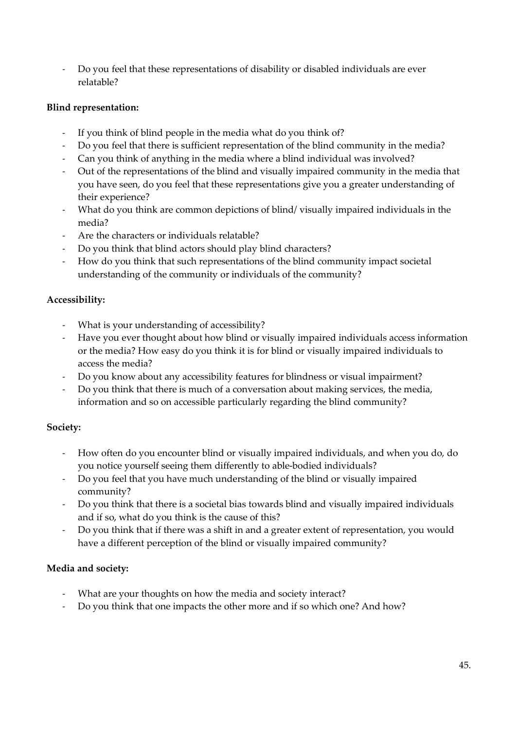- Do you feel that these representations of disability or disabled individuals are ever relatable?

**Blind representation:**

- If you think of blind people in the media what do you think of?
- Do you feel that there is sufficient representation of the blind community in the media?
- Can you think of anything in the media where a blind individual was involved?
- Out of the representations of the blind and visually impaired community in the media that you have seen, do you feel that these representations give you a greater understanding of their experience?
- What do you think are common depictions of blind/ visually impaired individuals in the media?
- Are the characters or individuals relatable?
- Do you think that blind actors should play blind characters?
- How do you think that such representations of the blind community impact societal understanding of the community or individuals of the community?

**Accessibility:**

- What is your understanding of accessibility?
- Have you ever thought about how blind or visually impaired individuals access information or the media? How easy do you think it is for blind or visually impaired individuals to access the media?
- Do you know about any accessibility features for blindness or visual impairment?
- Do you think that there is much of a conversation about making services, the media, information and so on accessible particularly regarding the blind community?

**Society:**

- How often do you encounter blind or visually impaired individuals, and when you do, do you notice yourself seeing them differently to able-bodied individuals?
- Do you feel that you have much understanding of the blind or visually impaired community?
- Do you think that there is a societal bias towards blind and visually impaired individuals and if so, what do you think is the cause of this?
- Do you think that if there was a shift in and a greater extent of representation, you would have a different perception of the blind or visually impaired community?

**Media and society:**

- What are your thoughts on how the media and society interact?
- Do you think that one impacts the other more and if so which one? And how?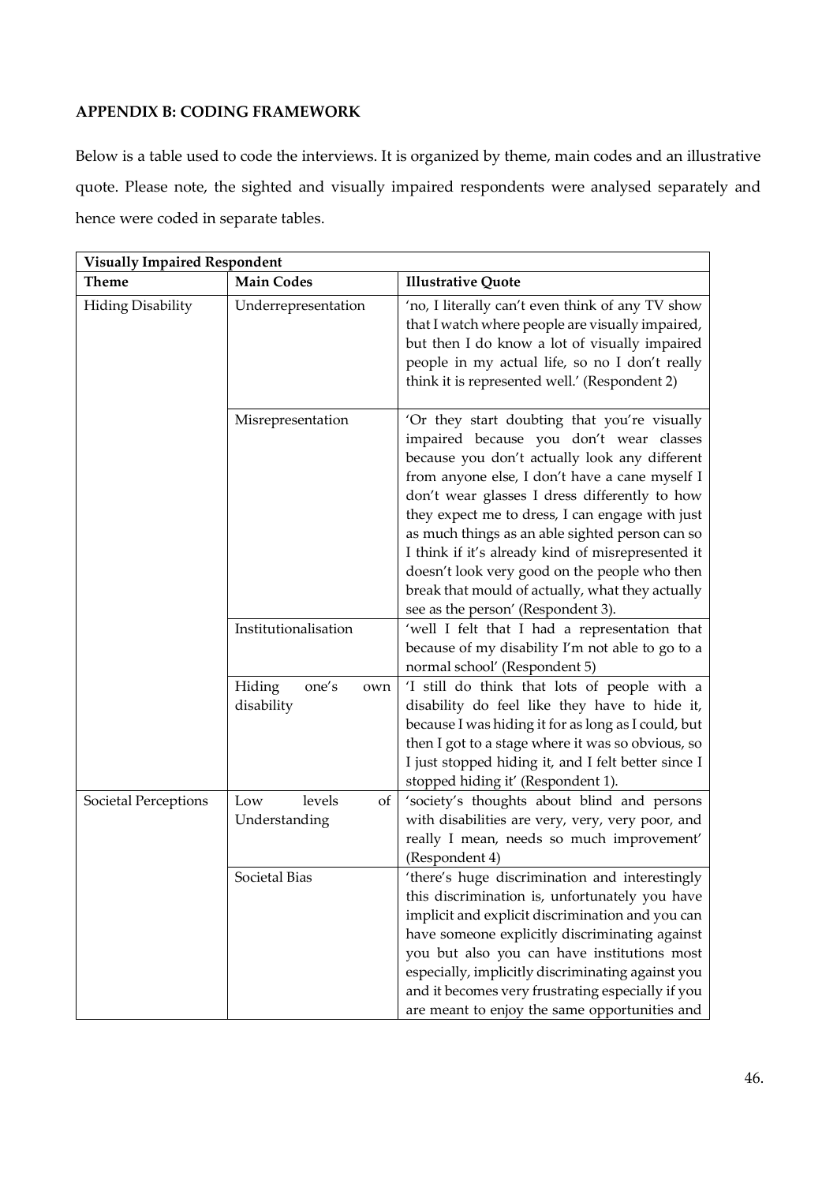**APPENDIX B: CODING FRAMEWORK**

Below is a table used to code the interviews. It is organized by theme, main codes and an illustrative quote. Please note, the sighted and visually impaired respondents were analysed separately and hence were coded in separate tables.

| **Visually Impaired Respondent** | | |
|---|---|---|
| **Theme** | **Main Codes** | **Illustrative Quote** |
| Hiding Disability | Underrepresentation | 'no, I literally can't even think of any TV show that I watch where people are visually impaired, but then I do know a lot of visually impaired people in my actual life, so no I don't really think it is represented well.' (Respondent 2) |
| | Misrepresentation | 'Or they start doubting that you're visually impaired because you don't wear classes because you don't actually look any different from anyone else, I don't have a cane myself I don't wear glasses I dress differently to how they expect me to dress, I can engage with just as much things as an able sighted person can so I think if it's already kind of misrepresented it doesn't look very good on the people who then break that mould of actually, what they actually see as the person' (Respondent 3). |
| | Institutionalisation | 'well I felt that I had a representation that because of my disability I'm not able to go to a normal school' (Respondent 5) |
| | Hiding one's own disability | 'I still do think that lots of people with a disability do feel like they have to hide it, because I was hiding it for as long as I could, but then I got to a stage where it was so obvious, so I just stopped hiding it, and I felt better since I stopped hiding it' (Respondent 1). |
| Societal Perceptions | Low levels of Understanding | 'society's thoughts about blind and persons with disabilities are very, very, very poor, and really I mean, needs so much improvement' (Respondent 4) |
| | Societal Bias | 'there's huge discrimination and interestingly this discrimination is, unfortunately you have implicit and explicit discrimination and you can have someone explicitly discriminating against you but also you can have institutions most especially, implicitly discriminating against you and it becomes very frustrating especially if you are meant to enjoy the same opportunities and |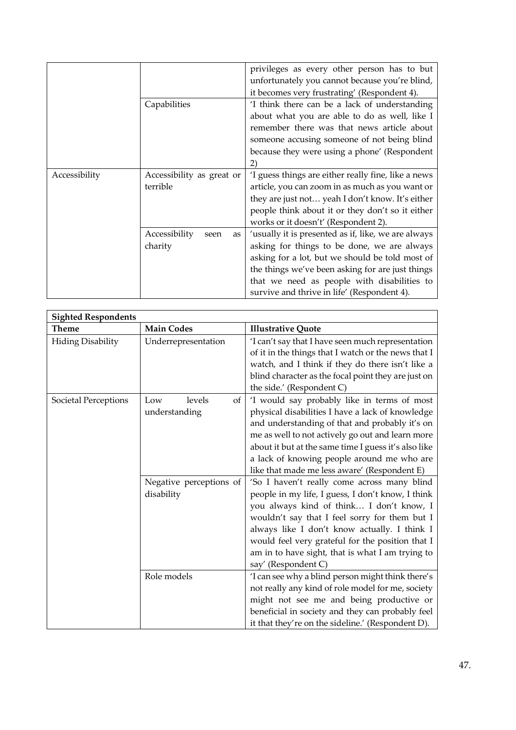| | | |
|---|---|---|
| | | privileges as every other person has to but unfortunately you cannot because you're blind, it becomes very frustrating' (Respondent 4). |
| | Capabilities | 'I think there can be a lack of understanding about what you are able to do as well, like I remember there was that news article about someone accusing someone of not being blind because they were using a phone' (Respondent 2) |
| Accessibility | Accessibility as great or terrible | 'I guess things are either really fine, like a news article, you can zoom in as much as you want or they are just not… yeah I don't know. It's either people think about it or they don't so it either works or it doesn't' (Respondent 2). |
| | Accessibility seen as charity | 'usually it is presented as if, like, we are always asking for things to be done, we are always asking for a lot, but we should be told most of the things we've been asking for are just things that we need as people with disabilities to survive and thrive in life' (Respondent 4). |

| **Sighted Respondents** | | |
|---|---|---|
| **Theme** | **Main Codes** | **Illustrative Quote** |
| Hiding Disability | Underrepresentation | 'I can't say that I have seen much representation of it in the things that I watch or the news that I watch, and I think if they do there isn't like a blind character as the focal point they are just on the side.' (Respondent C) |
| Societal Perceptions | Low levels of understanding | 'I would say probably like in terms of most physical disabilities I have a lack of knowledge and understanding of that and probably it's on me as well to not actively go out and learn more about it but at the same time I guess it's also like a lack of knowing people around me who are like that made me less aware' (Respondent E) |
| | Negative perceptions of disability | 'So I haven't really come across many blind people in my life, I guess, I don't know, I think you always kind of think… I don't know, I wouldn't say that I feel sorry for them but I always like I don't know actually. I think I would feel very grateful for the position that I am in to have sight, that is what I am trying to say' (Respondent C) |
| | Role models | 'I can see why a blind person might think there's not really any kind of role model for me, society might not see me and being productive or beneficial in society and they can probably feel it that they're on the sideline.' (Respondent D). |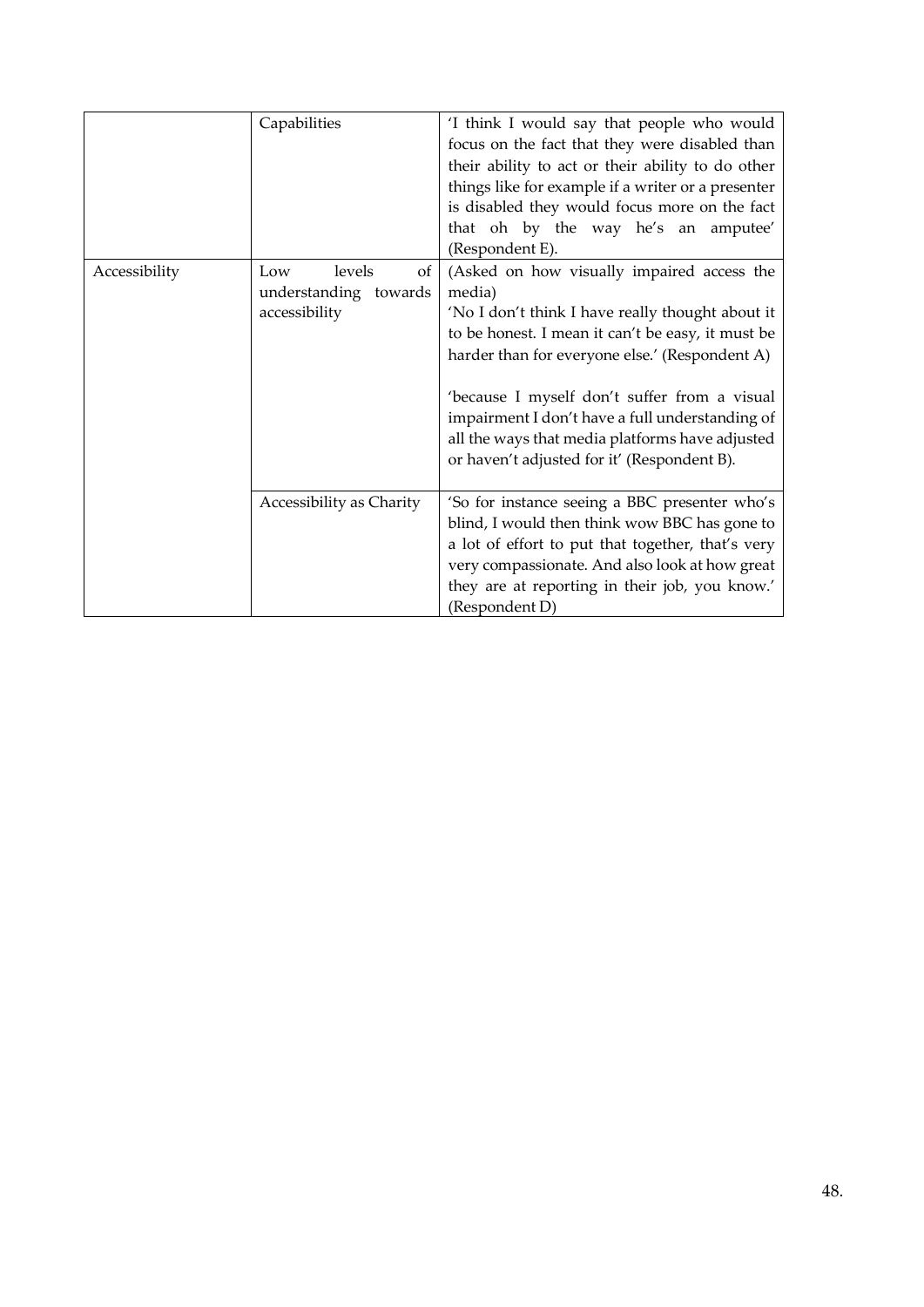|  | Capabilities | 'I think I would say that people who would focus on the fact that they were disabled than their ability to act or their ability to do other things like for example if a writer or a presenter is disabled they would focus more on the fact that oh by the way he's an amputee' (Respondent E). |
|---|---|---|
| Accessibility | Low levels of understanding towards accessibility | (Asked on how visually impaired access the media)<br>'No I don't think I have really thought about it to be honest. I mean it can't be easy, it must be harder than for everyone else.' (Respondent A)<br><br>'because I myself don't suffer from a visual impairment I don't have a full understanding of all the ways that media platforms have adjusted or haven't adjusted for it' (Respondent B). |
|  | Accessibility as Charity | 'So for instance seeing a BBC presenter who's blind, I would then think wow BBC has gone to a lot of effort to put that together, that's very very compassionate. And also look at how great they are at reporting in their job, you know.' (Respondent D) |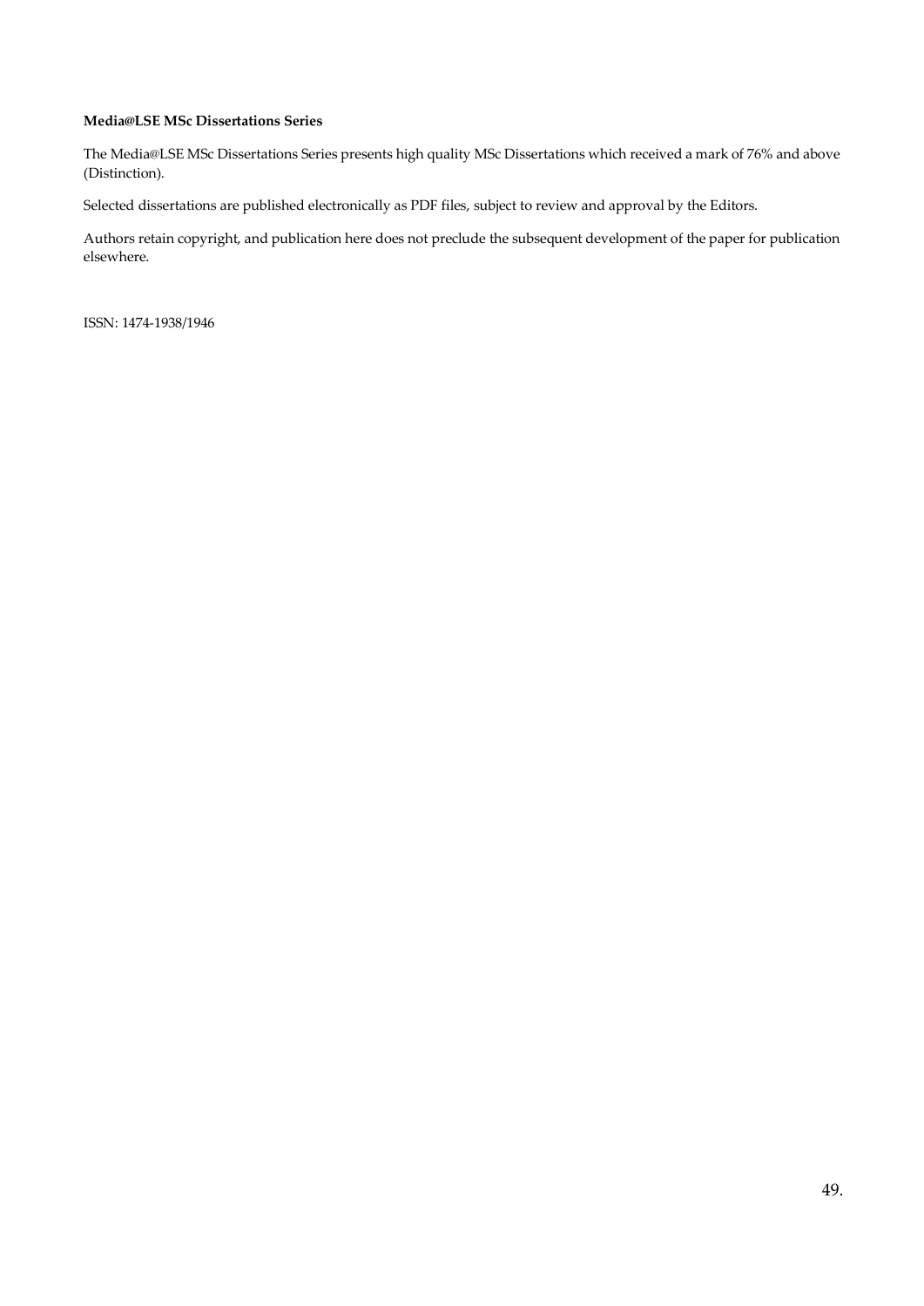**Media@LSE MSc Dissertations Series**

The Media@LSE MSc Dissertations Series presents high quality MSc Dissertations which received a mark of 76% and above (Distinction).

Selected dissertations are published electronically as PDF files, subject to review and approval by the Editors.

Authors retain copyright, and publication here does not preclude the subsequent development of the paper for publication elsewhere.

ISSN: 1474-1938/1946